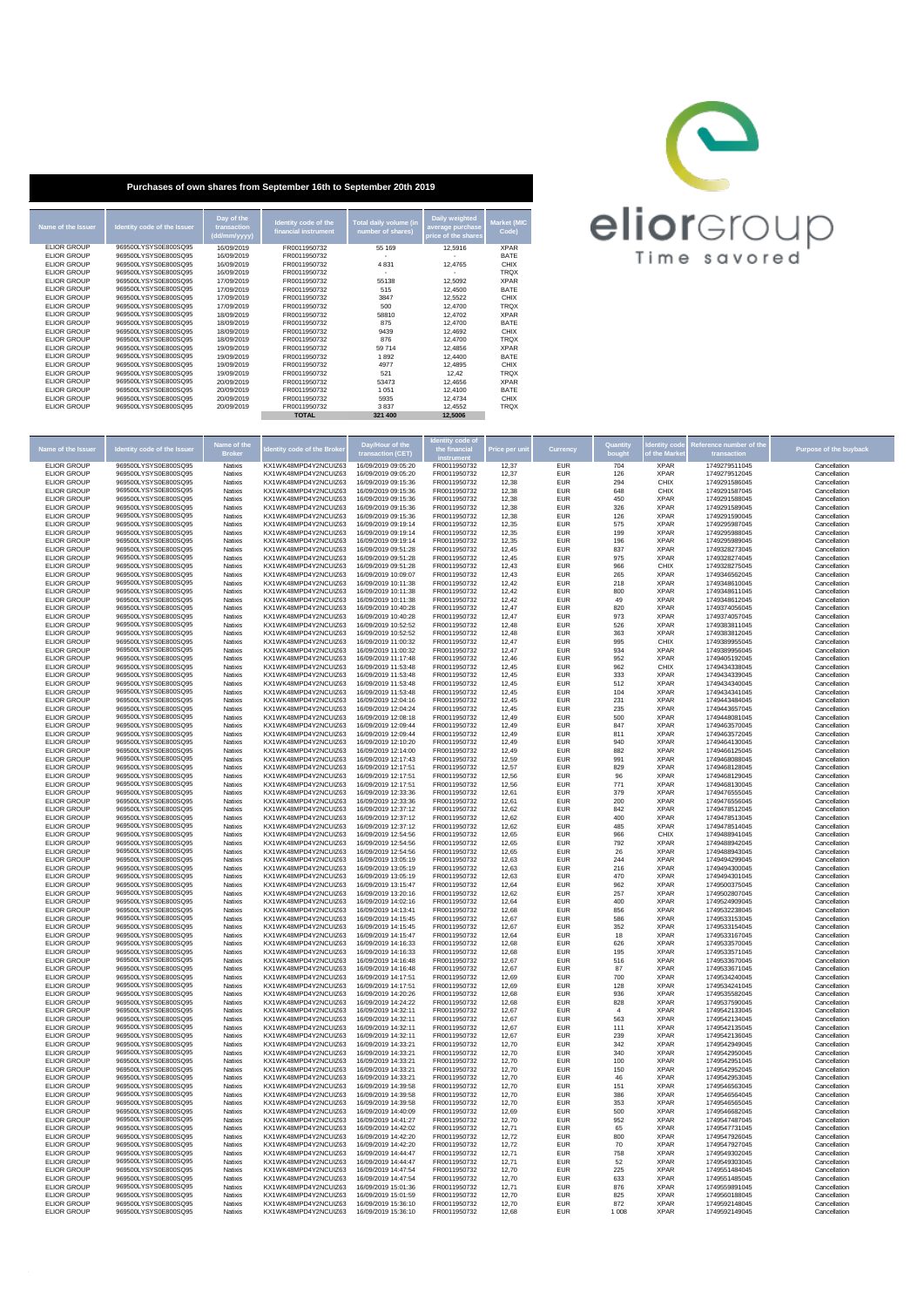# Purchases of own shares from September 16th to September 20th 2019

| Name of the Issuer | Identity code of the Issuer | Day of the transaction (dd/mm/yyyy) | Identity code of the financial instrument | Total daily volume (in number of shares) | Daily weighted average purchase price of the shares | Market (MIC Code) |
|---|---|---|---|---|---|---|
| ELIOR GROUP | 969500LYSYS0E800SQ95 | 16/09/2019 | FR0011950732 | 55 169 | 12,5916 | XPAR |
| ELIOR GROUP | 969500LYSYS0E800SQ95 | 16/09/2019 | FR0011950732 | - | - | BATE |
| ELIOR GROUP | 969500LYSYS0E800SQ95 | 16/09/2019 | FR0011950732 | 4 831 | 12,4765 | CHIX |
| ELIOR GROUP | 969500LYSYS0E800SQ95 | 16/09/2019 | FR0011950732 | - | - | TRQX |
| ELIOR GROUP | 969500LYSYS0E800SQ95 | 17/09/2019 | FR0011950732 | 55138 | 12,5092 | XPAR |
| ELIOR GROUP | 969500LYSYS0E800SQ95 | 17/09/2019 | FR0011950732 | 515 | 12,4500 | BATE |
| ELIOR GROUP | 969500LYSYS0E800SQ95 | 17/09/2019 | FR0011950732 | 3847 | 12,5522 | CHIX |
| ELIOR GROUP | 969500LYSYS0E800SQ95 | 17/09/2019 | FR0011950732 | 500 | 12,4700 | TRQX |
| ELIOR GROUP | 969500LYSYS0E800SQ95 | 18/09/2019 | FR0011950732 | 58810 | 12,4702 | XPAR |
| ELIOR GROUP | 969500LYSYS0E800SQ95 | 18/09/2019 | FR0011950732 | 875 | 12,4700 | BATE |
| ELIOR GROUP | 969500LYSYS0E800SQ95 | 18/09/2019 | FR0011950732 | 9439 | 12,4692 | CHIX |
| ELIOR GROUP | 969500LYSYS0E800SQ95 | 18/09/2019 | FR0011950732 | 876 | 12,4700 | TRQX |
| ELIOR GROUP | 969500LYSYS0E800SQ95 | 19/09/2019 | FR0011950732 | 59 714 | 12,4856 | XPAR |
| ELIOR GROUP | 969500LYSYS0E800SQ95 | 19/09/2019 | FR0011950732 | 1 892 | 12,4400 | BATE |
| ELIOR GROUP | 969500LYSYS0E800SQ95 | 19/09/2019 | FR0011950732 | 4977 | 12,4895 | CHIX |
| ELIOR GROUP | 969500LYSYS0E800SQ95 | 19/09/2019 | FR0011950732 | 521 | 12,42 | TRQX |
| ELIOR GROUP | 969500LYSYS0E800SQ95 | 20/09/2019 | FR0011950732 | 53473 | 12,4656 | XPAR |
| ELIOR GROUP | 969500LYSYS0E800SQ95 | 20/09/2019 | FR0011950732 | 1 051 | 12,4100 | BATE |
| ELIOR GROUP | 969500LYSYS0E800SQ95 | 20/09/2019 | FR0011950732 | 5935 | 12,4734 | CHIX |
| ELIOR GROUP | 969500LYSYS0E800SQ95 | 20/09/2019 | FR0011950732 | 3 837 | 12,4552 | TRQX |
| | | | **TOTAL** | **321 400** | **12,5006** | |

eliorGroup
Time savored

| Name of the Issuer | Identity code of the Issuer | Name of the Broker | Identity code of the Broker | Day/Hour of the transaction (CET) | Identity code of the financial instrument | Price per unit | Currency | Quantity bought | Identity code of the Market | Reference number of the transaction | Purpose of the buyback |
|---|---|---|---|---|---|---|---|---|---|---|---|
| ELIOR GROUP | 969500LYSYS0E800SQ95 | Natixis | KX1WK48MPD4Y2NCUIZ63 | 16/09/2019 09:05:20 | FR0011950732 | 12,37 | EUR | 704 | XPAR | 1749279511045 | Cancellation |
| ELIOR GROUP | 969500LYSYS0E800SQ95 | Natixis | KX1WK48MPD4Y2NCUIZ63 | 16/09/2019 09:05:20 | FR0011950732 | 12,37 | EUR | 126 | XPAR | 1749279512045 | Cancellation |
| ELIOR GROUP | 969500LYSYS0E800SQ95 | Natixis | KX1WK48MPD4Y2NCUIZ63 | 16/09/2019 09:15:36 | FR0011950732 | 12,38 | EUR | 294 | CHIX | 1749291586045 | Cancellation |
| ELIOR GROUP | 969500LYSYS0E800SQ95 | Natixis | KX1WK48MPD4Y2NCUIZ63 | 16/09/2019 09:15:36 | FR0011950732 | 12,38 | EUR | 648 | CHIX | 1749291587045 | Cancellation |
| ELIOR GROUP | 969500LYSYS0E800SQ95 | Natixis | KX1WK48MPD4Y2NCUIZ63 | 16/09/2019 09:15:36 | FR0011950732 | 12,38 | EUR | 450 | XPAR | 1749291588045 | Cancellation |
| ELIOR GROUP | 969500LYSYS0E800SQ95 | Natixis | KX1WK48MPD4Y2NCUIZ63 | 16/09/2019 09:15:36 | FR0011950732 | 12,38 | EUR | 326 | XPAR | 1749291589045 | Cancellation |
| ELIOR GROUP | 969500LYSYS0E800SQ95 | Natixis | KX1WK48MPD4Y2NCUIZ63 | 16/09/2019 09:15:36 | FR0011950732 | 12,38 | EUR | 126 | XPAR | 1749291590045 | Cancellation |
| ELIOR GROUP | 969500LYSYS0E800SQ95 | Natixis | KX1WK48MPD4Y2NCUIZ63 | 16/09/2019 09:19:14 | FR0011950732 | 12,35 | EUR | 575 | XPAR | 1749295987045 | Cancellation |
| ELIOR GROUP | 969500LYSYS0E800SQ95 | Natixis | KX1WK48MPD4Y2NCUIZ63 | 16/09/2019 09:19:14 | FR0011950732 | 12,35 | EUR | 199 | XPAR | 1749295988045 | Cancellation |
| ELIOR GROUP | 969500LYSYS0E800SQ95 | Natixis | KX1WK48MPD4Y2NCUIZ63 | 16/09/2019 09:19:14 | FR0011950732 | 12,35 | EUR | 196 | XPAR | 1749295989045 | Cancellation |
| ELIOR GROUP | 969500LYSYS0E800SQ95 | Natixis | KX1WK48MPD4Y2NCUIZ63 | 16/09/2019 09:51:28 | FR0011950732 | 12,45 | EUR | 837 | XPAR | 1749328273045 | Cancellation |
| ELIOR GROUP | 969500LYSYS0E800SQ95 | Natixis | KX1WK48MPD4Y2NCUIZ63 | 16/09/2019 09:51:28 | FR0011950732 | 12,45 | EUR | 975 | XPAR | 1749328274045 | Cancellation |
| ELIOR GROUP | 969500LYSYS0E800SQ95 | Natixis | KX1WK48MPD4Y2NCUIZ63 | 16/09/2019 09:51:28 | FR0011950732 | 12,43 | EUR | 966 | CHIX | 1749328275045 | Cancellation |
| ELIOR GROUP | 969500LYSYS0E800SQ95 | Natixis | KX1WK48MPD4Y2NCUIZ63 | 16/09/2019 10:09:07 | FR0011950732 | 12,43 | EUR | 265 | XPAR | 1749346562045 | Cancellation |
| ELIOR GROUP | 969500LYSYS0E800SQ95 | Natixis | KX1WK48MPD4Y2NCUIZ63 | 16/09/2019 10:11:38 | FR0011950732 | 12,42 | EUR | 218 | XPAR | 1749348610045 | Cancellation |
| ELIOR GROUP | 969500LYSYS0E800SQ95 | Natixis | KX1WK48MPD4Y2NCUIZ63 | 16/09/2019 10:11:38 | FR0011950732 | 12,42 | EUR | 800 | XPAR | 1749348611045 | Cancellation |
| ELIOR GROUP | 969500LYSYS0E800SQ95 | Natixis | KX1WK48MPD4Y2NCUIZ63 | 16/09/2019 10:11:38 | FR0011950732 | 12,42 | EUR | 49 | XPAR | 1749348612045 | Cancellation |
| ELIOR GROUP | 969500LYSYS0E800SQ95 | Natixis | KX1WK48MPD4Y2NCUIZ63 | 16/09/2019 10:40:28 | FR0011950732 | 12,47 | EUR | 820 | XPAR | 1749374056045 | Cancellation |
| ELIOR GROUP | 969500LYSYS0E800SQ95 | Natixis | KX1WK48MPD4Y2NCUIZ63 | 16/09/2019 10:40:28 | FR0011950732 | 12,47 | EUR | 973 | XPAR | 1749374057045 | Cancellation |
| ELIOR GROUP | 969500LYSYS0E800SQ95 | Natixis | KX1WK48MPD4Y2NCUIZ63 | 16/09/2019 10:52:52 | FR0011950732 | 12,48 | EUR | 526 | XPAR | 1749383811045 | Cancellation |
| ELIOR GROUP | 969500LYSYS0E800SQ95 | Natixis | KX1WK48MPD4Y2NCUIZ63 | 16/09/2019 10:52:52 | FR0011950732 | 12,48 | EUR | 363 | XPAR | 1749383812045 | Cancellation |
| ELIOR GROUP | 969500LYSYS0E800SQ95 | Natixis | KX1WK48MPD4Y2NCUIZ63 | 16/09/2019 11:00:32 | FR0011950732 | 12,47 | EUR | 995 | CHIX | 1749389955045 | Cancellation |
| ELIOR GROUP | 969500LYSYS0E800SQ95 | Natixis | KX1WK48MPD4Y2NCUIZ63 | 16/09/2019 11:00:32 | FR0011950732 | 12,47 | EUR | 934 | XPAR | 1749389956045 | Cancellation |
| ELIOR GROUP | 969500LYSYS0E800SQ95 | Natixis | KX1WK48MPD4Y2NCUIZ63 | 16/09/2019 11:17:48 | FR0011950732 | 12,46 | EUR | 952 | XPAR | 1749405192045 | Cancellation |
| ELIOR GROUP | 969500LYSYS0E800SQ95 | Natixis | KX1WK48MPD4Y2NCUIZ63 | 16/09/2019 11:53:48 | FR0011950732 | 12,45 | EUR | 962 | CHIX | 1749434338045 | Cancellation |
| ELIOR GROUP | 969500LYSYS0E800SQ95 | Natixis | KX1WK48MPD4Y2NCUIZ63 | 16/09/2019 11:53:48 | FR0011950732 | 12,45 | EUR | 333 | XPAR | 1749434339045 | Cancellation |
| ELIOR GROUP | 969500LYSYS0E800SQ95 | Natixis | KX1WK48MPD4Y2NCUIZ63 | 16/09/2019 11:53:48 | FR0011950732 | 12,45 | EUR | 512 | XPAR | 1749434340045 | Cancellation |
| ELIOR GROUP | 969500LYSYS0E800SQ95 | Natixis | KX1WK48MPD4Y2NCUIZ63 | 16/09/2019 11:53:48 | FR0011950732 | 12,45 | EUR | 104 | XPAR | 1749434341045 | Cancellation |
| ELIOR GROUP | 969500LYSYS0E800SQ95 | Natixis | KX1WK48MPD4Y2NCUIZ63 | 16/09/2019 12:04:16 | FR0011950732 | 12,45 | EUR | 231 | XPAR | 1749443484045 | Cancellation |
| ELIOR GROUP | 969500LYSYS0E800SQ95 | Natixis | KX1WK48MPD4Y2NCUIZ63 | 16/09/2019 12:04:24 | FR0011950732 | 12,45 | EUR | 235 | XPAR | 1749443657045 | Cancellation |
| ELIOR GROUP | 969500LYSYS0E800SQ95 | Natixis | KX1WK48MPD4Y2NCUIZ63 | 16/09/2019 12:08:18 | FR0011950732 | 12,49 | EUR | 500 | XPAR | 1749448081045 | Cancellation |
| ELIOR GROUP | 969500LYSYS0E800SQ95 | Natixis | KX1WK48MPD4Y2NCUIZ63 | 16/09/2019 12:09:44 | FR0011950732 | 12,49 | EUR | 847 | XPAR | 1749463570045 | Cancellation |
| ELIOR GROUP | 969500LYSYS0E800SQ95 | Natixis | KX1WK48MPD4Y2NCUIZ63 | 16/09/2019 12:09:44 | FR0011950732 | 12,49 | EUR | 811 | XPAR | 1749463572045 | Cancellation |
| ELIOR GROUP | 969500LYSYS0E800SQ95 | Natixis | KX1WK48MPD4Y2NCUIZ63 | 16/09/2019 12:10:20 | FR0011950732 | 12,49 | EUR | 940 | XPAR | 1749464130045 | Cancellation |
| ELIOR GROUP | 969500LYSYS0E800SQ95 | Natixis | KX1WK48MPD4Y2NCUIZ63 | 16/09/2019 12:14:00 | FR0011950732 | 12,49 | EUR | 882 | XPAR | 1749466125045 | Cancellation |
| ELIOR GROUP | 969500LYSYS0E800SQ95 | Natixis | KX1WK48MPD4Y2NCUIZ63 | 16/09/2019 12:17:43 | FR0011950732 | 12,59 | EUR | 991 | XPAR | 1749468088045 | Cancellation |
| ELIOR GROUP | 969500LYSYS0E800SQ95 | Natixis | KX1WK48MPD4Y2NCUIZ63 | 16/09/2019 12:17:51 | FR0011950732 | 12,57 | EUR | 829 | XPAR | 1749468128045 | Cancellation |
| ELIOR GROUP | 969500LYSYS0E800SQ95 | Natixis | KX1WK48MPD4Y2NCUIZ63 | 16/09/2019 12:17:51 | FR0011950732 | 12,56 | EUR | 96 | XPAR | 1749468129045 | Cancellation |
| ELIOR GROUP | 969500LYSYS0E800SQ95 | Natixis | KX1WK48MPD4Y2NCUIZ63 | 16/09/2019 12:17:51 | FR0011950732 | 12,56 | EUR | 771 | XPAR | 1749468130045 | Cancellation |
| ELIOR GROUP | 969500LYSYS0E800SQ95 | Natixis | KX1WK48MPD4Y2NCUIZ63 | 16/09/2019 12:33:36 | FR0011950732 | 12,61 | EUR | 379 | XPAR | 1749476555045 | Cancellation |
| ELIOR GROUP | 969500LYSYS0E800SQ95 | Natixis | KX1WK48MPD4Y2NCUIZ63 | 16/09/2019 12:33:36 | FR0011950732 | 12,61 | EUR | 200 | XPAR | 1749476556045 | Cancellation |
| ELIOR GROUP | 969500LYSYS0E800SQ95 | Natixis | KX1WK48MPD4Y2NCUIZ63 | 16/09/2019 12:37:12 | FR0011950732 | 12,62 | EUR | 842 | XPAR | 1749478512045 | Cancellation |
| ELIOR GROUP | 969500LYSYS0E800SQ95 | Natixis | KX1WK48MPD4Y2NCUIZ63 | 16/09/2019 12:37:12 | FR0011950732 | 12,62 | EUR | 400 | XPAR | 1749478513045 | Cancellation |
| ELIOR GROUP | 969500LYSYS0E800SQ95 | Natixis | KX1WK48MPD4Y2NCUIZ63 | 16/09/2019 12:37:12 | FR0011950732 | 12,62 | EUR | 485 | XPAR | 1749478514045 | Cancellation |
| ELIOR GROUP | 969500LYSYS0E800SQ95 | Natixis | KX1WK48MPD4Y2NCUIZ63 | 16/09/2019 12:54:56 | FR0011950732 | 12,65 | EUR | 966 | CHIX | 1749488941045 | Cancellation |
| ELIOR GROUP | 969500LYSYS0E800SQ95 | Natixis | KX1WK48MPD4Y2NCUIZ63 | 16/09/2019 12:54:56 | FR0011950732 | 12,65 | EUR | 792 | XPAR | 1749488942045 | Cancellation |
| ELIOR GROUP | 969500LYSYS0E800SQ95 | Natixis | KX1WK48MPD4Y2NCUIZ63 | 16/09/2019 12:54:56 | FR0011950732 | 12,65 | EUR | 26 | XPAR | 1749488943045 | Cancellation |
| ELIOR GROUP | 969500LYSYS0E800SQ95 | Natixis | KX1WK48MPD4Y2NCUIZ63 | 16/09/2019 13:05:19 | FR0011950732 | 12,63 | EUR | 244 | XPAR | 1749494299045 | Cancellation |
| ELIOR GROUP | 969500LYSYS0E800SQ95 | Natixis | KX1WK48MPD4Y2NCUIZ63 | 16/09/2019 13:05:19 | FR0011950732 | 12,63 | EUR | 216 | XPAR | 1749494300045 | Cancellation |
| ELIOR GROUP | 969500LYSYS0E800SQ95 | Natixis | KX1WK48MPD4Y2NCUIZ63 | 16/09/2019 13:05:19 | FR0011950732 | 12,63 | EUR | 470 | XPAR | 1749494301045 | Cancellation |
| ELIOR GROUP | 969500LYSYS0E800SQ95 | Natixis | KX1WK48MPD4Y2NCUIZ63 | 16/09/2019 13:15:47 | FR0011950732 | 12,64 | EUR | 962 | XPAR | 1749500375045 | Cancellation |
| ELIOR GROUP | 969500LYSYS0E800SQ95 | Natixis | KX1WK48MPD4Y2NCUIZ63 | 16/09/2019 13:20:16 | FR0011950732 | 12,62 | EUR | 257 | XPAR | 1749502807045 | Cancellation |
| ELIOR GROUP | 969500LYSYS0E800SQ95 | Natixis | KX1WK48MPD4Y2NCUIZ63 | 16/09/2019 14:02:16 | FR0011950732 | 12,64 | EUR | 400 | XPAR | 1749524909045 | Cancellation |
| ELIOR GROUP | 969500LYSYS0E800SQ95 | Natixis | KX1WK48MPD4Y2NCUIZ63 | 16/09/2019 14:13:41 | FR0011950732 | 12,68 | EUR | 856 | XPAR | 1749532238045 | Cancellation |
| ELIOR GROUP | 969500LYSYS0E800SQ95 | Natixis | KX1WK48MPD4Y2NCUIZ63 | 16/09/2019 14:15:45 | FR0011950732 | 12,67 | EUR | 586 | XPAR | 1749533153045 | Cancellation |
| ELIOR GROUP | 969500LYSYS0E800SQ95 | Natixis | KX1WK48MPD4Y2NCUIZ63 | 16/09/2019 14:15:45 | FR0011950732 | 12,67 | EUR | 352 | XPAR | 1749533154045 | Cancellation |
| ELIOR GROUP | 969500LYSYS0E800SQ95 | Natixis | KX1WK48MPD4Y2NCUIZ63 | 16/09/2019 14:15:47 | FR0011950732 | 12,64 | EUR | 18 | XPAR | 1749533167045 | Cancellation |
| ELIOR GROUP | 969500LYSYS0E800SQ95 | Natixis | KX1WK48MPD4Y2NCUIZ63 | 16/09/2019 14:16:33 | FR0011950732 | 12,68 | EUR | 626 | XPAR | 1749533570045 | Cancellation |
| ELIOR GROUP | 969500LYSYS0E800SQ95 | Natixis | KX1WK48MPD4Y2NCUIZ63 | 16/09/2019 14:16:33 | FR0011950732 | 12,68 | EUR | 195 | XPAR | 1749533571045 | Cancellation |
| ELIOR GROUP | 969500LYSYS0E800SQ95 | Natixis | KX1WK48MPD4Y2NCUIZ63 | 16/09/2019 14:16:48 | FR0011950732 | 12,67 | EUR | 516 | XPAR | 1749533670045 | Cancellation |
| ELIOR GROUP | 969500LYSYS0E800SQ95 | Natixis | KX1WK48MPD4Y2NCUIZ63 | 16/09/2019 14:16:48 | FR0011950732 | 12,67 | EUR | 87 | XPAR | 1749533671045 | Cancellation |
| ELIOR GROUP | 969500LYSYS0E800SQ95 | Natixis | KX1WK48MPD4Y2NCUIZ63 | 16/09/2019 14:17:51 | FR0011950732 | 12,69 | EUR | 700 | XPAR | 1749534240045 | Cancellation |
| ELIOR GROUP | 969500LYSYS0E800SQ95 | Natixis | KX1WK48MPD4Y2NCUIZ63 | 16/09/2019 14:17:51 | FR0011950732 | 12,69 | EUR | 128 | XPAR | 1749534241045 | Cancellation |
| ELIOR GROUP | 969500LYSYS0E800SQ95 | Natixis | KX1WK48MPD4Y2NCUIZ63 | 16/09/2019 14:20:26 | FR0011950732 | 12,68 | EUR | 936 | XPAR | 1749535582045 | Cancellation |
| ELIOR GROUP | 969500LYSYS0E800SQ95 | Natixis | KX1WK48MPD4Y2NCUIZ63 | 16/09/2019 14:24:22 | FR0011950732 | 12,68 | EUR | 828 | XPAR | 1749537590045 | Cancellation |
| ELIOR GROUP | 969500LYSYS0E800SQ95 | Natixis | KX1WK48MPD4Y2NCUIZ63 | 16/09/2019 14:32:11 | FR0011950732 | 12,67 | EUR | 4 | XPAR | 1749542133045 | Cancellation |
| ELIOR GROUP | 969500LYSYS0E800SQ95 | Natixis | KX1WK48MPD4Y2NCUIZ63 | 16/09/2019 14:32:11 | FR0011950732 | 12,67 | EUR | 563 | XPAR | 1749542134045 | Cancellation |
| ELIOR GROUP | 969500LYSYS0E800SQ95 | Natixis | KX1WK48MPD4Y2NCUIZ63 | 16/09/2019 14:32:11 | FR0011950732 | 12,67 | EUR | 111 | XPAR | 1749542135045 | Cancellation |
| ELIOR GROUP | 969500LYSYS0E800SQ95 | Natixis | KX1WK48MPD4Y2NCUIZ63 | 16/09/2019 14:32:11 | FR0011950732 | 12,67 | EUR | 239 | XPAR | 1749542136045 | Cancellation |
| ELIOR GROUP | 969500LYSYS0E800SQ95 | Natixis | KX1WK48MPD4Y2NCUIZ63 | 16/09/2019 14:33:21 | FR0011950732 | 12,70 | EUR | 342 | XPAR | 1749542949045 | Cancellation |
| ELIOR GROUP | 969500LYSYS0E800SQ95 | Natixis | KX1WK48MPD4Y2NCUIZ63 | 16/09/2019 14:33:21 | FR0011950732 | 12,70 | EUR | 340 | XPAR | 1749542950045 | Cancellation |
| ELIOR GROUP | 969500LYSYS0E800SQ95 | Natixis | KX1WK48MPD4Y2NCUIZ63 | 16/09/2019 14:33:21 | FR0011950732 | 12,70 | EUR | 100 | XPAR | 1749542951045 | Cancellation |
| ELIOR GROUP | 969500LYSYS0E800SQ95 | Natixis | KX1WK48MPD4Y2NCUIZ63 | 16/09/2019 14:33:21 | FR0011950732 | 12,70 | EUR | 150 | XPAR | 1749542952045 | Cancellation |
| ELIOR GROUP | 969500LYSYS0E800SQ95 | Natixis | KX1WK48MPD4Y2NCUIZ63 | 16/09/2019 14:33:21 | FR0011950732 | 12,70 | EUR | 46 | XPAR | 1749542953045 | Cancellation |
| ELIOR GROUP | 969500LYSYS0E800SQ95 | Natixis | KX1WK48MPD4Y2NCUIZ63 | 16/09/2019 14:39:58 | FR0011950732 | 12,70 | EUR | 151 | XPAR | 1749546563045 | Cancellation |
| ELIOR GROUP | 969500LYSYS0E800SQ95 | Natixis | KX1WK48MPD4Y2NCUIZ63 | 16/09/2019 14:39:58 | FR0011950732 | 12,70 | EUR | 386 | XPAR | 1749546564045 | Cancellation |
| ELIOR GROUP | 969500LYSYS0E800SQ95 | Natixis | KX1WK48MPD4Y2NCUIZ63 | 16/09/2019 14:39:58 | FR0011950732 | 12,70 | EUR | 353 | XPAR | 1749546565045 | Cancellation |
| ELIOR GROUP | 969500LYSYS0E800SQ95 | Natixis | KX1WK48MPD4Y2NCUIZ63 | 16/09/2019 14:40:09 | FR0011950732 | 12,69 | EUR | 500 | XPAR | 1749546682045 | Cancellation |
| ELIOR GROUP | 969500LYSYS0E800SQ95 | Natixis | KX1WK48MPD4Y2NCUIZ63 | 16/09/2019 14:41:27 | FR0011950732 | 12,70 | EUR | 952 | XPAR | 1749547487045 | Cancellation |
| ELIOR GROUP | 969500LYSYS0E800SQ95 | Natixis | KX1WK48MPD4Y2NCUIZ63 | 16/09/2019 14:42:02 | FR0011950732 | 12,71 | EUR | 65 | XPAR | 1749547731045 | Cancellation |
| ELIOR GROUP | 969500LYSYS0E800SQ95 | Natixis | KX1WK48MPD4Y2NCUIZ63 | 16/09/2019 14:42:20 | FR0011950732 | 12,72 | EUR | 800 | XPAR | 1749547926045 | Cancellation |
| ELIOR GROUP | 969500LYSYS0E800SQ95 | Natixis | KX1WK48MPD4Y2NCUIZ63 | 16/09/2019 14:42:20 | FR0011950732 | 12,72 | EUR | 70 | XPAR | 1749547927045 | Cancellation |
| ELIOR GROUP | 969500LYSYS0E800SQ95 | Natixis | KX1WK48MPD4Y2NCUIZ63 | 16/09/2019 14:44:47 | FR0011950732 | 12,71 | EUR | 758 | XPAR | 1749549302045 | Cancellation |
| ELIOR GROUP | 969500LYSYS0E800SQ95 | Natixis | KX1WK48MPD4Y2NCUIZ63 | 16/09/2019 14:44:47 | FR0011950732 | 12,71 | EUR | 52 | XPAR | 1749549303045 | Cancellation |
| ELIOR GROUP | 969500LYSYS0E800SQ95 | Natixis | KX1WK48MPD4Y2NCUIZ63 | 16/09/2019 14:47:54 | FR0011950732 | 12,70 | EUR | 225 | XPAR | 1749551484045 | Cancellation |
| ELIOR GROUP | 969500LYSYS0E800SQ95 | Natixis | KX1WK48MPD4Y2NCUIZ63 | 16/09/2019 14:47:54 | FR0011950732 | 12,70 | EUR | 633 | XPAR | 1749551485045 | Cancellation |
| ELIOR GROUP | 969500LYSYS0E800SQ95 | Natixis | KX1WK48MPD4Y2NCUIZ63 | 16/09/2019 15:01:36 | FR0011950732 | 12,71 | EUR | 876 | XPAR | 1749559891045 | Cancellation |
| ELIOR GROUP | 969500LYSYS0E800SQ95 | Natixis | KX1WK48MPD4Y2NCUIZ63 | 16/09/2019 15:01:59 | FR0011950732 | 12,70 | EUR | 825 | XPAR | 1749560188045 | Cancellation |
| ELIOR GROUP | 969500LYSYS0E800SQ95 | Natixis | KX1WK48MPD4Y2NCUIZ63 | 16/09/2019 15:36:10 | FR0011950732 | 12,70 | EUR | 872 | XPAR | 1749592148045 | Cancellation |
| ELIOR GROUP | 969500LYSYS0E800SQ95 | Natixis | KX1WK48MPD4Y2NCUIZ63 | 16/09/2019 15:36:10 | FR0011950732 | 12,68 | EUR | 1 008 | XPAR | 1749592149045 | Cancellation |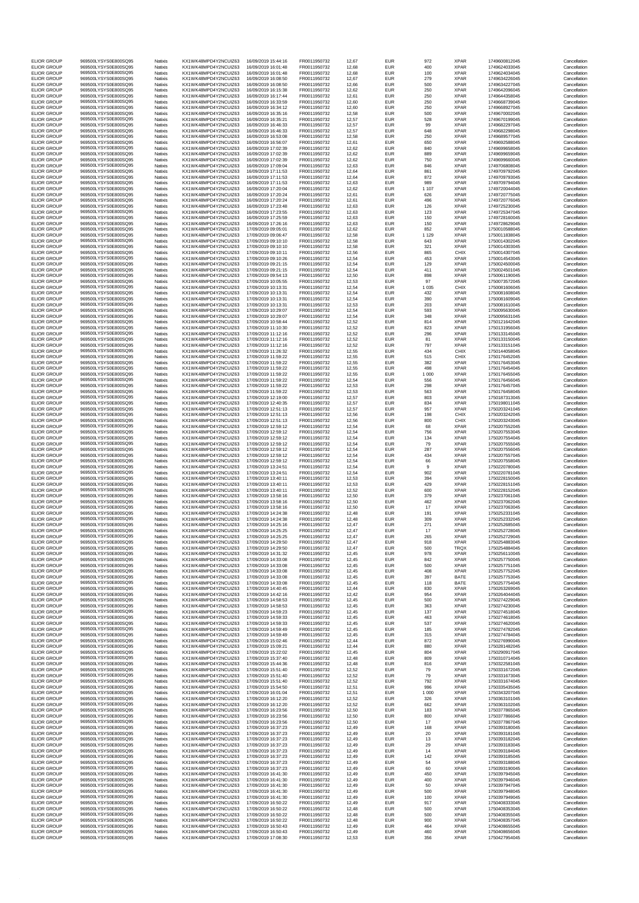| | | | | | | | | | | | |
|---|---|---|---|---|---|---|---|---|---|---|---|
| ELIOR GROUP | 969500LYSYS0E800SQ95 | Natixis | KX1WK48MPD4Y2NCUIZ63 | 16/09/2019 15:44:16 | FR0011950732 | 12,67 | EUR | 972 | XPAR | 1749600812045 | Cancellation |
| ELIOR GROUP | 969500LYSYS0E800SQ95 | Natixis | KX1WK48MPD4Y2NCUIZ63 | 16/09/2019 16:01:48 | FR0011950732 | 12,68 | EUR | 400 | XPAR | 1749624033045 | Cancellation |
| ELIOR GROUP | 969500LYSYS0E800SQ95 | Natixis | KX1WK48MPD4Y2NCUIZ63 | 16/09/2019 16:01:48 | FR0011950732 | 12,68 | EUR | 100 | XPAR | 1749624034045 | Cancellation |
| ELIOR GROUP | 969500LYSYS0E800SQ95 | Natixis | KX1WK48MPD4Y2NCUIZ63 | 16/09/2019 16:08:50 | FR0011950732 | 12,67 | EUR | 279 | XPAR | 1749634226045 | Cancellation |
| ELIOR GROUP | 969500LYSYS0E800SQ95 | Natixis | KX1WK48MPD4Y2NCUIZ63 | 16/09/2019 16:08:50 | FR0011950732 | 12,66 | EUR | 500 | XPAR | 1749634227045 | Cancellation |
| ELIOR GROUP | 969500LYSYS0E800SQ95 | Natixis | KX1WK48MPD4Y2NCUIZ63 | 16/09/2019 16:15:38 | FR0011950732 | 12,62 | EUR | 250 | XPAR | 1749642096045 | Cancellation |
| ELIOR GROUP | 969500LYSYS0E800SQ95 | Natixis | KX1WK48MPD4Y2NCUIZ63 | 16/09/2019 16:17:44 | FR0011950732 | 12,61 | EUR | 250 | XPAR | 1749644358045 | Cancellation |
| ELIOR GROUP | 969500LYSYS0E800SQ95 | Natixis | KX1WK48MPD4Y2NCUIZ63 | 16/09/2019 16:33:59 | FR0011950732 | 12,60 | EUR | 250 | XPAR | 1749668739045 | Cancellation |
| ELIOR GROUP | 969500LYSYS0E800SQ95 | Natixis | KX1WK48MPD4Y2NCUIZ63 | 16/09/2019 16:34:12 | FR0011950732 | 12,60 | EUR | 250 | XPAR | 1749668927045 | Cancellation |
| ELIOR GROUP | 969500LYSYS0E800SQ95 | Natixis | KX1WK48MPD4Y2NCUIZ63 | 16/09/2019 16:35:16 | FR0011950732 | 12,58 | EUR | 500 | XPAR | 1749670002045 | Cancellation |
| ELIOR GROUP | 969500LYSYS0E800SQ95 | Natixis | KX1WK48MPD4Y2NCUIZ63 | 16/09/2019 16:35:21 | FR0011950732 | 12,57 | EUR | 528 | XPAR | 1749670199045 | Cancellation |
| ELIOR GROUP | 969500LYSYS0E800SQ95 | Natixis | KX1WK48MPD4Y2NCUIZ63 | 16/09/2019 16:46:33 | FR0011950732 | 12,57 | EUR | 99 | XPAR | 1749682297045 | Cancellation |
| ELIOR GROUP | 969500LYSYS0E800SQ95 | Natixis | KX1WK48MPD4Y2NCUIZ63 | 16/09/2019 16:46:33 | FR0011950732 | 12,57 | EUR | 648 | XPAR | 1749682298045 | Cancellation |
| ELIOR GROUP | 969500LYSYS0E800SQ95 | Natixis | KX1WK48MPD4Y2NCUIZ63 | 16/09/2019 16:53:08 | FR0011950732 | 12,58 | EUR | 250 | XPAR | 1749689577045 | Cancellation |
| ELIOR GROUP | 969500LYSYS0E800SQ95 | Natixis | KX1WK48MPD4Y2NCUIZ63 | 16/09/2019 16:56:07 | FR0011950732 | 12,61 | EUR | 650 | XPAR | 1749692588045 | Cancellation |
| ELIOR GROUP | 969500LYSYS0E800SQ95 | Natixis | KX1WK48MPD4Y2NCUIZ63 | 16/09/2019 17:02:39 | FR0011950732 | 12,62 | EUR | 840 | XPAR | 1749699658045 | Cancellation |
| ELIOR GROUP | 969500LYSYS0E800SQ95 | Natixis | KX1WK48MPD4Y2NCUIZ63 | 16/09/2019 17:02:39 | FR0011950732 | 12,62 | EUR | 889 | XPAR | 1749699659045 | Cancellation |
| ELIOR GROUP | 969500LYSYS0E800SQ95 | Natixis | KX1WK48MPD4Y2NCUIZ63 | 16/09/2019 17:02:39 | FR0011950732 | 12,62 | EUR | 750 | XPAR | 1749699660045 | Cancellation |
| ELIOR GROUP | 969500LYSYS0E800SQ95 | Natixis | KX1WK48MPD4Y2NCUIZ63 | 16/09/2019 17:09:04 | FR0011950732 | 12,63 | EUR | 846 | XPAR | 1749706808045 | Cancellation |
| ELIOR GROUP | 969500LYSYS0E800SQ95 | Natixis | KX1WK48MPD4Y2NCUIZ63 | 16/09/2019 17:11:53 | FR0011950732 | 12,64 | EUR | 861 | XPAR | 1749709792045 | Cancellation |
| ELIOR GROUP | 969500LYSYS0E800SQ95 | Natixis | KX1WK48MPD4Y2NCUIZ63 | 16/09/2019 17:11:53 | FR0011950732 | 12,64 | EUR | 872 | XPAR | 1749709793045 | Cancellation |
| ELIOR GROUP | 969500LYSYS0E800SQ95 | Natixis | KX1WK48MPD4Y2NCUIZ63 | 16/09/2019 17:11:53 | FR0011950732 | 12,63 | EUR | 989 | XPAR | 1749709794045 | Cancellation |
| ELIOR GROUP | 969500LYSYS0E800SQ95 | Natixis | KX1WK48MPD4Y2NCUIZ63 | 16/09/2019 17:20:04 | FR0011950732 | 12,62 | EUR | 1 107 | XPAR | 1749720044045 | Cancellation |
| ELIOR GROUP | 969500LYSYS0E800SQ95 | Natixis | KX1WK48MPD4Y2NCUIZ63 | 16/09/2019 17:20:24 | FR0011950732 | 12,61 | EUR | 626 | XPAR | 1749720775045 | Cancellation |
| ELIOR GROUP | 969500LYSYS0E800SQ95 | Natixis | KX1WK48MPD4Y2NCUIZ63 | 16/09/2019 17:20:24 | FR0011950732 | 12,61 | EUR | 496 | XPAR | 1749720776045 | Cancellation |
| ELIOR GROUP | 969500LYSYS0E800SQ95 | Natixis | KX1WK48MPD4Y2NCUIZ63 | 16/09/2019 17:23:48 | FR0011950732 | 12,63 | EUR | 126 | XPAR | 1749725230045 | Cancellation |
| ELIOR GROUP | 969500LYSYS0E800SQ95 | Natixis | KX1WK48MPD4Y2NCUIZ63 | 16/09/2019 17:23:55 | FR0011950732 | 12,63 | EUR | 123 | XPAR | 1749725347045 | Cancellation |
| ELIOR GROUP | 969500LYSYS0E800SQ95 | Natixis | KX1WK48MPD4Y2NCUIZ63 | 16/09/2019 17:25:59 | FR0011950732 | 12,63 | EUR | 150 | XPAR | 1749728160045 | Cancellation |
| ELIOR GROUP | 969500LYSYS0E800SQ95 | Natixis | KX1WK48MPD4Y2NCUIZ63 | 16/09/2019 17:26:16 | FR0011950732 | 12,63 | EUR | 150 | XPAR | 1749728629045 | Cancellation |
| ELIOR GROUP | 969500LYSYS0E800SQ95 | Natixis | KX1WK48MPD4Y2NCUIZ63 | 17/09/2019 09:05:01 | FR0011950732 | 12,62 | EUR | 852 | XPAR | 1750010588045 | Cancellation |
| ELIOR GROUP | 969500LYSYS0E800SQ95 | Natixis | KX1WK48MPD4Y2NCUIZ63 | 17/09/2019 09:06:47 | FR0011950732 | 12,58 | EUR | 1 129 | XPAR | 1750011838045 | Cancellation |
| ELIOR GROUP | 969500LYSYS0E800SQ95 | Natixis | KX1WK48MPD4Y2NCUIZ63 | 17/09/2019 09:10:10 | FR0011950732 | 12,58 | EUR | 643 | XPAR | 1750014302045 | Cancellation |
| ELIOR GROUP | 969500LYSYS0E800SQ95 | Natixis | KX1WK48MPD4Y2NCUIZ63 | 17/09/2019 09:10:10 | FR0011950732 | 12,58 | EUR | 321 | XPAR | 1750014303045 | Cancellation |
| ELIOR GROUP | 969500LYSYS0E800SQ95 | Natixis | KX1WK48MPD4Y2NCUIZ63 | 17/09/2019 09:10:11 | FR0011950732 | 12,56 | EUR | 865 | CHIX | 1750014307045 | Cancellation |
| ELIOR GROUP | 969500LYSYS0E800SQ95 | Natixis | KX1WK48MPD4Y2NCUIZ63 | 17/09/2019 09:10:26 | FR0011950732 | 12,54 | EUR | 453 | XPAR | 1750014543045 | Cancellation |
| ELIOR GROUP | 969500LYSYS0E800SQ95 | Natixis | KX1WK48MPD4Y2NCUIZ63 | 17/09/2019 09:21:15 | FR0011950732 | 12,54 | EUR | 129 | XPAR | 1750024500045 | Cancellation |
| ELIOR GROUP | 969500LYSYS0E800SQ95 | Natixis | KX1WK48MPD4Y2NCUIZ63 | 17/09/2019 09:21:15 | FR0011950732 | 12,54 | EUR | 411 | XPAR | 1750024501045 | Cancellation |
| ELIOR GROUP | 969500LYSYS0E800SQ95 | Natixis | KX1WK48MPD4Y2NCUIZ63 | 17/09/2019 09:54:13 | FR0011950732 | 12,50 | EUR | 898 | XPAR | 1750061190045 | Cancellation |
| ELIOR GROUP | 969500LYSYS0E800SQ95 | Natixis | KX1WK48MPD4Y2NCUIZ63 | 17/09/2019 10:05:55 | FR0011950732 | 12,53 | EUR | 97 | XPAR | 1750073572045 | Cancellation |
| ELIOR GROUP | 969500LYSYS0E800SQ95 | Natixis | KX1WK48MPD4Y2NCUIZ63 | 17/09/2019 10:13:31 | FR0011950732 | 12,54 | EUR | 1 035 | CHIX | 1750081606045 | Cancellation |
| ELIOR GROUP | 969500LYSYS0E800SQ95 | Natixis | KX1WK48MPD4Y2NCUIZ63 | 17/09/2019 10:13:31 | FR0011950732 | 12,54 | EUR | 432 | XPAR | 1750081608045 | Cancellation |
| ELIOR GROUP | 969500LYSYS0E800SQ95 | Natixis | KX1WK48MPD4Y2NCUIZ63 | 17/09/2019 10:13:31 | FR0011950732 | 12,54 | EUR | 390 | XPAR | 1750081609045 | Cancellation |
| ELIOR GROUP | 969500LYSYS0E800SQ95 | Natixis | KX1WK48MPD4Y2NCUIZ63 | 17/09/2019 10:13:31 | FR0011950732 | 12,53 | EUR | 203 | XPAR | 1750081610045 | Cancellation |
| ELIOR GROUP | 969500LYSYS0E800SQ95 | Natixis | KX1WK48MPD4Y2NCUIZ63 | 17/09/2019 10:29:07 | FR0011950732 | 12,54 | EUR | 593 | XPAR | 1750095630045 | Cancellation |
| ELIOR GROUP | 969500LYSYS0E800SQ95 | Natixis | KX1WK48MPD4Y2NCUIZ63 | 17/09/2019 10:29:07 | FR0011950732 | 12,54 | EUR | 348 | XPAR | 1750095631045 | Cancellation |
| ELIOR GROUP | 969500LYSYS0E800SQ95 | Natixis | KX1WK48MPD4Y2NCUIZ63 | 17/09/2019 10:58:44 | FR0011950732 | 12,52 | EUR | 814 | XPAR | 1750121642045 | Cancellation |
| ELIOR GROUP | 969500LYSYS0E800SQ95 | Natixis | KX1WK48MPD4Y2NCUIZ63 | 17/09/2019 11:10:30 | FR0011950732 | 12,52 | EUR | 823 | XPAR | 1750131956045 | Cancellation |
| ELIOR GROUP | 969500LYSYS0E800SQ95 | Natixis | KX1WK48MPD4Y2NCUIZ63 | 17/09/2019 11:12:16 | FR0011950732 | 12,52 | EUR | 296 | XPAR | 1750133145045 | Cancellation |
| ELIOR GROUP | 969500LYSYS0E800SQ95 | Natixis | KX1WK48MPD4Y2NCUIZ63 | 17/09/2019 11:12:16 | FR0011950732 | 12,52 | EUR | 81 | XPAR | 1750133150045 | Cancellation |
| ELIOR GROUP | 969500LYSYS0E800SQ95 | Natixis | KX1WK48MPD4Y2NCUIZ63 | 17/09/2019 11:12:16 | FR0011950732 | 12,52 | EUR | 797 | XPAR | 1750133151045 | Cancellation |
| ELIOR GROUP | 969500LYSYS0E800SQ95 | Natixis | KX1WK48MPD4Y2NCUIZ63 | 17/09/2019 11:26:32 | FR0011950732 | 12,55 | EUR | 434 | CHIX | 1750144058045 | Cancellation |
| ELIOR GROUP | 969500LYSYS0E800SQ95 | Natixis | KX1WK48MPD4Y2NCUIZ63 | 17/09/2019 11:59:22 | FR0011950732 | 12,55 | EUR | 515 | CHIX | 1750176452045 | Cancellation |
| ELIOR GROUP | 969500LYSYS0E800SQ95 | Natixis | KX1WK48MPD4Y2NCUIZ63 | 17/09/2019 11:59:22 | FR0011950732 | 12,55 | EUR | 382 | XPAR | 1750176453045 | Cancellation |
| ELIOR GROUP | 969500LYSYS0E800SQ95 | Natixis | KX1WK48MPD4Y2NCUIZ63 | 17/09/2019 11:59:22 | FR0011950732 | 12,55 | EUR | 498 | XPAR | 1750176454045 | Cancellation |
| ELIOR GROUP | 969500LYSYS0E800SQ95 | Natixis | KX1WK48MPD4Y2NCUIZ63 | 17/09/2019 11:59:22 | FR0011950732 | 12,55 | EUR | 1 000 | XPAR | 1750176455045 | Cancellation |
| ELIOR GROUP | 969500LYSYS0E800SQ95 | Natixis | KX1WK48MPD4Y2NCUIZ63 | 17/09/2019 11:59:22 | FR0011950732 | 12,54 | EUR | 556 | XPAR | 1750176456045 | Cancellation |
| ELIOR GROUP | 969500LYSYS0E800SQ95 | Natixis | KX1WK48MPD4Y2NCUIZ63 | 17/09/2019 11:59:22 | FR0011950732 | 12,53 | EUR | 298 | XPAR | 1750176457045 | Cancellation |
| ELIOR GROUP | 969500LYSYS0E800SQ95 | Natixis | KX1WK48MPD4Y2NCUIZ63 | 17/09/2019 11:59:22 | FR0011950732 | 12,53 | EUR | 563 | XPAR | 1750176458045 | Cancellation |
| ELIOR GROUP | 969500LYSYS0E800SQ95 | Natixis | KX1WK48MPD4Y2NCUIZ63 | 17/09/2019 12:19:00 | FR0011950732 | 12,57 | EUR | 803 | XPAR | 1750187313045 | Cancellation |
| ELIOR GROUP | 969500LYSYS0E800SQ95 | Natixis | KX1WK48MPD4Y2NCUIZ63 | 17/09/2019 12:40:35 | FR0011950732 | 12,57 | EUR | 834 | XPAR | 1750198011045 | Cancellation |
| ELIOR GROUP | 969500LYSYS0E800SQ95 | Natixis | KX1WK48MPD4Y2NCUIZ63 | 17/09/2019 12:51:13 | FR0011950732 | 12,57 | EUR | 957 | XPAR | 1750203241045 | Cancellation |
| ELIOR GROUP | 969500LYSYS0E800SQ95 | Natixis | KX1WK48MPD4Y2NCUIZ63 | 17/09/2019 12:51:13 | FR0011950732 | 12,56 | EUR | 198 | CHIX | 1750203242045 | Cancellation |
| ELIOR GROUP | 969500LYSYS0E800SQ95 | Natixis | KX1WK48MPD4Y2NCUIZ63 | 17/09/2019 12:51:13 | FR0011950732 | 12,56 | EUR | 800 | CHIX | 1750203243045 | Cancellation |
| ELIOR GROUP | 969500LYSYS0E800SQ95 | Natixis | KX1WK48MPD4Y2NCUIZ63 | 17/09/2019 12:59:12 | FR0011950732 | 12,54 | EUR | 68 | XPAR | 1750207552045 | Cancellation |
| ELIOR GROUP | 969500LYSYS0E800SQ95 | Natixis | KX1WK48MPD4Y2NCUIZ63 | 17/09/2019 12:59:12 | FR0011950732 | 12,54 | EUR | 756 | XPAR | 1750207553045 | Cancellation |
| ELIOR GROUP | 969500LYSYS0E800SQ95 | Natixis | KX1WK48MPD4Y2NCUIZ63 | 17/09/2019 12:59:12 | FR0011950732 | 12,54 | EUR | 134 | XPAR | 1750207554045 | Cancellation |
| ELIOR GROUP | 969500LYSYS0E800SQ95 | Natixis | KX1WK48MPD4Y2NCUIZ63 | 17/09/2019 12:59:12 | FR0011950732 | 12,54 | EUR | 79 | XPAR | 1750207555045 | Cancellation |
| ELIOR GROUP | 969500LYSYS0E800SQ95 | Natixis | KX1WK48MPD4Y2NCUIZ63 | 17/09/2019 12:59:12 | FR0011950732 | 12,54 | EUR | 287 | XPAR | 1750207556045 | Cancellation |
| ELIOR GROUP | 969500LYSYS0E800SQ95 | Natixis | KX1WK48MPD4Y2NCUIZ63 | 17/09/2019 12:59:12 | FR0011950732 | 12,54 | EUR | 434 | XPAR | 1750207557045 | Cancellation |
| ELIOR GROUP | 969500LYSYS0E800SQ95 | Natixis | KX1WK48MPD4Y2NCUIZ63 | 17/09/2019 12:59:12 | FR0011950732 | 12,54 | EUR | 66 | XPAR | 1750207558045 | Cancellation |
| ELIOR GROUP | 969500LYSYS0E800SQ95 | Natixis | KX1WK48MPD4Y2NCUIZ63 | 17/09/2019 13:24:51 | FR0011950732 | 12,54 | EUR | 9 | XPAR | 1750220780045 | Cancellation |
| ELIOR GROUP | 969500LYSYS0E800SQ95 | Natixis | KX1WK48MPD4Y2NCUIZ63 | 17/09/2019 13:24:51 | FR0011950732 | 12,54 | EUR | 902 | XPAR | 1750220781045 | Cancellation |
| ELIOR GROUP | 969500LYSYS0E800SQ95 | Natixis | KX1WK48MPD4Y2NCUIZ63 | 17/09/2019 13:40:11 | FR0011950732 | 12,53 | EUR | 394 | XPAR | 1750228150045 | Cancellation |
| ELIOR GROUP | 969500LYSYS0E800SQ95 | Natixis | KX1WK48MPD4Y2NCUIZ63 | 17/09/2019 13:40:11 | FR0011950732 | 12,53 | EUR | 429 | XPAR | 1750228151045 | Cancellation |
| ELIOR GROUP | 969500LYSYS0E800SQ95 | Natixis | KX1WK48MPD4Y2NCUIZ63 | 17/09/2019 13:40:11 | FR0011950732 | 12,52 | EUR | 600 | XPAR | 1750228152045 | Cancellation |
| ELIOR GROUP | 969500LYSYS0E800SQ95 | Natixis | KX1WK48MPD4Y2NCUIZ63 | 17/09/2019 13:58:16 | FR0011950732 | 12,50 | EUR | 379 | XPAR | 1750237061045 | Cancellation |
| ELIOR GROUP | 969500LYSYS0E800SQ95 | Natixis | KX1WK48MPD4Y2NCUIZ63 | 17/09/2019 13:58:16 | FR0011950732 | 12,50 | EUR | 462 | XPAR | 1750237062045 | Cancellation |
| ELIOR GROUP | 969500LYSYS0E800SQ95 | Natixis | KX1WK48MPD4Y2NCUIZ63 | 17/09/2019 13:58:16 | FR0011950732 | 12,50 | EUR | 17 | XPAR | 1750237063045 | Cancellation |
| ELIOR GROUP | 969500LYSYS0E800SQ95 | Natixis | KX1WK48MPD4Y2NCUIZ63 | 17/09/2019 14:24:38 | FR0011950732 | 12,48 | EUR | 191 | XPAR | 1750252331045 | Cancellation |
| ELIOR GROUP | 969500LYSYS0E800SQ95 | Natixis | KX1WK48MPD4Y2NCUIZ63 | 17/09/2019 14:24:38 | FR0011950732 | 12,48 | EUR | 309 | XPAR | 1750252332045 | Cancellation |
| ELIOR GROUP | 969500LYSYS0E800SQ95 | Natixis | KX1WK48MPD4Y2NCUIZ63 | 17/09/2019 14:25:16 | FR0011950732 | 12,47 | EUR | 271 | XPAR | 1750252685045 | Cancellation |
| ELIOR GROUP | 969500LYSYS0E800SQ95 | Natixis | KX1WK48MPD4Y2NCUIZ63 | 17/09/2019 14:25:25 | FR0011950732 | 12,47 | EUR | 17 | XPAR | 1750252728045 | Cancellation |
| ELIOR GROUP | 969500LYSYS0E800SQ95 | Natixis | KX1WK48MPD4Y2NCUIZ63 | 17/09/2019 14:25:25 | FR0011950732 | 12,47 | EUR | 265 | XPAR | 1750252729045 | Cancellation |
| ELIOR GROUP | 969500LYSYS0E800SQ95 | Natixis | KX1WK48MPD4Y2NCUIZ63 | 17/09/2019 14:29:50 | FR0011950732 | 12,47 | EUR | 918 | XPAR | 1750254883045 | Cancellation |
| ELIOR GROUP | 969500LYSYS0E800SQ95 | Natixis | KX1WK48MPD4Y2NCUIZ63 | 17/09/2019 14:29:50 | FR0011950732 | 12,47 | EUR | 500 | TRQX | 1750254884045 | Cancellation |
| ELIOR GROUP | 969500LYSYS0E800SQ95 | Natixis | KX1WK48MPD4Y2NCUIZ63 | 17/09/2019 14:31:32 | FR0011950732 | 12,45 | EUR | 978 | XPAR | 1750256110045 | Cancellation |
| ELIOR GROUP | 969500LYSYS0E800SQ95 | Natixis | KX1WK48MPD4Y2NCUIZ63 | 17/09/2019 14:33:08 | FR0011950732 | 12,45 | EUR | 842 | XPAR | 1750257750045 | Cancellation |
| ELIOR GROUP | 969500LYSYS0E800SQ95 | Natixis | KX1WK48MPD4Y2NCUIZ63 | 17/09/2019 14:33:08 | FR0011950732 | 12,45 | EUR | 500 | XPAR | 1750257751045 | Cancellation |
| ELIOR GROUP | 969500LYSYS0E800SQ95 | Natixis | KX1WK48MPD4Y2NCUIZ63 | 17/09/2019 14:33:08 | FR0011950732 | 12,45 | EUR | 408 | XPAR | 1750257752045 | Cancellation |
| ELIOR GROUP | 969500LYSYS0E800SQ95 | Natixis | KX1WK48MPD4Y2NCUIZ63 | 17/09/2019 14:33:08 | FR0011950732 | 12,45 | EUR | 397 | BATE | 1750257753045 | Cancellation |
| ELIOR GROUP | 969500LYSYS0E800SQ95 | Natixis | KX1WK48MPD4Y2NCUIZ63 | 17/09/2019 14:33:08 | FR0011950732 | 12,45 | EUR | 118 | BATE | 1750257754045 | Cancellation |
| ELIOR GROUP | 969500LYSYS0E800SQ95 | Natixis | KX1WK48MPD4Y2NCUIZ63 | 17/09/2019 14:40:45 | FR0011950732 | 12,44 | EUR | 830 | XPAR | 1750263269045 | Cancellation |
| ELIOR GROUP | 969500LYSYS0E800SQ95 | Natixis | KX1WK48MPD4Y2NCUIZ63 | 17/09/2019 14:42:16 | FR0011950732 | 12,42 | EUR | 954 | XPAR | 1750264044045 | Cancellation |
| ELIOR GROUP | 969500LYSYS0E800SQ95 | Natixis | KX1WK48MPD4Y2NCUIZ63 | 17/09/2019 14:58:53 | FR0011950732 | 12,45 | EUR | 500 | XPAR | 1750274229045 | Cancellation |
| ELIOR GROUP | 969500LYSYS0E800SQ95 | Natixis | KX1WK48MPD4Y2NCUIZ63 | 17/09/2019 14:58:53 | FR0011950732 | 12,45 | EUR | 363 | XPAR | 1750274230045 | Cancellation |
| ELIOR GROUP | 969500LYSYS0E800SQ95 | Natixis | KX1WK48MPD4Y2NCUIZ63 | 17/09/2019 14:59:23 | FR0011950732 | 12,45 | EUR | 137 | XPAR | 1750274518045 | Cancellation |
| ELIOR GROUP | 969500LYSYS0E800SQ95 | Natixis | KX1WK48MPD4Y2NCUIZ63 | 17/09/2019 14:59:33 | FR0011950732 | 12,45 | EUR | 463 | XPAR | 1750274618045 | Cancellation |
| ELIOR GROUP | 969500LYSYS0E800SQ95 | Natixis | KX1WK48MPD4Y2NCUIZ63 | 17/09/2019 14:59:33 | FR0011950732 | 12,45 | EUR | 537 | XPAR | 1750274620045 | Cancellation |
| ELIOR GROUP | 969500LYSYS0E800SQ95 | Natixis | KX1WK48MPD4Y2NCUIZ63 | 17/09/2019 14:59:49 | FR0011950732 | 12,45 | EUR | 185 | XPAR | 1750274782045 | Cancellation |
| ELIOR GROUP | 969500LYSYS0E800SQ95 | Natixis | KX1WK48MPD4Y2NCUIZ63 | 17/09/2019 14:59:49 | FR0011950732 | 12,45 | EUR | 315 | XPAR | 1750274784045 | Cancellation |
| ELIOR GROUP | 969500LYSYS0E800SQ95 | Natixis | KX1WK48MPD4Y2NCUIZ63 | 17/09/2019 15:02:46 | FR0011950732 | 12,44 | EUR | 872 | XPAR | 1750276990045 | Cancellation |
| ELIOR GROUP | 969500LYSYS0E800SQ95 | Natixis | KX1WK48MPD4Y2NCUIZ63 | 17/09/2019 15:09:21 | FR0011950732 | 12,44 | EUR | 880 | XPAR | 1750281482045 | Cancellation |
| ELIOR GROUP | 969500LYSYS0E800SQ95 | Natixis | KX1WK48MPD4Y2NCUIZ63 | 17/09/2019 15:22:02 | FR0011950732 | 12,45 | EUR | 804 | XPAR | 1750290917045 | Cancellation |
| ELIOR GROUP | 969500LYSYS0E800SQ95 | Natixis | KX1WK48MPD4Y2NCUIZ63 | 17/09/2019 15:37:40 | FR0011950732 | 12,48 | EUR | 809 | XPAR | 1750310714045 | Cancellation |
| ELIOR GROUP | 969500LYSYS0E800SQ95 | Natixis | KX1WK48MPD4Y2NCUIZ63 | 17/09/2019 15:44:36 | FR0011950732 | 12,48 | EUR | 816 | XPAR | 1750322581045 | Cancellation |
| ELIOR GROUP | 969500LYSYS0E800SQ95 | Natixis | KX1WK48MPD4Y2NCUIZ63 | 17/09/2019 15:51:40 | FR0011950732 | 12,52 | EUR | 79 | XPAR | 1750331672045 | Cancellation |
| ELIOR GROUP | 969500LYSYS0E800SQ95 | Natixis | KX1WK48MPD4Y2NCUIZ63 | 17/09/2019 15:51:40 | FR0011950732 | 12,52 | EUR | 79 | XPAR | 1750331673045 | Cancellation |
| ELIOR GROUP | 969500LYSYS0E800SQ95 | Natixis | KX1WK48MPD4Y2NCUIZ63 | 17/09/2019 15:51:40 | FR0011950732 | 12,52 | EUR | 792 | XPAR | 1750331674045 | Cancellation |
| ELIOR GROUP | 969500LYSYS0E800SQ95 | Natixis | KX1WK48MPD4Y2NCUIZ63 | 17/09/2019 15:54:50 | FR0011950732 | 12,51 | EUR | 996 | XPAR | 1750335435045 | Cancellation |
| ELIOR GROUP | 969500LYSYS0E800SQ95 | Natixis | KX1WK48MPD4Y2NCUIZ63 | 17/09/2019 16:01:04 | FR0011950732 | 12,51 | EUR | 1 000 | XPAR | 1750343207045 | Cancellation |
| ELIOR GROUP | 969500LYSYS0E800SQ95 | Natixis | KX1WK48MPD4Y2NCUIZ63 | 17/09/2019 16:12:20 | FR0011950732 | 12,52 | EUR | 326 | XPAR | 1750363101045 | Cancellation |
| ELIOR GROUP | 969500LYSYS0E800SQ95 | Natixis | KX1WK48MPD4Y2NCUIZ63 | 17/09/2019 16:12:20 | FR0011950732 | 12,52 | EUR | 662 | XPAR | 1750363102045 | Cancellation |
| ELIOR GROUP | 969500LYSYS0E800SQ95 | Natixis | KX1WK48MPD4Y2NCUIZ63 | 17/09/2019 16:23:56 | FR0011950732 | 12,50 | EUR | 183 | XPAR | 1750377865045 | Cancellation |
| ELIOR GROUP | 969500LYSYS0E800SQ95 | Natixis | KX1WK48MPD4Y2NCUIZ63 | 17/09/2019 16:23:56 | FR0011950732 | 12,50 | EUR | 800 | XPAR | 1750377866045 | Cancellation |
| ELIOR GROUP | 969500LYSYS0E800SQ95 | Natixis | KX1WK48MPD4Y2NCUIZ63 | 17/09/2019 16:23:56 | FR0011950732 | 12,50 | EUR | 17 | XPAR | 1750377867045 | Cancellation |
| ELIOR GROUP | 969500LYSYS0E800SQ95 | Natixis | KX1WK48MPD4Y2NCUIZ63 | 17/09/2019 16:37:23 | FR0011950732 | 12,49 | EUR | 168 | XPAR | 1750393180045 | Cancellation |
| ELIOR GROUP | 969500LYSYS0E800SQ95 | Natixis | KX1WK48MPD4Y2NCUIZ63 | 17/09/2019 16:37:23 | FR0011950732 | 12,49 | EUR | 20 | XPAR | 1750393181045 | Cancellation |
| ELIOR GROUP | 969500LYSYS0E800SQ95 | Natixis | KX1WK48MPD4Y2NCUIZ63 | 17/09/2019 16:37:23 | FR0011950732 | 12,49 | EUR | 13 | XPAR | 1750393182045 | Cancellation |
| ELIOR GROUP | 969500LYSYS0E800SQ95 | Natixis | KX1WK48MPD4Y2NCUIZ63 | 17/09/2019 16:37:23 | FR0011950732 | 12,49 | EUR | 29 | XPAR | 1750393183045 | Cancellation |
| ELIOR GROUP | 969500LYSYS0E800SQ95 | Natixis | KX1WK48MPD4Y2NCUIZ63 | 17/09/2019 16:37:23 | FR0011950732 | 12,49 | EUR | 14 | XPAR | 1750393184045 | Cancellation |
| ELIOR GROUP | 969500LYSYS0E800SQ95 | Natixis | KX1WK48MPD4Y2NCUIZ63 | 17/09/2019 16:37:23 | FR0011950732 | 12,49 | EUR | 142 | XPAR | 1750393185045 | Cancellation |
| ELIOR GROUP | 969500LYSYS0E800SQ95 | Natixis | KX1WK48MPD4Y2NCUIZ63 | 17/09/2019 16:37:23 | FR0011950732 | 12,49 | EUR | 54 | XPAR | 1750393188045 | Cancellation |
| ELIOR GROUP | 969500LYSYS0E800SQ95 | Natixis | KX1WK48MPD4Y2NCUIZ63 | 17/09/2019 16:37:23 | FR0011950732 | 12,49 | EUR | 60 | XPAR | 1750393190045 | Cancellation |
| ELIOR GROUP | 969500LYSYS0E800SQ95 | Natixis | KX1WK48MPD4Y2NCUIZ63 | 17/09/2019 16:41:30 | FR0011950732 | 12,49 | EUR | 450 | XPAR | 1750397945045 | Cancellation |
| ELIOR GROUP | 969500LYSYS0E800SQ95 | Natixis | KX1WK48MPD4Y2NCUIZ63 | 17/09/2019 16:41:30 | FR0011950732 | 12,49 | EUR | 400 | XPAR | 1750397946045 | Cancellation |
| ELIOR GROUP | 969500LYSYS0E800SQ95 | Natixis | KX1WK48MPD4Y2NCUIZ63 | 17/09/2019 16:41:30 | FR0011950732 | 12,49 | EUR | 50 | XPAR | 1750397947045 | Cancellation |
| ELIOR GROUP | 969500LYSYS0E800SQ95 | Natixis | KX1WK48MPD4Y2NCUIZ63 | 17/09/2019 16:41:30 | FR0011950732 | 12,49 | EUR | 500 | XPAR | 1750397948045 | Cancellation |
| ELIOR GROUP | 969500LYSYS0E800SQ95 | Natixis | KX1WK48MPD4Y2NCUIZ63 | 17/09/2019 16:41:30 | FR0011950732 | 12,49 | EUR | 100 | XPAR | 1750397949045 | Cancellation |
| ELIOR GROUP | 969500LYSYS0E800SQ95 | Natixis | KX1WK48MPD4Y2NCUIZ63 | 17/09/2019 16:50:22 | FR0011950732 | 12,49 | EUR | 917 | XPAR | 1750408333045 | Cancellation |
| ELIOR GROUP | 969500LYSYS0E800SQ95 | Natixis | KX1WK48MPD4Y2NCUIZ63 | 17/09/2019 16:50:22 | FR0011950732 | 12,48 | EUR | 500 | XPAR | 1750408353045 | Cancellation |
| ELIOR GROUP | 969500LYSYS0E800SQ95 | Natixis | KX1WK48MPD4Y2NCUIZ63 | 17/09/2019 16:50:22 | FR0011950732 | 12,48 | EUR | 500 | XPAR | 1750408355045 | Cancellation |
| ELIOR GROUP | 969500LYSYS0E800SQ95 | Natixis | KX1WK48MPD4Y2NCUIZ63 | 17/09/2019 16:50:22 | FR0011950732 | 12,48 | EUR | 900 | XPAR | 1750408357045 | Cancellation |
| ELIOR GROUP | 969500LYSYS0E800SQ95 | Natixis | KX1WK48MPD4Y2NCUIZ63 | 17/09/2019 16:50:43 | FR0011950732 | 12,49 | EUR | 464 | XPAR | 1750408655045 | Cancellation |
| ELIOR GROUP | 969500LYSYS0E800SQ95 | Natixis | KX1WK48MPD4Y2NCUIZ63 | 17/09/2019 16:50:43 | FR0011950732 | 12,49 | EUR | 460 | XPAR | 1750408656045 | Cancellation |
| ELIOR GROUP | 969500LYSYS0E800SQ95 | Natixis | KX1WK48MPD4Y2NCUIZ63 | 17/09/2019 17:08:30 | FR0011950732 | 12,53 | EUR | 356 | XPAR | 1750427954045 | Cancellation |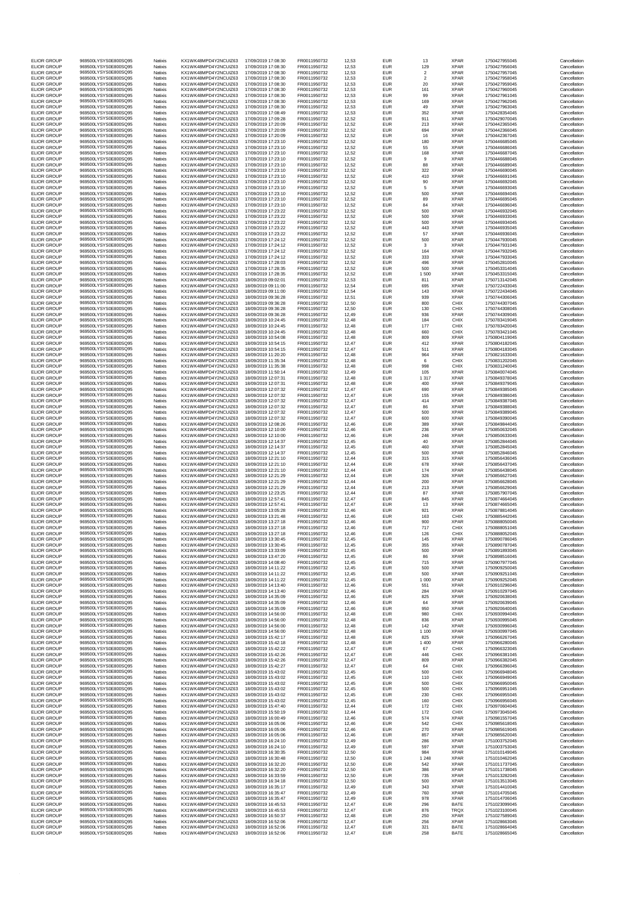| | | | | | | | | | | | |
|---|---|---|---|---|---|---|---|---|---|---|---|
| ELIOR GROUP | 969500LYSYS0E800SQ95 | Natixis | KX1WK48MPD4Y2NCUIZ63 | 17/09/2019 17:08:30 | FR0011950732 | 12,53 | EUR | 13 | XPAR | 1750427955045 | Cancellation |
| ELIOR GROUP | 969500LYSYS0E800SQ95 | Natixis | KX1WK48MPD4Y2NCUIZ63 | 17/09/2019 17:08:30 | FR0011950732 | 12,53 | EUR | 129 | XPAR | 1750427956045 | Cancellation |
| ELIOR GROUP | 969500LYSYS0E800SQ95 | Natixis | KX1WK48MPD4Y2NCUIZ63 | 17/09/2019 17:08:30 | FR0011950732 | 12,53 | EUR | 2 | XPAR | 1750427957045 | Cancellation |
| ELIOR GROUP | 969500LYSYS0E800SQ95 | Natixis | KX1WK48MPD4Y2NCUIZ63 | 17/09/2019 17:08:30 | FR0011950732 | 12,53 | EUR | 2 | XPAR | 1750427958045 | Cancellation |
| ELIOR GROUP | 969500LYSYS0E800SQ95 | Natixis | KX1WK48MPD4Y2NCUIZ63 | 17/09/2019 17:08:30 | FR0011950732 | 12,53 | EUR | 20 | XPAR | 1750427959045 | Cancellation |
| ELIOR GROUP | 969500LYSYS0E800SQ95 | Natixis | KX1WK48MPD4Y2NCUIZ63 | 17/09/2019 17:08:30 | FR0011950732 | 12,53 | EUR | 161 | XPAR | 1750427960045 | Cancellation |
| ELIOR GROUP | 969500LYSYS0E800SQ95 | Natixis | KX1WK48MPD4Y2NCUIZ63 | 17/09/2019 17:08:30 | FR0011950732 | 12,53 | EUR | 99 | XPAR | 1750427961045 | Cancellation |
| ELIOR GROUP | 969500LYSYS0E800SQ95 | Natixis | KX1WK48MPD4Y2NCUIZ63 | 17/09/2019 17:08:30 | FR0011950732 | 12,53 | EUR | 169 | XPAR | 1750427962045 | Cancellation |
| ELIOR GROUP | 969500LYSYS0E800SQ95 | Natixis | KX1WK48MPD4Y2NCUIZ63 | 17/09/2019 17:08:30 | FR0011950732 | 12,53 | EUR | 49 | XPAR | 1750427963045 | Cancellation |
| ELIOR GROUP | 969500LYSYS0E800SQ95 | Natixis | KX1WK48MPD4Y2NCUIZ63 | 17/09/2019 17:08:49 | FR0011950732 | 12,53 | EUR | 352 | XPAR | 1750428354045 | Cancellation |
| ELIOR GROUP | 969500LYSYS0E800SQ95 | Natixis | KX1WK48MPD4Y2NCUIZ63 | 17/09/2019 17:09:28 | FR0011950732 | 12,52 | EUR | 911 | XPAR | 1750429070045 | Cancellation |
| ELIOR GROUP | 969500LYSYS0E800SQ95 | Natixis | KX1WK48MPD4Y2NCUIZ63 | 17/09/2019 17:20:09 | FR0011950732 | 12,52 | EUR | 213 | XPAR | 1750442365045 | Cancellation |
| ELIOR GROUP | 969500LYSYS0E800SQ95 | Natixis | KX1WK48MPD4Y2NCUIZ63 | 17/09/2019 17:20:09 | FR0011950732 | 12,52 | EUR | 694 | XPAR | 1750442366045 | Cancellation |
| ELIOR GROUP | 969500LYSYS0E800SQ95 | Natixis | KX1WK48MPD4Y2NCUIZ63 | 17/09/2019 17:20:09 | FR0011950732 | 12,52 | EUR | 16 | XPAR | 1750442367045 | Cancellation |
| ELIOR GROUP | 969500LYSYS0E800SQ95 | Natixis | KX1WK48MPD4Y2NCUIZ63 | 17/09/2019 17:23:10 | FR0011950732 | 12,52 | EUR | 180 | XPAR | 1750446685045 | Cancellation |
| ELIOR GROUP | 969500LYSYS0E800SQ95 | Natixis | KX1WK48MPD4Y2NCUIZ63 | 17/09/2019 17:23:10 | FR0011950732 | 12,52 | EUR | 55 | XPAR | 1750446686045 | Cancellation |
| ELIOR GROUP | 969500LYSYS0E800SQ95 | Natixis | KX1WK48MPD4Y2NCUIZ63 | 17/09/2019 17:23:10 | FR0011950732 | 12,52 | EUR | 168 | XPAR | 1750446687045 | Cancellation |
| ELIOR GROUP | 969500LYSYS0E800SQ95 | Natixis | KX1WK48MPD4Y2NCUIZ63 | 17/09/2019 17:23:10 | FR0011950732 | 12,52 | EUR | 9 | XPAR | 1750446688045 | Cancellation |
| ELIOR GROUP | 969500LYSYS0E800SQ95 | Natixis | KX1WK48MPD4Y2NCUIZ63 | 17/09/2019 17:23:10 | FR0011950732 | 12,52 | EUR | 88 | XPAR | 1750446689045 | Cancellation |
| ELIOR GROUP | 969500LYSYS0E800SQ95 | Natixis | KX1WK48MPD4Y2NCUIZ63 | 17/09/2019 17:23:10 | FR0011950732 | 12,52 | EUR | 322 | XPAR | 1750446690045 | Cancellation |
| ELIOR GROUP | 969500LYSYS0E800SQ95 | Natixis | KX1WK48MPD4Y2NCUIZ63 | 17/09/2019 17:23:10 | FR0011950732 | 12,52 | EUR | 410 | XPAR | 1750446691045 | Cancellation |
| ELIOR GROUP | 969500LYSYS0E800SQ95 | Natixis | KX1WK48MPD4Y2NCUIZ63 | 17/09/2019 17:23:10 | FR0011950732 | 12,52 | EUR | 90 | XPAR | 1750446692045 | Cancellation |
| ELIOR GROUP | 969500LYSYS0E800SQ95 | Natixis | KX1WK48MPD4Y2NCUIZ63 | 17/09/2019 17:23:10 | FR0011950732 | 12,52 | EUR | 5 | XPAR | 1750446693045 | Cancellation |
| ELIOR GROUP | 969500LYSYS0E800SQ95 | Natixis | KX1WK48MPD4Y2NCUIZ63 | 17/09/2019 17:23:10 | FR0011950732 | 12,52 | EUR | 500 | XPAR | 1750446694045 | Cancellation |
| ELIOR GROUP | 969500LYSYS0E800SQ95 | Natixis | KX1WK48MPD4Y2NCUIZ63 | 17/09/2019 17:23:10 | FR0011950732 | 12,52 | EUR | 89 | XPAR | 1750446695045 | Cancellation |
| ELIOR GROUP | 969500LYSYS0E800SQ95 | Natixis | KX1WK48MPD4Y2NCUIZ63 | 17/09/2019 17:23:10 | FR0011950732 | 12,52 | EUR | 84 | XPAR | 1750446696045 | Cancellation |
| ELIOR GROUP | 969500LYSYS0E800SQ95 | Natixis | KX1WK48MPD4Y2NCUIZ63 | 17/09/2019 17:23:22 | FR0011950732 | 12,52 | EUR | 500 | XPAR | 1750446932045 | Cancellation |
| ELIOR GROUP | 969500LYSYS0E800SQ95 | Natixis | KX1WK48MPD4Y2NCUIZ63 | 17/09/2019 17:23:22 | FR0011950732 | 12,52 | EUR | 500 | XPAR | 1750446933045 | Cancellation |
| ELIOR GROUP | 969500LYSYS0E800SQ95 | Natixis | KX1WK48MPD4Y2NCUIZ63 | 17/09/2019 17:23:22 | FR0011950732 | 12,52 | EUR | 500 | XPAR | 1750446934045 | Cancellation |
| ELIOR GROUP | 969500LYSYS0E800SQ95 | Natixis | KX1WK48MPD4Y2NCUIZ63 | 17/09/2019 17:23:22 | FR0011950732 | 12,52 | EUR | 443 | XPAR | 1750446935045 | Cancellation |
| ELIOR GROUP | 969500LYSYS0E800SQ95 | Natixis | KX1WK48MPD4Y2NCUIZ63 | 17/09/2019 17:23:22 | FR0011950732 | 12,52 | EUR | 57 | XPAR | 1750446936045 | Cancellation |
| ELIOR GROUP | 969500LYSYS0E800SQ95 | Natixis | KX1WK48MPD4Y2NCUIZ63 | 17/09/2019 17:24:12 | FR0011950732 | 12,52 | EUR | 500 | XPAR | 1750447930045 | Cancellation |
| ELIOR GROUP | 969500LYSYS0E800SQ95 | Natixis | KX1WK48MPD4Y2NCUIZ63 | 17/09/2019 17:24:12 | FR0011950732 | 12,52 | EUR | 3 | XPAR | 1750447931045 | Cancellation |
| ELIOR GROUP | 969500LYSYS0E800SQ95 | Natixis | KX1WK48MPD4Y2NCUIZ63 | 17/09/2019 17:24:12 | FR0011950732 | 12,52 | EUR | 164 | XPAR | 1750447932045 | Cancellation |
| ELIOR GROUP | 969500LYSYS0E800SQ95 | Natixis | KX1WK48MPD4Y2NCUIZ63 | 17/09/2019 17:24:12 | FR0011950732 | 12,52 | EUR | 333 | XPAR | 1750447933045 | Cancellation |
| ELIOR GROUP | 969500LYSYS0E800SQ95 | Natixis | KX1WK48MPD4Y2NCUIZ63 | 17/09/2019 17:28:03 | FR0011950732 | 12,52 | EUR | 496 | XPAR | 1750452810045 | Cancellation |
| ELIOR GROUP | 969500LYSYS0E800SQ95 | Natixis | KX1WK48MPD4Y2NCUIZ63 | 17/09/2019 17:28:35 | FR0011950732 | 12,52 | EUR | 500 | XPAR | 1750453314045 | Cancellation |
| ELIOR GROUP | 969500LYSYS0E800SQ95 | Natixis | KX1WK48MPD4Y2NCUIZ63 | 17/09/2019 17:28:35 | FR0011950732 | 12,52 | EUR | 1 500 | XPAR | 1750453315045 | Cancellation |
| ELIOR GROUP | 969500LYSYS0E800SQ95 | Natixis | KX1WK48MPD4Y2NCUIZ63 | 18/09/2019 09:02:01 | FR0011950732 | 12,53 | EUR | 811 | XPAR | 1750713142045 | Cancellation |
| ELIOR GROUP | 969500LYSYS0E800SQ95 | Natixis | KX1WK48MPD4Y2NCUIZ63 | 18/09/2019 09:11:00 | FR0011950732 | 12,54 | EUR | 695 | XPAR | 1750722433045 | Cancellation |
| ELIOR GROUP | 969500LYSYS0E800SQ95 | Natixis | KX1WK48MPD4Y2NCUIZ63 | 18/09/2019 09:11:00 | FR0011950732 | 12,54 | EUR | 143 | XPAR | 1750722434045 | Cancellation |
| ELIOR GROUP | 969500LYSYS0E800SQ95 | Natixis | KX1WK48MPD4Y2NCUIZ63 | 18/09/2019 09:36:28 | FR0011950732 | 12,51 | EUR | 939 | XPAR | 1750744306045 | Cancellation |
| ELIOR GROUP | 969500LYSYS0E800SQ95 | Natixis | KX1WK48MPD4Y2NCUIZ63 | 18/09/2019 09:36:28 | FR0011950732 | 12,50 | EUR | 800 | CHIX | 1750744307045 | Cancellation |
| ELIOR GROUP | 969500LYSYS0E800SQ95 | Natixis | KX1WK48MPD4Y2NCUIZ63 | 18/09/2019 09:36:28 | FR0011950732 | 12,50 | EUR | 130 | CHIX | 1750744308045 | Cancellation |
| ELIOR GROUP | 969500LYSYS0E800SQ95 | Natixis | KX1WK48MPD4Y2NCUIZ63 | 18/09/2019 09:36:28 | FR0011950732 | 12,49 | EUR | 936 | XPAR | 1750744309045 | Cancellation |
| ELIOR GROUP | 969500LYSYS0E800SQ95 | Natixis | KX1WK48MPD4Y2NCUIZ63 | 18/09/2019 10:24:45 | FR0011950732 | 12,48 | EUR | 184 | CHIX | 1750783419045 | Cancellation |
| ELIOR GROUP | 969500LYSYS0E800SQ95 | Natixis | KX1WK48MPD4Y2NCUIZ63 | 18/09/2019 10:24:45 | FR0011950732 | 12,48 | EUR | 177 | CHIX | 1750783420045 | Cancellation |
| ELIOR GROUP | 969500LYSYS0E800SQ95 | Natixis | KX1WK48MPD4Y2NCUIZ63 | 18/09/2019 10:24:45 | FR0011950732 | 12,48 | EUR | 660 | CHIX | 1750783421045 | Cancellation |
| ELIOR GROUP | 969500LYSYS0E800SQ95 | Natixis | KX1WK48MPD4Y2NCUIZ63 | 18/09/2019 10:54:08 | FR0011950732 | 12,48 | EUR | 809 | XPAR | 1750804119045 | Cancellation |
| ELIOR GROUP | 969500LYSYS0E800SQ95 | Natixis | KX1WK48MPD4Y2NCUIZ63 | 18/09/2019 10:54:15 | FR0011950732 | 12,47 | EUR | 412 | XPAR | 1750804182045 | Cancellation |
| ELIOR GROUP | 969500LYSYS0E800SQ95 | Natixis | KX1WK48MPD4Y2NCUIZ63 | 18/09/2019 10:54:15 | FR0011950732 | 12,47 | EUR | 511 | XPAR | 1750804183045 | Cancellation |
| ELIOR GROUP | 969500LYSYS0E800SQ95 | Natixis | KX1WK48MPD4Y2NCUIZ63 | 18/09/2019 11:20:20 | FR0011950732 | 12,48 | EUR | 964 | XPAR | 1750821633045 | Cancellation |
| ELIOR GROUP | 969500LYSYS0E800SQ95 | Natixis | KX1WK48MPD4Y2NCUIZ63 | 18/09/2019 11:35:34 | FR0011950732 | 12,48 | EUR | 6 | CHIX | 1750831202045 | Cancellation |
| ELIOR GROUP | 969500LYSYS0E800SQ95 | Natixis | KX1WK48MPD4Y2NCUIZ63 | 18/09/2019 11:35:38 | FR0011950732 | 12,48 | EUR | 998 | CHIX | 1750831240045 | Cancellation |
| ELIOR GROUP | 969500LYSYS0E800SQ95 | Natixis | KX1WK48MPD4Y2NCUIZ63 | 18/09/2019 11:50:14 | FR0011950732 | 12,49 | EUR | 105 | XPAR | 1750840074045 | Cancellation |
| ELIOR GROUP | 969500LYSYS0E800SQ95 | Natixis | KX1WK48MPD4Y2NCUIZ63 | 18/09/2019 12:07:31 | FR0011950732 | 12,48 | EUR | 1 317 | XPAR | 1750849378045 | Cancellation |
| ELIOR GROUP | 969500LYSYS0E800SQ95 | Natixis | KX1WK48MPD4Y2NCUIZ63 | 18/09/2019 12:07:31 | FR0011950732 | 12,48 | EUR | 400 | XPAR | 1750849379045 | Cancellation |
| ELIOR GROUP | 969500LYSYS0E800SQ95 | Natixis | KX1WK48MPD4Y2NCUIZ63 | 18/09/2019 12:07:32 | FR0011950732 | 12,47 | EUR | 690 | XPAR | 1750849385045 | Cancellation |
| ELIOR GROUP | 969500LYSYS0E800SQ95 | Natixis | KX1WK48MPD4Y2NCUIZ63 | 18/09/2019 12:07:32 | FR0011950732 | 12,47 | EUR | 155 | XPAR | 1750849386045 | Cancellation |
| ELIOR GROUP | 969500LYSYS0E800SQ95 | Natixis | KX1WK48MPD4Y2NCUIZ63 | 18/09/2019 12:07:32 | FR0011950732 | 12,47 | EUR | 414 | XPAR | 1750849387045 | Cancellation |
| ELIOR GROUP | 969500LYSYS0E800SQ95 | Natixis | KX1WK48MPD4Y2NCUIZ63 | 18/09/2019 12:07:32 | FR0011950732 | 12,47 | EUR | 86 | XPAR | 1750849388045 | Cancellation |
| ELIOR GROUP | 969500LYSYS0E800SQ95 | Natixis | KX1WK48MPD4Y2NCUIZ63 | 18/09/2019 12:07:32 | FR0011950732 | 12,47 | EUR | 500 | XPAR | 1750849389045 | Cancellation |
| ELIOR GROUP | 969500LYSYS0E800SQ95 | Natixis | KX1WK48MPD4Y2NCUIZ63 | 18/09/2019 12:07:32 | FR0011950732 | 12,47 | EUR | 600 | XPAR | 1750849390045 | Cancellation |
| ELIOR GROUP | 969500LYSYS0E800SQ95 | Natixis | KX1WK48MPD4Y2NCUIZ63 | 18/09/2019 12:08:26 | FR0011950732 | 12,46 | EUR | 389 | XPAR | 1750849844045 | Cancellation |
| ELIOR GROUP | 969500LYSYS0E800SQ95 | Natixis | KX1WK48MPD4Y2NCUIZ63 | 18/09/2019 12:10:00 | FR0011950732 | 12,46 | EUR | 236 | XPAR | 1750850632045 | Cancellation |
| ELIOR GROUP | 969500LYSYS0E800SQ95 | Natixis | KX1WK48MPD4Y2NCUIZ63 | 18/09/2019 12:10:00 | FR0011950732 | 12,46 | EUR | 246 | XPAR | 1750850633045 | Cancellation |
| ELIOR GROUP | 969500LYSYS0E800SQ95 | Natixis | KX1WK48MPD4Y2NCUIZ63 | 18/09/2019 12:14:37 | FR0011950732 | 12,45 | EUR | 40 | XPAR | 1750852844045 | Cancellation |
| ELIOR GROUP | 969500LYSYS0E800SQ95 | Natixis | KX1WK48MPD4Y2NCUIZ63 | 18/09/2019 12:14:37 | FR0011950732 | 12,45 | EUR | 460 | XPAR | 1750852845045 | Cancellation |
| ELIOR GROUP | 969500LYSYS0E800SQ95 | Natixis | KX1WK48MPD4Y2NCUIZ63 | 18/09/2019 12:14:37 | FR0011950732 | 12,45 | EUR | 500 | XPAR | 1750852846045 | Cancellation |
| ELIOR GROUP | 969500LYSYS0E800SQ95 | Natixis | KX1WK48MPD4Y2NCUIZ63 | 18/09/2019 12:21:10 | FR0011950732 | 12,44 | EUR | 315 | XPAR | 1750856436045 | Cancellation |
| ELIOR GROUP | 969500LYSYS0E800SQ95 | Natixis | KX1WK48MPD4Y2NCUIZ63 | 18/09/2019 12:21:10 | FR0011950732 | 12,44 | EUR | 678 | XPAR | 1750856437045 | Cancellation |
| ELIOR GROUP | 969500LYSYS0E800SQ95 | Natixis | KX1WK48MPD4Y2NCUIZ63 | 18/09/2019 12:21:10 | FR0011950732 | 12,44 | EUR | 174 | XPAR | 1750856438045 | Cancellation |
| ELIOR GROUP | 969500LYSYS0E800SQ95 | Natixis | KX1WK48MPD4Y2NCUIZ63 | 18/09/2019 12:21:29 | FR0011950732 | 12,44 | EUR | 326 | XPAR | 1750856627045 | Cancellation |
| ELIOR GROUP | 969500LYSYS0E800SQ95 | Natixis | KX1WK48MPD4Y2NCUIZ63 | 18/09/2019 12:21:29 | FR0011950732 | 12,44 | EUR | 200 | XPAR | 1750856628045 | Cancellation |
| ELIOR GROUP | 969500LYSYS0E800SQ95 | Natixis | KX1WK48MPD4Y2NCUIZ63 | 18/09/2019 12:21:29 | FR0011950732 | 12,44 | EUR | 213 | XPAR | 1750856629045 | Cancellation |
| ELIOR GROUP | 969500LYSYS0E800SQ95 | Natixis | KX1WK48MPD4Y2NCUIZ63 | 18/09/2019 12:23:25 | FR0011950732 | 12,44 | EUR | 87 | XPAR | 1750857907045 | Cancellation |
| ELIOR GROUP | 969500LYSYS0E800SQ95 | Natixis | KX1WK48MPD4Y2NCUIZ63 | 18/09/2019 12:57:41 | FR0011950732 | 12,47 | EUR | 845 | XPAR | 1750874664045 | Cancellation |
| ELIOR GROUP | 969500LYSYS0E800SQ95 | Natixis | KX1WK48MPD4Y2NCUIZ63 | 18/09/2019 12:57:41 | FR0011950732 | 12,47 | EUR | 13 | XPAR | 1750874665045 | Cancellation |
| ELIOR GROUP | 969500LYSYS0E800SQ95 | Natixis | KX1WK48MPD4Y2NCUIZ63 | 18/09/2019 13:05:28 | FR0011950732 | 12,46 | EUR | 921 | XPAR | 1750878814045 | Cancellation |
| ELIOR GROUP | 969500LYSYS0E800SQ95 | Natixis | KX1WK48MPD4Y2NCUIZ63 | 18/09/2019 13:21:48 | FR0011950732 | 12,46 | EUR | 163 | CHIX | 1750885442045 | Cancellation |
| ELIOR GROUP | 969500LYSYS0E800SQ95 | Natixis | KX1WK48MPD4Y2NCUIZ63 | 18/09/2019 13:27:18 | FR0011950732 | 12,46 | EUR | 900 | XPAR | 1750888050045 | Cancellation |
| ELIOR GROUP | 969500LYSYS0E800SQ95 | Natixis | KX1WK48MPD4Y2NCUIZ63 | 18/09/2019 13:27:18 | FR0011950732 | 12,46 | EUR | 717 | CHIX | 1750888051045 | Cancellation |
| ELIOR GROUP | 969500LYSYS0E800SQ95 | Natixis | KX1WK48MPD4Y2NCUIZ63 | 18/09/2019 13:27:18 | FR0011950732 | 12,46 | EUR | 126 | CHIX | 1750888052045 | Cancellation |
| ELIOR GROUP | 969500LYSYS0E800SQ95 | Natixis | KX1WK48MPD4Y2NCUIZ63 | 18/09/2019 13:30:45 | FR0011950732 | 12,45 | EUR | 145 | XPAR | 1750890786045 | Cancellation |
| ELIOR GROUP | 969500LYSYS0E800SQ95 | Natixis | KX1WK48MPD4Y2NCUIZ63 | 18/09/2019 13:30:45 | FR0011950732 | 12,45 | EUR | 355 | XPAR | 1750890787045 | Cancellation |
| ELIOR GROUP | 969500LYSYS0E800SQ95 | Natixis | KX1WK48MPD4Y2NCUIZ63 | 18/09/2019 13:33:09 | FR0011950732 | 12,45 | EUR | 500 | XPAR | 1750891893045 | Cancellation |
| ELIOR GROUP | 969500LYSYS0E800SQ95 | Natixis | KX1WK48MPD4Y2NCUIZ63 | 18/09/2019 13:47:20 | FR0011950732 | 12,45 | EUR | 86 | XPAR | 1750898516045 | Cancellation |
| ELIOR GROUP | 969500LYSYS0E800SQ95 | Natixis | KX1WK48MPD4Y2NCUIZ63 | 18/09/2019 14:08:40 | FR0011950732 | 12,45 | EUR | 715 | XPAR | 1750907977045 | Cancellation |
| ELIOR GROUP | 969500LYSYS0E800SQ95 | Natixis | KX1WK48MPD4Y2NCUIZ63 | 18/09/2019 14:11:22 | FR0011950732 | 12,45 | EUR | 500 | XPAR | 1750909250045 | Cancellation |
| ELIOR GROUP | 969500LYSYS0E800SQ95 | Natixis | KX1WK48MPD4Y2NCUIZ63 | 18/09/2019 14:11:22 | FR0011950732 | 12,45 | EUR | 500 | XPAR | 1750909251045 | Cancellation |
| ELIOR GROUP | 969500LYSYS0E800SQ95 | Natixis | KX1WK48MPD4Y2NCUIZ63 | 18/09/2019 14:11:22 | FR0011950732 | 12,45 | EUR | 1 000 | XPAR | 1750909252045 | Cancellation |
| ELIOR GROUP | 969500LYSYS0E800SQ95 | Natixis | KX1WK48MPD4Y2NCUIZ63 | 18/09/2019 14:13:40 | FR0011950732 | 12,46 | EUR | 551 | XPAR | 1750910296045 | Cancellation |
| ELIOR GROUP | 969500LYSYS0E800SQ95 | Natixis | KX1WK48MPD4Y2NCUIZ63 | 18/09/2019 14:13:40 | FR0011950732 | 12,46 | EUR | 284 | XPAR | 1750910297045 | Cancellation |
| ELIOR GROUP | 969500LYSYS0E800SQ95 | Natixis | KX1WK48MPD4Y2NCUIZ63 | 18/09/2019 14:35:09 | FR0011950732 | 12,46 | EUR | 825 | XPAR | 1750920638045 | Cancellation |
| ELIOR GROUP | 969500LYSYS0E800SQ95 | Natixis | KX1WK48MPD4Y2NCUIZ63 | 18/09/2019 14:35:09 | FR0011950732 | 12,46 | EUR | 64 | XPAR | 1750920639045 | Cancellation |
| ELIOR GROUP | 969500LYSYS0E800SQ95 | Natixis | KX1WK48MPD4Y2NCUIZ63 | 18/09/2019 14:35:09 | FR0011950732 | 12,46 | EUR | 950 | XPAR | 1750920640045 | Cancellation |
| ELIOR GROUP | 969500LYSYS0E800SQ95 | Natixis | KX1WK48MPD4Y2NCUIZ63 | 18/09/2019 14:56:00 | FR0011950732 | 12,48 | EUR | 980 | CHIX | 1750930994045 | Cancellation |
| ELIOR GROUP | 969500LYSYS0E800SQ95 | Natixis | KX1WK48MPD4Y2NCUIZ63 | 18/09/2019 14:56:00 | FR0011950732 | 12,48 | EUR | 836 | XPAR | 1750930995045 | Cancellation |
| ELIOR GROUP | 969500LYSYS0E800SQ95 | Natixis | KX1WK48MPD4Y2NCUIZ63 | 18/09/2019 14:56:00 | FR0011950732 | 12,48 | EUR | 142 | XPAR | 1750930996045 | Cancellation |
| ELIOR GROUP | 969500LYSYS0E800SQ95 | Natixis | KX1WK48MPD4Y2NCUIZ63 | 18/09/2019 14:56:00 | FR0011950732 | 12,48 | EUR | 1 100 | XPAR | 1750930997045 | Cancellation |
| ELIOR GROUP | 969500LYSYS0E800SQ95 | Natixis | KX1WK48MPD4Y2NCUIZ63 | 18/09/2019 15:42:17 | FR0011950732 | 12,48 | EUR | 825 | XPAR | 1750966267045 | Cancellation |
| ELIOR GROUP | 969500LYSYS0E800SQ95 | Natixis | KX1WK48MPD4Y2NCUIZ63 | 18/09/2019 15:42:18 | FR0011950732 | 12,48 | EUR | 1 400 | XPAR | 1750966280045 | Cancellation |
| ELIOR GROUP | 969500LYSYS0E800SQ95 | Natixis | KX1WK48MPD4Y2NCUIZ63 | 18/09/2019 15:42:22 | FR0011950732 | 12,47 | EUR | 67 | CHIX | 1750966323045 | Cancellation |
| ELIOR GROUP | 969500LYSYS0E800SQ95 | Natixis | KX1WK48MPD4Y2NCUIZ63 | 18/09/2019 15:42:26 | FR0011950732 | 12,47 | EUR | 446 | CHIX | 1750966381045 | Cancellation |
| ELIOR GROUP | 969500LYSYS0E800SQ95 | Natixis | KX1WK48MPD4Y2NCUIZ63 | 18/09/2019 15:42:26 | FR0011950732 | 12,47 | EUR | 809 | XPAR | 1750966382045 | Cancellation |
| ELIOR GROUP | 969500LYSYS0E800SQ95 | Natixis | KX1WK48MPD4Y2NCUIZ63 | 18/09/2019 15:42:27 | FR0011950732 | 12,47 | EUR | 64 | CHIX | 1750966396045 | Cancellation |
| ELIOR GROUP | 969500LYSYS0E800SQ95 | Natixis | KX1WK48MPD4Y2NCUIZ63 | 18/09/2019 15:43:02 | FR0011950732 | 12,45 | EUR | 500 | CHIX | 1750966948045 | Cancellation |
| ELIOR GROUP | 969500LYSYS0E800SQ95 | Natixis | KX1WK48MPD4Y2NCUIZ63 | 18/09/2019 15:43:02 | FR0011950732 | 12,45 | EUR | 110 | CHIX | 1750966949045 | Cancellation |
| ELIOR GROUP | 969500LYSYS0E800SQ95 | Natixis | KX1WK48MPD4Y2NCUIZ63 | 18/09/2019 15:43:02 | FR0011950732 | 12,45 | EUR | 500 | CHIX | 1750966950045 | Cancellation |
| ELIOR GROUP | 969500LYSYS0E800SQ95 | Natixis | KX1WK48MPD4Y2NCUIZ63 | 18/09/2019 15:43:02 | FR0011950732 | 12,45 | EUR | 500 | CHIX | 1750966951045 | Cancellation |
| ELIOR GROUP | 969500LYSYS0E800SQ95 | Natixis | KX1WK48MPD4Y2NCUIZ63 | 18/09/2019 15:43:02 | FR0011950732 | 12,45 | EUR | 230 | CHIX | 1750966955045 | Cancellation |
| ELIOR GROUP | 969500LYSYS0E800SQ95 | Natixis | KX1WK48MPD4Y2NCUIZ63 | 18/09/2019 15:43:02 | FR0011950732 | 12,45 | EUR | 160 | CHIX | 1750966956045 | Cancellation |
| ELIOR GROUP | 969500LYSYS0E800SQ95 | Natixis | KX1WK48MPD4Y2NCUIZ63 | 18/09/2019 15:47:40 | FR0011950732 | 12,44 | EUR | 172 | CHIX | 1750970604045 | Cancellation |
| ELIOR GROUP | 969500LYSYS0E800SQ95 | Natixis | KX1WK48MPD4Y2NCUIZ63 | 18/09/2019 15:50:19 | FR0011950732 | 12,44 | EUR | 172 | CHIX | 1750973045045 | Cancellation |
| ELIOR GROUP | 969500LYSYS0E800SQ95 | Natixis | KX1WK48MPD4Y2NCUIZ63 | 18/09/2019 16:00:49 | FR0011950732 | 12,46 | EUR | 574 | XPAR | 1750981557045 | Cancellation |
| ELIOR GROUP | 969500LYSYS0E800SQ95 | Natixis | KX1WK48MPD4Y2NCUIZ63 | 18/09/2019 16:05:06 | FR0011950732 | 12,46 | EUR | 542 | CHIX | 1750985618045 | Cancellation |
| ELIOR GROUP | 969500LYSYS0E800SQ95 | Natixis | KX1WK48MPD4Y2NCUIZ63 | 18/09/2019 16:05:06 | FR0011950732 | 12,46 | EUR | 270 | XPAR | 1750985619045 | Cancellation |
| ELIOR GROUP | 969500LYSYS0E800SQ95 | Natixis | KX1WK48MPD4Y2NCUIZ63 | 18/09/2019 16:05:06 | FR0011950732 | 12,46 | EUR | 857 | XPAR | 1750985620045 | Cancellation |
| ELIOR GROUP | 969500LYSYS0E800SQ95 | Natixis | KX1WK48MPD4Y2NCUIZ63 | 18/09/2019 16:24:10 | FR0011950732 | 12,49 | EUR | 286 | XPAR | 1751003752045 | Cancellation |
| ELIOR GROUP | 969500LYSYS0E800SQ95 | Natixis | KX1WK48MPD4Y2NCUIZ63 | 18/09/2019 16:24:10 | FR0011950732 | 12,49 | EUR | 597 | XPAR | 1751003753045 | Cancellation |
| ELIOR GROUP | 969500LYSYS0E800SQ95 | Natixis | KX1WK48MPD4Y2NCUIZ63 | 18/09/2019 16:30:35 | FR0011950732 | 12,50 | EUR | 984 | XPAR | 1751010149045 | Cancellation |
| ELIOR GROUP | 969500LYSYS0E800SQ95 | Natixis | KX1WK48MPD4Y2NCUIZ63 | 18/09/2019 16:30:48 | FR0011950732 | 12,50 | EUR | 1 248 | XPAR | 1751010462045 | Cancellation |
| ELIOR GROUP | 969500LYSYS0E800SQ95 | Natixis | KX1WK48MPD4Y2NCUIZ63 | 18/09/2019 16:32:20 | FR0011950732 | 12,50 | EUR | 542 | XPAR | 1751011737045 | Cancellation |
| ELIOR GROUP | 969500LYSYS0E800SQ95 | Natixis | KX1WK48MPD4Y2NCUIZ63 | 18/09/2019 16:32:20 | FR0011950732 | 12,50 | EUR | 386 | XPAR | 1751011738045 | Cancellation |
| ELIOR GROUP | 969500LYSYS0E800SQ95 | Natixis | KX1WK48MPD4Y2NCUIZ63 | 18/09/2019 16:33:59 | FR0011950732 | 12,50 | EUR | 735 | XPAR | 1751013282045 | Cancellation |
| ELIOR GROUP | 969500LYSYS0E800SQ95 | Natixis | KX1WK48MPD4Y2NCUIZ63 | 18/09/2019 16:34:18 | FR0011950732 | 12,50 | EUR | 500 | XPAR | 1751013513045 | Cancellation |
| ELIOR GROUP | 969500LYSYS0E800SQ95 | Natixis | KX1WK48MPD4Y2NCUIZ63 | 18/09/2019 16:35:17 | FR0011950732 | 12,49 | EUR | 343 | XPAR | 1751014410045 | Cancellation |
| ELIOR GROUP | 969500LYSYS0E800SQ95 | Natixis | KX1WK48MPD4Y2NCUIZ63 | 18/09/2019 16:35:47 | FR0011950732 | 12,49 | EUR | 760 | XPAR | 1751014705045 | Cancellation |
| ELIOR GROUP | 969500LYSYS0E800SQ95 | Natixis | KX1WK48MPD4Y2NCUIZ63 | 18/09/2019 16:35:47 | FR0011950732 | 12,49 | EUR | 978 | XPAR | 1751014706045 | Cancellation |
| ELIOR GROUP | 969500LYSYS0E800SQ95 | Natixis | KX1WK48MPD4Y2NCUIZ63 | 18/09/2019 16:45:53 | FR0011950732 | 12,47 | EUR | 296 | BATE | 1751023099045 | Cancellation |
| ELIOR GROUP | 969500LYSYS0E800SQ95 | Natixis | KX1WK48MPD4Y2NCUIZ63 | 18/09/2019 16:45:53 | FR0011950732 | 12,47 | EUR | 876 | TRQX | 1751023100045 | Cancellation |
| ELIOR GROUP | 969500LYSYS0E800SQ95 | Natixis | KX1WK48MPD4Y2NCUIZ63 | 18/09/2019 16:50:37 | FR0011950732 | 12,48 | EUR | 250 | XPAR | 1751027589045 | Cancellation |
| ELIOR GROUP | 969500LYSYS0E800SQ95 | Natixis | KX1WK48MPD4Y2NCUIZ63 | 18/09/2019 16:52:06 | FR0011950732 | 12,47 | EUR | 256 | XPAR | 1751028663045 | Cancellation |
| ELIOR GROUP | 969500LYSYS0E800SQ95 | Natixis | KX1WK48MPD4Y2NCUIZ63 | 18/09/2019 16:52:06 | FR0011950732 | 12,47 | EUR | 321 | BATE | 1751028664045 | Cancellation |
| ELIOR GROUP | 969500LYSYS0E800SQ95 | Natixis | KX1WK48MPD4Y2NCUIZ63 | 18/09/2019 16:52:06 | FR0011950732 | 12,47 | EUR | 258 | BATE | 1751028665045 | Cancellation |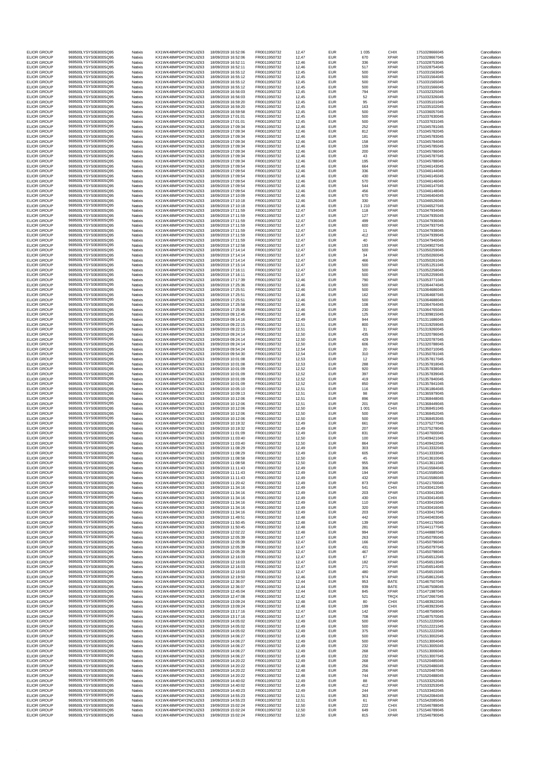| | | | | | | | | | | | |
|---|---|---|---|---|---|---|---|---|---|---|---|
| ELIOR GROUP | 969500LYSYS0E800SQ95 | Natixis | KX1WK48MPD4Y2NCUIZ63 | 18/09/2019 16:52:06 | FR0011950732 | 12,47 | EUR | 1 035 | CHIX | 1751028666045 | Cancellation |
| ELIOR GROUP | 969500LYSYS0E800SQ95 | Natixis | KX1WK48MPD4Y2NCUIZ63 | 18/09/2019 16:52:06 | FR0011950732 | 12,47 | EUR | 670 | XPAR | 1751028667045 | Cancellation |
| ELIOR GROUP | 969500LYSYS0E800SQ95 | Natixis | KX1WK48MPD4Y2NCUIZ63 | 18/09/2019 16:52:11 | FR0011950732 | 12,46 | EUR | 336 | XPAR | 1751028753045 | Cancellation |
| ELIOR GROUP | 969500LYSYS0E800SQ95 | Natixis | KX1WK48MPD4Y2NCUIZ63 | 18/09/2019 16:52:11 | FR0011950732 | 12,46 | EUR | 517 | XPAR | 1751028754045 | Cancellation |
| ELIOR GROUP | 969500LYSYS0E800SQ95 | Natixis | KX1WK48MPD4Y2NCUIZ63 | 18/09/2019 16:55:12 | FR0011950732 | 12,45 | EUR | 500 | XPAR | 1751031563045 | Cancellation |
| ELIOR GROUP | 969500LYSYS0E800SQ95 | Natixis | KX1WK48MPD4Y2NCUIZ63 | 18/09/2019 16:55:12 | FR0011950732 | 12,45 | EUR | 500 | XPAR | 1751031564045 | Cancellation |
| ELIOR GROUP | 969500LYSYS0E800SQ95 | Natixis | KX1WK48MPD4Y2NCUIZ63 | 18/09/2019 16:55:12 | FR0011950732 | 12,45 | EUR | 500 | XPAR | 1751031565045 | Cancellation |
| ELIOR GROUP | 969500LYSYS0E800SQ95 | Natixis | KX1WK48MPD4Y2NCUIZ63 | 18/09/2019 16:55:12 | FR0011950732 | 12,45 | EUR | 500 | XPAR | 1751031566045 | Cancellation |
| ELIOR GROUP | 969500LYSYS0E800SQ95 | Natixis | KX1WK48MPD4Y2NCUIZ63 | 18/09/2019 16:56:03 | FR0011950732 | 12,45 | EUR | 794 | XPAR | 1751032325045 | Cancellation |
| ELIOR GROUP | 969500LYSYS0E800SQ95 | Natixis | KX1WK48MPD4Y2NCUIZ63 | 18/09/2019 16:56:03 | FR0011950732 | 12,45 | EUR | 52 | XPAR | 1751032326045 | Cancellation |
| ELIOR GROUP | 969500LYSYS0E800SQ95 | Natixis | KX1WK48MPD4Y2NCUIZ63 | 18/09/2019 16:59:20 | FR0011950732 | 12,45 | EUR | 95 | XPAR | 1751035101045 | Cancellation |
| ELIOR GROUP | 969500LYSYS0E800SQ95 | Natixis | KX1WK48MPD4Y2NCUIZ63 | 18/09/2019 16:59:20 | FR0011950732 | 12,45 | EUR | 163 | XPAR | 1751035102045 | Cancellation |
| ELIOR GROUP | 969500LYSYS0E800SQ95 | Natixis | KX1WK48MPD4Y2NCUIZ63 | 18/09/2019 16:59:58 | FR0011950732 | 12,45 | EUR | 500 | XPAR | 1751036057045 | Cancellation |
| ELIOR GROUP | 969500LYSYS0E800SQ95 | Natixis | KX1WK48MPD4Y2NCUIZ63 | 18/09/2019 17:01:01 | FR0011950732 | 12,45 | EUR | 500 | XPAR | 1751037630045 | Cancellation |
| ELIOR GROUP | 969500LYSYS0E800SQ95 | Natixis | KX1WK48MPD4Y2NCUIZ63 | 18/09/2019 17:01:01 | FR0011950732 | 12,45 | EUR | 500 | XPAR | 1751037631045 | Cancellation |
| ELIOR GROUP | 969500LYSYS0E800SQ95 | Natixis | KX1WK48MPD4Y2NCUIZ63 | 18/09/2019 17:09:34 | FR0011950732 | 12,46 | EUR | 252 | XPAR | 1751045781045 | Cancellation |
| ELIOR GROUP | 969500LYSYS0E800SQ95 | Natixis | KX1WK48MPD4Y2NCUIZ63 | 18/09/2019 17:09:34 | FR0011950732 | 12,46 | EUR | 812 | XPAR | 1751045782045 | Cancellation |
| ELIOR GROUP | 969500LYSYS0E800SQ95 | Natixis | KX1WK48MPD4Y2NCUIZ63 | 18/09/2019 17:09:34 | FR0011950732 | 12,46 | EUR | 181 | XPAR | 1751045783045 | Cancellation |
| ELIOR GROUP | 969500LYSYS0E800SQ95 | Natixis | KX1WK48MPD4Y2NCUIZ63 | 18/09/2019 17:09:34 | FR0011950732 | 12,46 | EUR | 158 | XPAR | 1751045784045 | Cancellation |
| ELIOR GROUP | 969500LYSYS0E800SQ95 | Natixis | KX1WK48MPD4Y2NCUIZ63 | 18/09/2019 17:09:34 | FR0011950732 | 12,46 | EUR | 159 | XPAR | 1751045785045 | Cancellation |
| ELIOR GROUP | 969500LYSYS0E800SQ95 | Natixis | KX1WK48MPD4Y2NCUIZ63 | 18/09/2019 17:09:34 | FR0011950732 | 12,46 | EUR | 200 | XPAR | 1751045786045 | Cancellation |
| ELIOR GROUP | 969500LYSYS0E800SQ95 | Natixis | KX1WK48MPD4Y2NCUIZ63 | 18/09/2019 17:09:34 | FR0011950732 | 12,46 | EUR | 43 | XPAR | 1751045787045 | Cancellation |
| ELIOR GROUP | 969500LYSYS0E800SQ95 | Natixis | KX1WK48MPD4Y2NCUIZ63 | 18/09/2019 17:09:34 | FR0011950732 | 12,46 | EUR | 195 | XPAR | 1751045788045 | Cancellation |
| ELIOR GROUP | 969500LYSYS0E800SQ95 | Natixis | KX1WK48MPD4Y2NCUIZ63 | 18/09/2019 17:09:54 | FR0011950732 | 12,46 | EUR | 664 | XPAR | 1751046143045 | Cancellation |
| ELIOR GROUP | 969500LYSYS0E800SQ95 | Natixis | KX1WK48MPD4Y2NCUIZ63 | 18/09/2019 17:09:54 | FR0011950732 | 12,46 | EUR | 336 | XPAR | 1751046144045 | Cancellation |
| ELIOR GROUP | 969500LYSYS0E800SQ95 | Natixis | KX1WK48MPD4Y2NCUIZ63 | 18/09/2019 17:09:54 | FR0011950732 | 12,46 | EUR | 430 | XPAR | 1751046145045 | Cancellation |
| ELIOR GROUP | 969500LYSYS0E800SQ95 | Natixis | KX1WK48MPD4Y2NCUIZ63 | 18/09/2019 17:09:54 | FR0011950732 | 12,46 | EUR | 570 | XPAR | 1751046146045 | Cancellation |
| ELIOR GROUP | 969500LYSYS0E800SQ95 | Natixis | KX1WK48MPD4Y2NCUIZ63 | 18/09/2019 17:09:54 | FR0011950732 | 12,46 | EUR | 544 | XPAR | 1751046147045 | Cancellation |
| ELIOR GROUP | 969500LYSYS0E800SQ95 | Natixis | KX1WK48MPD4Y2NCUIZ63 | 18/09/2019 17:09:54 | FR0011950732 | 12,46 | EUR | 456 | XPAR | 1751046148045 | Cancellation |
| ELIOR GROUP | 969500LYSYS0E800SQ95 | Natixis | KX1WK48MPD4Y2NCUIZ63 | 18/09/2019 17:10:09 | FR0011950732 | 12,46 | EUR | 670 | XPAR | 1751046404045 | Cancellation |
| ELIOR GROUP | 969500LYSYS0E800SQ95 | Natixis | KX1WK48MPD4Y2NCUIZ63 | 18/09/2019 17:10:18 | FR0011950732 | 12,46 | EUR | 330 | XPAR | 1751046526045 | Cancellation |
| ELIOR GROUP | 969500LYSYS0E800SQ95 | Natixis | KX1WK48MPD4Y2NCUIZ63 | 18/09/2019 17:10:18 | FR0011950732 | 12,46 | EUR | 1 210 | XPAR | 1751046527045 | Cancellation |
| ELIOR GROUP | 969500LYSYS0E800SQ95 | Natixis | KX1WK48MPD4Y2NCUIZ63 | 18/09/2019 17:11:59 | FR0011950732 | 12,47 | EUR | 118 | XPAR | 1751047934045 | Cancellation |
| ELIOR GROUP | 969500LYSYS0E800SQ95 | Natixis | KX1WK48MPD4Y2NCUIZ63 | 18/09/2019 17:11:59 | FR0011950732 | 12,47 | EUR | 127 | XPAR | 1751047935045 | Cancellation |
| ELIOR GROUP | 969500LYSYS0E800SQ95 | Natixis | KX1WK48MPD4Y2NCUIZ63 | 18/09/2019 17:11:59 | FR0011950732 | 12,47 | EUR | 499 | XPAR | 1751047936045 | Cancellation |
| ELIOR GROUP | 969500LYSYS0E800SQ95 | Natixis | KX1WK48MPD4Y2NCUIZ63 | 18/09/2019 17:11:59 | FR0011950732 | 12,47 | EUR | 600 | XPAR | 1751047937045 | Cancellation |
| ELIOR GROUP | 969500LYSYS0E800SQ95 | Natixis | KX1WK48MPD4Y2NCUIZ63 | 18/09/2019 17:11:59 | FR0011950732 | 12,47 | EUR | 11 | XPAR | 1751047938045 | Cancellation |
| ELIOR GROUP | 969500LYSYS0E800SQ95 | Natixis | KX1WK48MPD4Y2NCUIZ63 | 18/09/2019 17:11:59 | FR0011950732 | 12,47 | EUR | 412 | XPAR | 1751047939045 | Cancellation |
| ELIOR GROUP | 969500LYSYS0E800SQ95 | Natixis | KX1WK48MPD4Y2NCUIZ63 | 18/09/2019 17:11:59 | FR0011950732 | 12,47 | EUR | 40 | XPAR | 1751047940045 | Cancellation |
| ELIOR GROUP | 969500LYSYS0E800SQ95 | Natixis | KX1WK48MPD4Y2NCUIZ63 | 18/09/2019 17:12:58 | FR0011950732 | 12,47 | EUR | 193 | XPAR | 1751049027045 | Cancellation |
| ELIOR GROUP | 969500LYSYS0E800SQ95 | Natixis | KX1WK48MPD4Y2NCUIZ63 | 18/09/2019 17:14:14 | FR0011950732 | 12,47 | EUR | 500 | XPAR | 1751050259045 | Cancellation |
| ELIOR GROUP | 969500LYSYS0E800SQ95 | Natixis | KX1WK48MPD4Y2NCUIZ63 | 18/09/2019 17:14:14 | FR0011950732 | 12,47 | EUR | 34 | XPAR | 1751050260045 | Cancellation |
| ELIOR GROUP | 969500LYSYS0E800SQ95 | Natixis | KX1WK48MPD4Y2NCUIZ63 | 18/09/2019 17:14:14 | FR0011950732 | 12,47 | EUR | 466 | XPAR | 1751050261045 | Cancellation |
| ELIOR GROUP | 969500LYSYS0E800SQ95 | Natixis | KX1WK48MPD4Y2NCUIZ63 | 18/09/2019 17:15:14 | FR0011950732 | 12,47 | EUR | 500 | XPAR | 1751051251045 | Cancellation |
| ELIOR GROUP | 969500LYSYS0E800SQ95 | Natixis | KX1WK48MPD4Y2NCUIZ63 | 18/09/2019 17:16:11 | FR0011950732 | 12,47 | EUR | 500 | XPAR | 1751052258045 | Cancellation |
| ELIOR GROUP | 969500LYSYS0E800SQ95 | Natixis | KX1WK48MPD4Y2NCUIZ63 | 18/09/2019 17:16:11 | FR0011950732 | 12,47 | EUR | 500 | XPAR | 1751052259045 | Cancellation |
| ELIOR GROUP | 969500LYSYS0E800SQ95 | Natixis | KX1WK48MPD4Y2NCUIZ63 | 18/09/2019 17:17:39 | FR0011950732 | 12,46 | EUR | 790 | XPAR | 1751053771045 | Cancellation |
| ELIOR GROUP | 969500LYSYS0E800SQ95 | Natixis | KX1WK48MPD4Y2NCUIZ63 | 18/09/2019 17:25:36 | FR0011950732 | 12,46 | EUR | 500 | XPAR | 1751064474045 | Cancellation |
| ELIOR GROUP | 969500LYSYS0E800SQ95 | Natixis | KX1WK48MPD4Y2NCUIZ63 | 18/09/2019 17:25:51 | FR0011950732 | 12,46 | EUR | 500 | XPAR | 1751064686045 | Cancellation |
| ELIOR GROUP | 969500LYSYS0E800SQ95 | Natixis | KX1WK48MPD4Y2NCUIZ63 | 18/09/2019 17:25:51 | FR0011950732 | 12,46 | EUR | 162 | XPAR | 1751064687045 | Cancellation |
| ELIOR GROUP | 969500LYSYS0E800SQ95 | Natixis | KX1WK48MPD4Y2NCUIZ63 | 18/09/2019 17:25:51 | FR0011950732 | 12,46 | EUR | 500 | XPAR | 1751064688045 | Cancellation |
| ELIOR GROUP | 969500LYSYS0E800SQ95 | Natixis | KX1WK48MPD4Y2NCUIZ63 | 18/09/2019 17:25:58 | FR0011950732 | 12,46 | EUR | 108 | XPAR | 1751064764045 | Cancellation |
| ELIOR GROUP | 969500LYSYS0E800SQ95 | Natixis | KX1WK48MPD4Y2NCUIZ63 | 18/09/2019 17:25:58 | FR0011950732 | 12,46 | EUR | 230 | XPAR | 1751064765045 | Cancellation |
| ELIOR GROUP | 969500LYSYS0E800SQ95 | Natixis | KX1WK48MPD4Y2NCUIZ63 | 19/09/2019 09:12:45 | FR0011950732 | 12,48 | EUR | 125 | XPAR | 1751309815045 | Cancellation |
| ELIOR GROUP | 969500LYSYS0E800SQ95 | Natixis | KX1WK48MPD4Y2NCUIZ63 | 19/09/2019 09:14:16 | FR0011950732 | 12,49 | EUR | 944 | XPAR | 1751311686045 | Cancellation |
| ELIOR GROUP | 969500LYSYS0E800SQ95 | Natixis | KX1WK48MPD4Y2NCUIZ63 | 19/09/2019 09:22:15 | FR0011950732 | 12,51 | EUR | 800 | XPAR | 1751319259045 | Cancellation |
| ELIOR GROUP | 969500LYSYS0E800SQ95 | Natixis | KX1WK48MPD4Y2NCUIZ63 | 19/09/2019 09:22:15 | FR0011950732 | 12,51 | EUR | 31 | XPAR | 1751319260045 | Cancellation |
| ELIOR GROUP | 969500LYSYS0E800SQ95 | Natixis | KX1WK48MPD4Y2NCUIZ63 | 19/09/2019 09:24:14 | FR0011950732 | 12,50 | EUR | 435 | XPAR | 1751320786045 | Cancellation |
| ELIOR GROUP | 969500LYSYS0E800SQ95 | Natixis | KX1WK48MPD4Y2NCUIZ63 | 19/09/2019 09:24:14 | FR0011950732 | 12,50 | EUR | 429 | XPAR | 1751320787045 | Cancellation |
| ELIOR GROUP | 969500LYSYS0E800SQ95 | Natixis | KX1WK48MPD4Y2NCUIZ63 | 19/09/2019 09:24:14 | FR0011950732 | 12,50 | EUR | 606 | XPAR | 1751320788045 | Cancellation |
| ELIOR GROUP | 969500LYSYS0E800SQ95 | Natixis | KX1WK48MPD4Y2NCUIZ63 | 19/09/2019 09:54:24 | FR0011950732 | 12,54 | EUR | 20 | XPAR | 1751350710045 | Cancellation |
| ELIOR GROUP | 969500LYSYS0E800SQ95 | Natixis | KX1WK48MPD4Y2NCUIZ63 | 19/09/2019 09:54:30 | FR0011950732 | 12,54 | EUR | 310 | XPAR | 1751350781045 | Cancellation |
| ELIOR GROUP | 969500LYSYS0E800SQ95 | Natixis | KX1WK48MPD4Y2NCUIZ63 | 19/09/2019 10:01:08 | FR0011950732 | 12,53 | EUR | 12 | XPAR | 1751357817045 | Cancellation |
| ELIOR GROUP | 969500LYSYS0E800SQ95 | Natixis | KX1WK48MPD4Y2NCUIZ63 | 19/09/2019 10:01:08 | FR0011950732 | 12,53 | EUR | 288 | XPAR | 1751357818045 | Cancellation |
| ELIOR GROUP | 969500LYSYS0E800SQ95 | Natixis | KX1WK48MPD4Y2NCUIZ63 | 19/09/2019 10:01:09 | FR0011950732 | 12,52 | EUR | 920 | XPAR | 1751357838045 | Cancellation |
| ELIOR GROUP | 969500LYSYS0E800SQ95 | Natixis | KX1WK48MPD4Y2NCUIZ63 | 19/09/2019 10:01:09 | FR0011950732 | 12,52 | EUR | 397 | XPAR | 1751357839045 | Cancellation |
| ELIOR GROUP | 969500LYSYS0E800SQ95 | Natixis | KX1WK48MPD4Y2NCUIZ63 | 19/09/2019 10:01:09 | FR0011950732 | 12,52 | EUR | 419 | XPAR | 1751357840045 | Cancellation |
| ELIOR GROUP | 969500LYSYS0E800SQ95 | Natixis | KX1WK48MPD4Y2NCUIZ63 | 19/09/2019 10:01:09 | FR0011950732 | 12,52 | EUR | 850 | XPAR | 1751357841045 | Cancellation |
| ELIOR GROUP | 969500LYSYS0E800SQ95 | Natixis | KX1WK48MPD4Y2NCUIZ63 | 19/09/2019 10:05:10 | FR0011950732 | 12,51 | EUR | 116 | XPAR | 1751361864045 | Cancellation |
| ELIOR GROUP | 969500LYSYS0E800SQ95 | Natixis | KX1WK48MPD4Y2NCUIZ63 | 19/09/2019 10:09:13 | FR0011950732 | 12,51 | EUR | 98 | XPAR | 1751365979045 | Cancellation |
| ELIOR GROUP | 969500LYSYS0E800SQ95 | Natixis | KX1WK48MPD4Y2NCUIZ63 | 19/09/2019 10:12:06 | FR0011950732 | 12,51 | EUR | 896 | XPAR | 1751368448045 | Cancellation |
| ELIOR GROUP | 969500LYSYS0E800SQ95 | Natixis | KX1WK48MPD4Y2NCUIZ63 | 19/09/2019 10:12:06 | FR0011950732 | 12,51 | EUR | 201 | XPAR | 1751368449045 | Cancellation |
| ELIOR GROUP | 969500LYSYS0E800SQ95 | Natixis | KX1WK48MPD4Y2NCUIZ63 | 19/09/2019 10:12:06 | FR0011950732 | 12,50 | EUR | 1 001 | CHIX | 1751368451045 | Cancellation |
| ELIOR GROUP | 969500LYSYS0E800SQ95 | Natixis | KX1WK48MPD4Y2NCUIZ63 | 19/09/2019 10:12:06 | FR0011950732 | 12,50 | EUR | 500 | XPAR | 1751368452045 | Cancellation |
| ELIOR GROUP | 969500LYSYS0E800SQ95 | Natixis | KX1WK48MPD4Y2NCUIZ63 | 19/09/2019 10:12:06 | FR0011950732 | 12,50 | EUR | 500 | XPAR | 1751368453045 | Cancellation |
| ELIOR GROUP | 969500LYSYS0E800SQ95 | Natixis | KX1WK48MPD4Y2NCUIZ63 | 19/09/2019 10:19:32 | FR0011950732 | 12,49 | EUR | 661 | XPAR | 1751375277045 | Cancellation |
| ELIOR GROUP | 969500LYSYS0E800SQ95 | Natixis | KX1WK48MPD4Y2NCUIZ63 | 19/09/2019 10:19:32 | FR0011950732 | 12,49 | EUR | 207 | XPAR | 1751375278045 | Cancellation |
| ELIOR GROUP | 969500LYSYS0E800SQ95 | Natixis | KX1WK48MPD4Y2NCUIZ63 | 19/09/2019 11:01:09 | FR0011950732 | 12,49 | EUR | 831 | XPAR | 1751407600045 | Cancellation |
| ELIOR GROUP | 969500LYSYS0E800SQ95 | Natixis | KX1WK48MPD4Y2NCUIZ63 | 19/09/2019 11:03:40 | FR0011950732 | 12,50 | EUR | 100 | XPAR | 1751409421045 | Cancellation |
| ELIOR GROUP | 969500LYSYS0E800SQ95 | Natixis | KX1WK48MPD4Y2NCUIZ63 | 19/09/2019 11:03:40 | FR0011950732 | 12,50 | EUR | 864 | XPAR | 1751409422045 | Cancellation |
| ELIOR GROUP | 969500LYSYS0E800SQ95 | Natixis | KX1WK48MPD4Y2NCUIZ63 | 19/09/2019 11:08:29 | FR0011950732 | 12,49 | EUR | 303 | XPAR | 1751413332045 | Cancellation |
| ELIOR GROUP | 969500LYSYS0E800SQ95 | Natixis | KX1WK48MPD4Y2NCUIZ63 | 19/09/2019 11:08:29 | FR0011950732 | 12,49 | EUR | 605 | XPAR | 1751413333045 | Cancellation |
| ELIOR GROUP | 969500LYSYS0E800SQ95 | Natixis | KX1WK48MPD4Y2NCUIZ63 | 19/09/2019 11:08:58 | FR0011950732 | 12,50 | EUR | 45 | XPAR | 1751413610045 | Cancellation |
| ELIOR GROUP | 969500LYSYS0E800SQ95 | Natixis | KX1WK48MPD4Y2NCUIZ63 | 19/09/2019 11:08:58 | FR0011950732 | 12,50 | EUR | 955 | XPAR | 1751413611045 | Cancellation |
| ELIOR GROUP | 969500LYSYS0E800SQ95 | Natixis | KX1WK48MPD4Y2NCUIZ63 | 19/09/2019 11:11:43 | FR0011950732 | 12,49 | EUR | 306 | XPAR | 1751415584045 | Cancellation |
| ELIOR GROUP | 969500LYSYS0E800SQ95 | Natixis | KX1WK48MPD4Y2NCUIZ63 | 19/09/2019 11:11:43 | FR0011950732 | 12,49 | EUR | 194 | XPAR | 1751415585045 | Cancellation |
| ELIOR GROUP | 969500LYSYS0E800SQ95 | Natixis | KX1WK48MPD4Y2NCUIZ63 | 19/09/2019 11:11:43 | FR0011950732 | 12,49 | EUR | 432 | XPAR | 1751415586045 | Cancellation |
| ELIOR GROUP | 969500LYSYS0E800SQ95 | Natixis | KX1WK48MPD4Y2NCUIZ63 | 19/09/2019 11:20:42 | FR0011950732 | 12,49 | EUR | 873 | XPAR | 1751421700045 | Cancellation |
| ELIOR GROUP | 969500LYSYS0E800SQ95 | Natixis | KX1WK48MPD4Y2NCUIZ63 | 19/09/2019 11:34:16 | FR0011950732 | 12,49 | EUR | 541 | CHIX | 1751430412045 | Cancellation |
| ELIOR GROUP | 969500LYSYS0E800SQ95 | Natixis | KX1WK48MPD4Y2NCUIZ63 | 19/09/2019 11:34:16 | FR0011950732 | 12,49 | EUR | 203 | XPAR | 1751430413045 | Cancellation |
| ELIOR GROUP | 969500LYSYS0E800SQ95 | Natixis | KX1WK48MPD4Y2NCUIZ63 | 19/09/2019 11:34:16 | FR0011950732 | 12,49 | EUR | 430 | CHIX | 1751430414045 | Cancellation |
| ELIOR GROUP | 969500LYSYS0E800SQ95 | Natixis | KX1WK48MPD4Y2NCUIZ63 | 19/09/2019 11:34:16 | FR0011950732 | 12,49 | EUR | 110 | XPAR | 1751430415045 | Cancellation |
| ELIOR GROUP | 969500LYSYS0E800SQ95 | Natixis | KX1WK48MPD4Y2NCUIZ63 | 19/09/2019 11:34:16 | FR0011950732 | 12,49 | EUR | 320 | XPAR | 1751430416045 | Cancellation |
| ELIOR GROUP | 969500LYSYS0E800SQ95 | Natixis | KX1WK48MPD4Y2NCUIZ63 | 19/09/2019 11:34:16 | FR0011950732 | 12,49 | EUR | 203 | XPAR | 1751430417045 | Cancellation |
| ELIOR GROUP | 969500LYSYS0E800SQ95 | Natixis | KX1WK48MPD4Y2NCUIZ63 | 19/09/2019 11:49:51 | FR0011950732 | 12,48 | EUR | 442 | XPAR | 1751440403045 | Cancellation |
| ELIOR GROUP | 969500LYSYS0E800SQ95 | Natixis | KX1WK48MPD4Y2NCUIZ63 | 19/09/2019 11:50:45 | FR0011950732 | 12,48 | EUR | 139 | XPAR | 1751441176045 | Cancellation |
| ELIOR GROUP | 969500LYSYS0E800SQ95 | Natixis | KX1WK48MPD4Y2NCUIZ63 | 19/09/2019 11:50:45 | FR0011950732 | 12,48 | EUR | 281 | XPAR | 1751441177045 | Cancellation |
| ELIOR GROUP | 969500LYSYS0E800SQ95 | Natixis | KX1WK48MPD4Y2NCUIZ63 | 19/09/2019 12:02:22 | FR0011950732 | 12,48 | EUR | 994 | XPAR | 1751448887045 | Cancellation |
| ELIOR GROUP | 969500LYSYS0E800SQ95 | Natixis | KX1WK48MPD4Y2NCUIZ63 | 19/09/2019 12:05:39 | FR0011950732 | 12,47 | EUR | 263 | XPAR | 1751450795045 | Cancellation |
| ELIOR GROUP | 969500LYSYS0E800SQ95 | Natixis | KX1WK48MPD4Y2NCUIZ63 | 19/09/2019 12:05:39 | FR0011950732 | 12,47 | EUR | 166 | XPAR | 1751450796045 | Cancellation |
| ELIOR GROUP | 969500LYSYS0E800SQ95 | Natixis | KX1WK48MPD4Y2NCUIZ63 | 19/09/2019 12:05:39 | FR0011950732 | 12,47 | EUR | 431 | XPAR | 1751450797045 | Cancellation |
| ELIOR GROUP | 969500LYSYS0E800SQ95 | Natixis | KX1WK48MPD4Y2NCUIZ63 | 19/09/2019 12:05:39 | FR0011950732 | 12,47 | EUR | 467 | XPAR | 1751450798045 | Cancellation |
| ELIOR GROUP | 969500LYSYS0E800SQ95 | Natixis | KX1WK48MPD4Y2NCUIZ63 | 19/09/2019 12:16:03 | FR0011950732 | 12,47 | EUR | 67 | XPAR | 1751456512045 | Cancellation |
| ELIOR GROUP | 969500LYSYS0E800SQ95 | Natixis | KX1WK48MPD4Y2NCUIZ63 | 19/09/2019 12:16:03 | FR0011950732 | 12,47 | EUR | 182 | XPAR | 1751456513045 | Cancellation |
| ELIOR GROUP | 969500LYSYS0E800SQ95 | Natixis | KX1WK48MPD4Y2NCUIZ63 | 19/09/2019 12:16:03 | FR0011950732 | 12,47 | EUR | 271 | XPAR | 1751456514045 | Cancellation |
| ELIOR GROUP | 969500LYSYS0E800SQ95 | Natixis | KX1WK48MPD4Y2NCUIZ63 | 19/09/2019 12:16:03 | FR0011950732 | 12,47 | EUR | 480 | XPAR | 1751456515045 | Cancellation |
| ELIOR GROUP | 969500LYSYS0E800SQ95 | Natixis | KX1WK48MPD4Y2NCUIZ63 | 19/09/2019 12:19:50 | FR0011950732 | 12,46 | EUR | 974 | XPAR | 1751458612045 | Cancellation |
| ELIOR GROUP | 969500LYSYS0E800SQ95 | Natixis | KX1WK48MPD4Y2NCUIZ63 | 19/09/2019 12:36:07 | FR0011950732 | 12,44 | EUR | 953 | BATE | 1751467507045 | Cancellation |
| ELIOR GROUP | 969500LYSYS0E800SQ95 | Natixis | KX1WK48MPD4Y2NCUIZ63 | 19/09/2019 12:36:07 | FR0011950732 | 12,44 | EUR | 939 | BATE | 1751467508045 | Cancellation |
| ELIOR GROUP | 969500LYSYS0E800SQ95 | Natixis | KX1WK48MPD4Y2NCUIZ63 | 19/09/2019 12:45:04 | FR0011950732 | 12,44 | EUR | 845 | XPAR | 1751471987045 | Cancellation |
| ELIOR GROUP | 969500LYSYS0E800SQ95 | Natixis | KX1WK48MPD4Y2NCUIZ63 | 19/09/2019 12:47:08 | FR0011950732 | 12,42 | EUR | 521 | TRQX | 1751472667045 | Cancellation |
| ELIOR GROUP | 969500LYSYS0E800SQ95 | Natixis | KX1WK48MPD4Y2NCUIZ63 | 19/09/2019 13:09:24 | FR0011950732 | 12,48 | EUR | 80 | CHIX | 1751483922045 | Cancellation |
| ELIOR GROUP | 969500LYSYS0E800SQ95 | Natixis | KX1WK48MPD4Y2NCUIZ63 | 19/09/2019 13:09:24 | FR0011950732 | 12,48 | EUR | 199 | CHIX | 1751483923045 | Cancellation |
| ELIOR GROUP | 969500LYSYS0E800SQ95 | Natixis | KX1WK48MPD4Y2NCUIZ63 | 19/09/2019 13:17:16 | FR0011950732 | 12,47 | EUR | 142 | XPAR | 1751487569045 | Cancellation |
| ELIOR GROUP | 969500LYSYS0E800SQ95 | Natixis | KX1WK48MPD4Y2NCUIZ63 | 19/09/2019 13:17:16 | FR0011950732 | 12,47 | EUR | 708 | XPAR | 1751487570045 | Cancellation |
| ELIOR GROUP | 969500LYSYS0E800SQ95 | Natixis | KX1WK48MPD4Y2NCUIZ63 | 19/09/2019 14:05:02 | FR0011950732 | 12,49 | EUR | 500 | XPAR | 1751512220045 | Cancellation |
| ELIOR GROUP | 969500LYSYS0E800SQ95 | Natixis | KX1WK48MPD4Y2NCUIZ63 | 19/09/2019 14:05:02 | FR0011950732 | 12,49 | EUR | 500 | XPAR | 1751512221045 | Cancellation |
| ELIOR GROUP | 969500LYSYS0E800SQ95 | Natixis | KX1WK48MPD4Y2NCUIZ63 | 19/09/2019 14:05:02 | FR0011950732 | 12,49 | EUR | 375 | XPAR | 1751512222045 | Cancellation |
| ELIOR GROUP | 969500LYSYS0E800SQ95 | Natixis | KX1WK48MPD4Y2NCUIZ63 | 19/09/2019 14:06:27 | FR0011950732 | 12,49 | EUR | 500 | XPAR | 1751513002045 | Cancellation |
| ELIOR GROUP | 969500LYSYS0E800SQ95 | Natixis | KX1WK48MPD4Y2NCUIZ63 | 19/09/2019 14:06:27 | FR0011950732 | 12,49 | EUR | 500 | XPAR | 1751513004045 | Cancellation |
| ELIOR GROUP | 969500LYSYS0E800SQ95 | Natixis | KX1WK48MPD4Y2NCUIZ63 | 19/09/2019 14:06:27 | FR0011950732 | 12,49 | EUR | 232 | XPAR | 1751513005045 | Cancellation |
| ELIOR GROUP | 969500LYSYS0E800SQ95 | Natixis | KX1WK48MPD4Y2NCUIZ63 | 19/09/2019 14:06:27 | FR0011950732 | 12,49 | EUR | 268 | XPAR | 1751513006045 | Cancellation |
| ELIOR GROUP | 969500LYSYS0E800SQ95 | Natixis | KX1WK48MPD4Y2NCUIZ63 | 19/09/2019 14:06:27 | FR0011950732 | 12,49 | EUR | 232 | XPAR | 1751513007045 | Cancellation |
| ELIOR GROUP | 969500LYSYS0E800SQ95 | Natixis | KX1WK48MPD4Y2NCUIZ63 | 19/09/2019 14:20:22 | FR0011950732 | 12,49 | EUR | 268 | XPAR | 1751520485045 | Cancellation |
| ELIOR GROUP | 969500LYSYS0E800SQ95 | Natixis | KX1WK48MPD4Y2NCUIZ63 | 19/09/2019 14:20:22 | FR0011950732 | 12,48 | EUR | 256 | XPAR | 1751520486045 | Cancellation |
| ELIOR GROUP | 969500LYSYS0E800SQ95 | Natixis | KX1WK48MPD4Y2NCUIZ63 | 19/09/2019 14:20:22 | FR0011950732 | 12,48 | EUR | 256 | XPAR | 1751520487045 | Cancellation |
| ELIOR GROUP | 969500LYSYS0E800SQ95 | Natixis | KX1WK48MPD4Y2NCUIZ63 | 19/09/2019 14:20:22 | FR0011950732 | 12,48 | EUR | 744 | XPAR | 1751520488045 | Cancellation |
| ELIOR GROUP | 969500LYSYS0E800SQ95 | Natixis | KX1WK48MPD4Y2NCUIZ63 | 19/09/2019 14:40:02 | FR0011950732 | 12,49 | EUR | 88 | XPAR | 1751533252045 | Cancellation |
| ELIOR GROUP | 969500LYSYS0E800SQ95 | Natixis | KX1WK48MPD4Y2NCUIZ63 | 19/09/2019 14:40:02 | FR0011950732 | 12,49 | EUR | 412 | XPAR | 1751533253045 | Cancellation |
| ELIOR GROUP | 969500LYSYS0E800SQ95 | Natixis | KX1WK48MPD4Y2NCUIZ63 | 19/09/2019 14:40:23 | FR0011950732 | 12,49 | EUR | 244 | XPAR | 1751533402045 | Cancellation |
| ELIOR GROUP | 969500LYSYS0E800SQ95 | Natixis | KX1WK48MPD4Y2NCUIZ63 | 19/09/2019 14:55:23 | FR0011950732 | 12,51 | EUR | 363 | XPAR | 1751542084045 | Cancellation |
| ELIOR GROUP | 969500LYSYS0E800SQ95 | Natixis | KX1WK48MPD4Y2NCUIZ63 | 19/09/2019 14:55:23 | FR0011950732 | 12,51 | EUR | 61 | XPAR | 1751542085045 | Cancellation |
| ELIOR GROUP | 969500LYSYS0E800SQ95 | Natixis | KX1WK48MPD4Y2NCUIZ63 | 19/09/2019 15:02:24 | FR0011950732 | 12,50 | EUR | 222 | CHIX | 1751546788045 | Cancellation |
| ELIOR GROUP | 969500LYSYS0E800SQ95 | Natixis | KX1WK48MPD4Y2NCUIZ63 | 19/09/2019 15:02:24 | FR0011950732 | 12,50 | EUR | 649 | CHIX | 1751546789045 | Cancellation |
| ELIOR GROUP | 969500LYSYS0E800SQ95 | Natixis | KX1WK48MPD4Y2NCUIZ63 | 19/09/2019 15:02:24 | FR0011950732 | 12,50 | EUR | 815 | XPAR | 1751546790045 | Cancellation |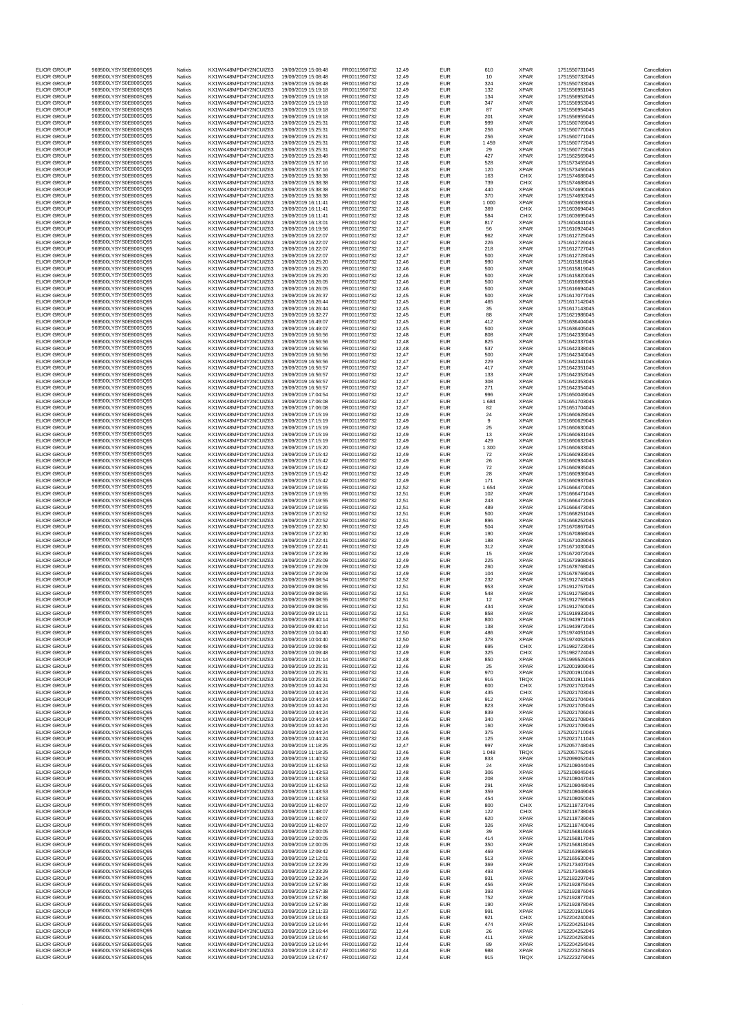| | | | | | | | | | | | |
|---|---|---|---|---|---|---|---|---|---|---|---|
| ELIOR GROUP | 969500LYSYS0E800SQ95 | Natixis | KX1WK48MPD4Y2NCUIZ63 | 19/09/2019 15:08:48 | FR0011950732 | 12,49 | EUR | 610 | XPAR | 1751550731045 | Cancellation |
| ELIOR GROUP | 969500LYSYS0E800SQ95 | Natixis | KX1WK48MPD4Y2NCUIZ63 | 19/09/2019 15:08:48 | FR0011950732 | 12,49 | EUR | 10 | XPAR | 1751550732045 | Cancellation |
| ELIOR GROUP | 969500LYSYS0E800SQ95 | Natixis | KX1WK48MPD4Y2NCUIZ63 | 19/09/2019 15:08:48 | FR0011950732 | 12,49 | EUR | 324 | XPAR | 1751550733045 | Cancellation |
| ELIOR GROUP | 969500LYSYS0E800SQ95 | Natixis | KX1WK48MPD4Y2NCUIZ63 | 19/09/2019 15:19:18 | FR0011950732 | 12,49 | EUR | 132 | XPAR | 1751556951045 | Cancellation |
| ELIOR GROUP | 969500LYSYS0E800SQ95 | Natixis | KX1WK48MPD4Y2NCUIZ63 | 19/09/2019 15:19:18 | FR0011950732 | 12,49 | EUR | 134 | XPAR | 1751556952045 | Cancellation |
| ELIOR GROUP | 969500LYSYS0E800SQ95 | Natixis | KX1WK48MPD4Y2NCUIZ63 | 19/09/2019 15:19:18 | FR0011950732 | 12,49 | EUR | 347 | XPAR | 1751556953045 | Cancellation |
| ELIOR GROUP | 969500LYSYS0E800SQ95 | Natixis | KX1WK48MPD4Y2NCUIZ63 | 19/09/2019 15:19:18 | FR0011950732 | 12,49 | EUR | 87 | XPAR | 1751556954045 | Cancellation |
| ELIOR GROUP | 969500LYSYS0E800SQ95 | Natixis | KX1WK48MPD4Y2NCUIZ63 | 19/09/2019 15:19:18 | FR0011950732 | 12,49 | EUR | 201 | XPAR | 1751556955045 | Cancellation |
| ELIOR GROUP | 969500LYSYS0E800SQ95 | Natixis | KX1WK48MPD4Y2NCUIZ63 | 19/09/2019 15:25:31 | FR0011950732 | 12,48 | EUR | 999 | XPAR | 1751560769045 | Cancellation |
| ELIOR GROUP | 969500LYSYS0E800SQ95 | Natixis | KX1WK48MPD4Y2NCUIZ63 | 19/09/2019 15:25:31 | FR0011950732 | 12,48 | EUR | 256 | XPAR | 1751560770045 | Cancellation |
| ELIOR GROUP | 969500LYSYS0E800SQ95 | Natixis | KX1WK48MPD4Y2NCUIZ63 | 19/09/2019 15:25:31 | FR0011950732 | 12,48 | EUR | 256 | XPAR | 1751560771045 | Cancellation |
| ELIOR GROUP | 969500LYSYS0E800SQ95 | Natixis | KX1WK48MPD4Y2NCUIZ63 | 19/09/2019 15:25:31 | FR0011950732 | 12,48 | EUR | 1 459 | XPAR | 1751560772045 | Cancellation |
| ELIOR GROUP | 969500LYSYS0E800SQ95 | Natixis | KX1WK48MPD4Y2NCUIZ63 | 19/09/2019 15:25:31 | FR0011950732 | 12,48 | EUR | 29 | XPAR | 1751560773045 | Cancellation |
| ELIOR GROUP | 969500LYSYS0E800SQ95 | Natixis | KX1WK48MPD4Y2NCUIZ63 | 19/09/2019 15:28:48 | FR0011950732 | 12,48 | EUR | 427 | XPAR | 1751562569045 | Cancellation |
| ELIOR GROUP | 969500LYSYS0E800SQ95 | Natixis | KX1WK48MPD4Y2NCUIZ63 | 19/09/2019 15:37:16 | FR0011950732 | 12,48 | EUR | 528 | XPAR | 1751573455045 | Cancellation |
| ELIOR GROUP | 969500LYSYS0E800SQ95 | Natixis | KX1WK48MPD4Y2NCUIZ63 | 19/09/2019 15:37:16 | FR0011950732 | 12,48 | EUR | 120 | XPAR | 1751573456045 | Cancellation |
| ELIOR GROUP | 969500LYSYS0E800SQ95 | Natixis | KX1WK48MPD4Y2NCUIZ63 | 19/09/2019 15:38:38 | FR0011950732 | 12,48 | EUR | 163 | CHIX | 1751574686045 | Cancellation |
| ELIOR GROUP | 969500LYSYS0E800SQ95 | Natixis | KX1WK48MPD4Y2NCUIZ63 | 19/09/2019 15:38:38 | FR0011950732 | 12,48 | EUR | 739 | CHIX | 1751574688045 | Cancellation |
| ELIOR GROUP | 969500LYSYS0E800SQ95 | Natixis | KX1WK48MPD4Y2NCUIZ63 | 19/09/2019 15:38:38 | FR0011950732 | 12,48 | EUR | 440 | XPAR | 1751574690045 | Cancellation |
| ELIOR GROUP | 969500LYSYS0E800SQ95 | Natixis | KX1WK48MPD4Y2NCUIZ63 | 19/09/2019 15:38:38 | FR0011950732 | 12,48 | EUR | 370 | XPAR | 1751574692045 | Cancellation |
| ELIOR GROUP | 969500LYSYS0E800SQ95 | Natixis | KX1WK48MPD4Y2NCUIZ63 | 19/09/2019 16:11:41 | FR0011950732 | 12,48 | EUR | 1 000 | XPAR | 1751603693045 | Cancellation |
| ELIOR GROUP | 969500LYSYS0E800SQ95 | Natixis | KX1WK48MPD4Y2NCUIZ63 | 19/09/2019 16:11:41 | FR0011950732 | 12,48 | EUR | 369 | CHIX | 1751603694045 | Cancellation |
| ELIOR GROUP | 969500LYSYS0E800SQ95 | Natixis | KX1WK48MPD4Y2NCUIZ63 | 19/09/2019 16:11:41 | FR0011950732 | 12,48 | EUR | 584 | CHIX | 1751603695045 | Cancellation |
| ELIOR GROUP | 969500LYSYS0E800SQ95 | Natixis | KX1WK48MPD4Y2NCUIZ63 | 19/09/2019 16:13:01 | FR0011950732 | 12,47 | EUR | 817 | XPAR | 1751604841045 | Cancellation |
| ELIOR GROUP | 969500LYSYS0E800SQ95 | Natixis | KX1WK48MPD4Y2NCUIZ63 | 19/09/2019 16:19:56 | FR0011950732 | 12,47 | EUR | 56 | XPAR | 1751610924045 | Cancellation |
| ELIOR GROUP | 969500LYSYS0E800SQ95 | Natixis | KX1WK48MPD4Y2NCUIZ63 | 19/09/2019 16:22:07 | FR0011950732 | 12,47 | EUR | 962 | XPAR | 1751612725045 | Cancellation |
| ELIOR GROUP | 969500LYSYS0E800SQ95 | Natixis | KX1WK48MPD4Y2NCUIZ63 | 19/09/2019 16:22:07 | FR0011950732 | 12,47 | EUR | 226 | XPAR | 1751612726045 | Cancellation |
| ELIOR GROUP | 969500LYSYS0E800SQ95 | Natixis | KX1WK48MPD4Y2NCUIZ63 | 19/09/2019 16:22:07 | FR0011950732 | 12,47 | EUR | 218 | XPAR | 1751612727045 | Cancellation |
| ELIOR GROUP | 969500LYSYS0E800SQ95 | Natixis | KX1WK48MPD4Y2NCUIZ63 | 19/09/2019 16:22:07 | FR0011950732 | 12,47 | EUR | 500 | XPAR | 1751612728045 | Cancellation |
| ELIOR GROUP | 969500LYSYS0E800SQ95 | Natixis | KX1WK48MPD4Y2NCUIZ63 | 19/09/2019 16:25:20 | FR0011950732 | 12,46 | EUR | 990 | XPAR | 1751615818045 | Cancellation |
| ELIOR GROUP | 969500LYSYS0E800SQ95 | Natixis | KX1WK48MPD4Y2NCUIZ63 | 19/09/2019 16:25:20 | FR0011950732 | 12,46 | EUR | 500 | XPAR | 1751615819045 | Cancellation |
| ELIOR GROUP | 969500LYSYS0E800SQ95 | Natixis | KX1WK48MPD4Y2NCUIZ63 | 19/09/2019 16:25:20 | FR0011950732 | 12,46 | EUR | 500 | XPAR | 1751615820045 | Cancellation |
| ELIOR GROUP | 969500LYSYS0E800SQ95 | Natixis | KX1WK48MPD4Y2NCUIZ63 | 19/09/2019 16:26:05 | FR0011950732 | 12,46 | EUR | 500 | XPAR | 1751616693045 | Cancellation |
| ELIOR GROUP | 969500LYSYS0E800SQ95 | Natixis | KX1WK48MPD4Y2NCUIZ63 | 19/09/2019 16:26:05 | FR0011950732 | 12,46 | EUR | 500 | XPAR | 1751616694045 | Cancellation |
| ELIOR GROUP | 969500LYSYS0E800SQ95 | Natixis | KX1WK48MPD4Y2NCUIZ63 | 19/09/2019 16:26:37 | FR0011950732 | 12,45 | EUR | 500 | XPAR | 1751617077045 | Cancellation |
| ELIOR GROUP | 969500LYSYS0E800SQ95 | Natixis | KX1WK48MPD4Y2NCUIZ63 | 19/09/2019 16:26:44 | FR0011950732 | 12,45 | EUR | 465 | XPAR | 1751617142045 | Cancellation |
| ELIOR GROUP | 969500LYSYS0E800SQ95 | Natixis | KX1WK48MPD4Y2NCUIZ63 | 19/09/2019 16:26:44 | FR0011950732 | 12,45 | EUR | 35 | XPAR | 1751617143045 | Cancellation |
| ELIOR GROUP | 969500LYSYS0E800SQ95 | Natixis | KX1WK48MPD4Y2NCUIZ63 | 19/09/2019 16:32:27 | FR0011950732 | 12,45 | EUR | 88 | XPAR | 1751621986045 | Cancellation |
| ELIOR GROUP | 969500LYSYS0E800SQ95 | Natixis | KX1WK48MPD4Y2NCUIZ63 | 19/09/2019 16:49:07 | FR0011950732 | 12,45 | EUR | 412 | XPAR | 1751636404045 | Cancellation |
| ELIOR GROUP | 969500LYSYS0E800SQ95 | Natixis | KX1WK48MPD4Y2NCUIZ63 | 19/09/2019 16:49:07 | FR0011950732 | 12,45 | EUR | 500 | XPAR | 1751636405045 | Cancellation |
| ELIOR GROUP | 969500LYSYS0E800SQ95 | Natixis | KX1WK48MPD4Y2NCUIZ63 | 19/09/2019 16:56:56 | FR0011950732 | 12,48 | EUR | 808 | XPAR | 1751642336045 | Cancellation |
| ELIOR GROUP | 969500LYSYS0E800SQ95 | Natixis | KX1WK48MPD4Y2NCUIZ63 | 19/09/2019 16:56:56 | FR0011950732 | 12,48 | EUR | 825 | XPAR | 1751642337045 | Cancellation |
| ELIOR GROUP | 969500LYSYS0E800SQ95 | Natixis | KX1WK48MPD4Y2NCUIZ63 | 19/09/2019 16:56:56 | FR0011950732 | 12,48 | EUR | 537 | XPAR | 1751642338045 | Cancellation |
| ELIOR GROUP | 969500LYSYS0E800SQ95 | Natixis | KX1WK48MPD4Y2NCUIZ63 | 19/09/2019 16:56:56 | FR0011950732 | 12,47 | EUR | 500 | XPAR | 1751642340045 | Cancellation |
| ELIOR GROUP | 969500LYSYS0E800SQ95 | Natixis | KX1WK48MPD4Y2NCUIZ63 | 19/09/2019 16:56:56 | FR0011950732 | 12,47 | EUR | 229 | XPAR | 1751642341045 | Cancellation |
| ELIOR GROUP | 969500LYSYS0E800SQ95 | Natixis | KX1WK48MPD4Y2NCUIZ63 | 19/09/2019 16:56:57 | FR0011950732 | 12,47 | EUR | 417 | XPAR | 1751642351045 | Cancellation |
| ELIOR GROUP | 969500LYSYS0E800SQ95 | Natixis | KX1WK48MPD4Y2NCUIZ63 | 19/09/2019 16:56:57 | FR0011950732 | 12,47 | EUR | 133 | XPAR | 1751642352045 | Cancellation |
| ELIOR GROUP | 969500LYSYS0E800SQ95 | Natixis | KX1WK48MPD4Y2NCUIZ63 | 19/09/2019 16:56:57 | FR0011950732 | 12,47 | EUR | 308 | XPAR | 1751642353045 | Cancellation |
| ELIOR GROUP | 969500LYSYS0E800SQ95 | Natixis | KX1WK48MPD4Y2NCUIZ63 | 19/09/2019 16:56:57 | FR0011950732 | 12,47 | EUR | 271 | XPAR | 1751642354045 | Cancellation |
| ELIOR GROUP | 969500LYSYS0E800SQ95 | Natixis | KX1WK48MPD4Y2NCUIZ63 | 19/09/2019 17:04:54 | FR0011950732 | 12,47 | EUR | 996 | XPAR | 1751650049045 | Cancellation |
| ELIOR GROUP | 969500LYSYS0E800SQ95 | Natixis | KX1WK48MPD4Y2NCUIZ63 | 19/09/2019 17:06:08 | FR0011950732 | 12,47 | EUR | 1 684 | XPAR | 1751651703045 | Cancellation |
| ELIOR GROUP | 969500LYSYS0E800SQ95 | Natixis | KX1WK48MPD4Y2NCUIZ63 | 19/09/2019 17:06:08 | FR0011950732 | 12,47 | EUR | 82 | XPAR | 1751651704045 | Cancellation |
| ELIOR GROUP | 969500LYSYS0E800SQ95 | Natixis | KX1WK48MPD4Y2NCUIZ63 | 19/09/2019 17:15:19 | FR0011950732 | 12,49 | EUR | 24 | XPAR | 1751660628045 | Cancellation |
| ELIOR GROUP | 969500LYSYS0E800SQ95 | Natixis | KX1WK48MPD4Y2NCUIZ63 | 19/09/2019 17:15:19 | FR0011950732 | 12,49 | EUR | 9 | XPAR | 1751660629045 | Cancellation |
| ELIOR GROUP | 969500LYSYS0E800SQ95 | Natixis | KX1WK48MPD4Y2NCUIZ63 | 19/09/2019 17:15:19 | FR0011950732 | 12,49 | EUR | 25 | XPAR | 1751660630045 | Cancellation |
| ELIOR GROUP | 969500LYSYS0E800SQ95 | Natixis | KX1WK48MPD4Y2NCUIZ63 | 19/09/2019 17:15:19 | FR0011950732 | 12,49 | EUR | 13 | XPAR | 1751660631045 | Cancellation |
| ELIOR GROUP | 969500LYSYS0E800SQ95 | Natixis | KX1WK48MPD4Y2NCUIZ63 | 19/09/2019 17:15:19 | FR0011950732 | 12,49 | EUR | 429 | XPAR | 1751660632045 | Cancellation |
| ELIOR GROUP | 969500LYSYS0E800SQ95 | Natixis | KX1WK48MPD4Y2NCUIZ63 | 19/09/2019 17:15:20 | FR0011950732 | 12,49 | EUR | 1 300 | XPAR | 1751660633045 | Cancellation |
| ELIOR GROUP | 969500LYSYS0E800SQ95 | Natixis | KX1WK48MPD4Y2NCUIZ63 | 19/09/2019 17:15:42 | FR0011950732 | 12,49 | EUR | 72 | XPAR | 1751660933045 | Cancellation |
| ELIOR GROUP | 969500LYSYS0E800SQ95 | Natixis | KX1WK48MPD4Y2NCUIZ63 | 19/09/2019 17:15:42 | FR0011950732 | 12,49 | EUR | 26 | XPAR | 1751660934045 | Cancellation |
| ELIOR GROUP | 969500LYSYS0E800SQ95 | Natixis | KX1WK48MPD4Y2NCUIZ63 | 19/09/2019 17:15:42 | FR0011950732 | 12,49 | EUR | 72 | XPAR | 1751660935045 | Cancellation |
| ELIOR GROUP | 969500LYSYS0E800SQ95 | Natixis | KX1WK48MPD4Y2NCUIZ63 | 19/09/2019 17:15:42 | FR0011950732 | 12,49 | EUR | 28 | XPAR | 1751660936045 | Cancellation |
| ELIOR GROUP | 969500LYSYS0E800SQ95 | Natixis | KX1WK48MPD4Y2NCUIZ63 | 19/09/2019 17:15:42 | FR0011950732 | 12,49 | EUR | 171 | XPAR | 1751660937045 | Cancellation |
| ELIOR GROUP | 969500LYSYS0E800SQ95 | Natixis | KX1WK48MPD4Y2NCUIZ63 | 19/09/2019 17:19:55 | FR0011950732 | 12,52 | EUR | 1 654 | XPAR | 1751666470045 | Cancellation |
| ELIOR GROUP | 969500LYSYS0E800SQ95 | Natixis | KX1WK48MPD4Y2NCUIZ63 | 19/09/2019 17:19:55 | FR0011950732 | 12,51 | EUR | 102 | XPAR | 1751666471045 | Cancellation |
| ELIOR GROUP | 969500LYSYS0E800SQ95 | Natixis | KX1WK48MPD4Y2NCUIZ63 | 19/09/2019 17:19:55 | FR0011950732 | 12,51 | EUR | 243 | XPAR | 1751666472045 | Cancellation |
| ELIOR GROUP | 969500LYSYS0E800SQ95 | Natixis | KX1WK48MPD4Y2NCUIZ63 | 19/09/2019 17:19:55 | FR0011950732 | 12,51 | EUR | 489 | XPAR | 1751666473045 | Cancellation |
| ELIOR GROUP | 969500LYSYS0E800SQ95 | Natixis | KX1WK48MPD4Y2NCUIZ63 | 19/09/2019 17:20:52 | FR0011950732 | 12,51 | EUR | 500 | XPAR | 1751668251045 | Cancellation |
| ELIOR GROUP | 969500LYSYS0E800SQ95 | Natixis | KX1WK48MPD4Y2NCUIZ63 | 19/09/2019 17:20:52 | FR0011950732 | 12,51 | EUR | 896 | XPAR | 1751668252045 | Cancellation |
| ELIOR GROUP | 969500LYSYS0E800SQ95 | Natixis | KX1WK48MPD4Y2NCUIZ63 | 19/09/2019 17:22:30 | FR0011950732 | 12,49 | EUR | 504 | XPAR | 1751670867045 | Cancellation |
| ELIOR GROUP | 969500LYSYS0E800SQ95 | Natixis | KX1WK48MPD4Y2NCUIZ63 | 19/09/2019 17:22:30 | FR0011950732 | 12,49 | EUR | 190 | XPAR | 1751670868045 | Cancellation |
| ELIOR GROUP | 969500LYSYS0E800SQ95 | Natixis | KX1WK48MPD4Y2NCUIZ63 | 19/09/2019 17:22:41 | FR0011950732 | 12,49 | EUR | 188 | XPAR | 1751671029045 | Cancellation |
| ELIOR GROUP | 969500LYSYS0E800SQ95 | Natixis | KX1WK48MPD4Y2NCUIZ63 | 19/09/2019 17:22:41 | FR0011950732 | 12,49 | EUR | 312 | XPAR | 1751671030045 | Cancellation |
| ELIOR GROUP | 969500LYSYS0E800SQ95 | Natixis | KX1WK48MPD4Y2NCUIZ63 | 19/09/2019 17:23:39 | FR0011950732 | 12,49 | EUR | 15 | XPAR | 1751672072045 | Cancellation |
| ELIOR GROUP | 969500LYSYS0E800SQ95 | Natixis | KX1WK48MPD4Y2NCUIZ63 | 19/09/2019 17:25:09 | FR0011950732 | 12,49 | EUR | 225 | XPAR | 1751673908045 | Cancellation |
| ELIOR GROUP | 969500LYSYS0E800SQ95 | Natixis | KX1WK48MPD4Y2NCUIZ63 | 19/09/2019 17:29:09 | FR0011950732 | 12,49 | EUR | 260 | XPAR | 1751678768045 | Cancellation |
| ELIOR GROUP | 969500LYSYS0E800SQ95 | Natixis | KX1WK48MPD4Y2NCUIZ63 | 19/09/2019 17:29:09 | FR0011950732 | 12,49 | EUR | 104 | XPAR | 1751678769045 | Cancellation |
| ELIOR GROUP | 969500LYSYS0E800SQ95 | Natixis | KX1WK48MPD4Y2NCUIZ63 | 20/09/2019 09:08:54 | FR0011950732 | 12,52 | EUR | 232 | XPAR | 1751912743045 | Cancellation |
| ELIOR GROUP | 969500LYSYS0E800SQ95 | Natixis | KX1WK48MPD4Y2NCUIZ63 | 20/09/2019 09:08:55 | FR0011950732 | 12,51 | EUR | 953 | XPAR | 1751912757045 | Cancellation |
| ELIOR GROUP | 969500LYSYS0E800SQ95 | Natixis | KX1WK48MPD4Y2NCUIZ63 | 20/09/2019 09:08:55 | FR0011950732 | 12,51 | EUR | 548 | XPAR | 1751912758045 | Cancellation |
| ELIOR GROUP | 969500LYSYS0E800SQ95 | Natixis | KX1WK48MPD4Y2NCUIZ63 | 20/09/2019 09:08:55 | FR0011950732 | 12,51 | EUR | 12 | XPAR | 1751912759045 | Cancellation |
| ELIOR GROUP | 969500LYSYS0E800SQ95 | Natixis | KX1WK48MPD4Y2NCUIZ63 | 20/09/2019 09:08:55 | FR0011950732 | 12,51 | EUR | 434 | XPAR | 1751912760045 | Cancellation |
| ELIOR GROUP | 969500LYSYS0E800SQ95 | Natixis | KX1WK48MPD4Y2NCUIZ63 | 20/09/2019 09:15:11 | FR0011950732 | 12,51 | EUR | 858 | XPAR | 1751918933045 | Cancellation |
| ELIOR GROUP | 969500LYSYS0E800SQ95 | Natixis | KX1WK48MPD4Y2NCUIZ63 | 20/09/2019 09:40:14 | FR0011950732 | 12,51 | EUR | 800 | XPAR | 1751943971045 | Cancellation |
| ELIOR GROUP | 969500LYSYS0E800SQ95 | Natixis | KX1WK48MPD4Y2NCUIZ63 | 20/09/2019 09:40:14 | FR0011950732 | 12,51 | EUR | 138 | XPAR | 1751943972045 | Cancellation |
| ELIOR GROUP | 969500LYSYS0E800SQ95 | Natixis | KX1WK48MPD4Y2NCUIZ63 | 20/09/2019 10:04:40 | FR0011950732 | 12,50 | EUR | 486 | XPAR | 1751974051045 | Cancellation |
| ELIOR GROUP | 969500LYSYS0E800SQ95 | Natixis | KX1WK48MPD4Y2NCUIZ63 | 20/09/2019 10:04:40 | FR0011950732 | 12,50 | EUR | 378 | XPAR | 1751974052045 | Cancellation |
| ELIOR GROUP | 969500LYSYS0E800SQ95 | Natixis | KX1WK48MPD4Y2NCUIZ63 | 20/09/2019 10:09:48 | FR0011950732 | 12,49 | EUR | 695 | CHIX | 1751982723045 | Cancellation |
| ELIOR GROUP | 969500LYSYS0E800SQ95 | Natixis | KX1WK48MPD4Y2NCUIZ63 | 20/09/2019 10:09:48 | FR0011950732 | 12,49 | EUR | 325 | CHIX | 1751982724045 | Cancellation |
| ELIOR GROUP | 969500LYSYS0E800SQ95 | Natixis | KX1WK48MPD4Y2NCUIZ63 | 20/09/2019 10:21:14 | FR0011950732 | 12,48 | EUR | 850 | XPAR | 1751995526045 | Cancellation |
| ELIOR GROUP | 969500LYSYS0E800SQ95 | Natixis | KX1WK48MPD4Y2NCUIZ63 | 20/09/2019 10:25:31 | FR0011950732 | 12,46 | EUR | 25 | XPAR | 1752001909045 | Cancellation |
| ELIOR GROUP | 969500LYSYS0E800SQ95 | Natixis | KX1WK48MPD4Y2NCUIZ63 | 20/09/2019 10:25:31 | FR0011950732 | 12,46 | EUR | 970 | XPAR | 1752001910045 | Cancellation |
| ELIOR GROUP | 969500LYSYS0E800SQ95 | Natixis | KX1WK48MPD4Y2NCUIZ63 | 20/09/2019 10:25:31 | FR0011950732 | 12,46 | EUR | 916 | TRQX | 1752001911045 | Cancellation |
| ELIOR GROUP | 969500LYSYS0E800SQ95 | Natixis | KX1WK48MPD4Y2NCUIZ63 | 20/09/2019 10:44:24 | FR0011950732 | 12,46 | EUR | 600 | CHIX | 1752021702045 | Cancellation |
| ELIOR GROUP | 969500LYSYS0E800SQ95 | Natixis | KX1WK48MPD4Y2NCUIZ63 | 20/09/2019 10:44:24 | FR0011950732 | 12,46 | EUR | 435 | CHIX | 1752021703045 | Cancellation |
| ELIOR GROUP | 969500LYSYS0E800SQ95 | Natixis | KX1WK48MPD4Y2NCUIZ63 | 20/09/2019 10:44:24 | FR0011950732 | 12,46 | EUR | 912 | XPAR | 1752021704045 | Cancellation |
| ELIOR GROUP | 969500LYSYS0E800SQ95 | Natixis | KX1WK48MPD4Y2NCUIZ63 | 20/09/2019 10:44:24 | FR0011950732 | 12,46 | EUR | 823 | XPAR | 1752021705045 | Cancellation |
| ELIOR GROUP | 969500LYSYS0E800SQ95 | Natixis | KX1WK48MPD4Y2NCUIZ63 | 20/09/2019 10:44:24 | FR0011950732 | 12,46 | EUR | 839 | XPAR | 1752021706045 | Cancellation |
| ELIOR GROUP | 969500LYSYS0E800SQ95 | Natixis | KX1WK48MPD4Y2NCUIZ63 | 20/09/2019 10:44:24 | FR0011950732 | 12,46 | EUR | 340 | XPAR | 1752021708045 | Cancellation |
| ELIOR GROUP | 969500LYSYS0E800SQ95 | Natixis | KX1WK48MPD4Y2NCUIZ63 | 20/09/2019 10:44:24 | FR0011950732 | 12,46 | EUR | 160 | XPAR | 1752021709045 | Cancellation |
| ELIOR GROUP | 969500LYSYS0E800SQ95 | Natixis | KX1WK48MPD4Y2NCUIZ63 | 20/09/2019 10:44:24 | FR0011950732 | 12,46 | EUR | 375 | XPAR | 1752021710045 | Cancellation |
| ELIOR GROUP | 969500LYSYS0E800SQ95 | Natixis | KX1WK48MPD4Y2NCUIZ63 | 20/09/2019 10:44:24 | FR0011950732 | 12,46 | EUR | 125 | XPAR | 1752021711045 | Cancellation |
| ELIOR GROUP | 969500LYSYS0E800SQ95 | Natixis | KX1WK48MPD4Y2NCUIZ63 | 20/09/2019 11:18:25 | FR0011950732 | 12,47 | EUR | 997 | XPAR | 1752057748045 | Cancellation |
| ELIOR GROUP | 969500LYSYS0E800SQ95 | Natixis | KX1WK48MPD4Y2NCUIZ63 | 20/09/2019 11:18:25 | FR0011950732 | 12,46 | EUR | 1 048 | TRQX | 1752057752045 | Cancellation |
| ELIOR GROUP | 969500LYSYS0E800SQ95 | Natixis | KX1WK48MPD4Y2NCUIZ63 | 20/09/2019 11:40:52 | FR0011950732 | 12,49 | EUR | 833 | XPAR | 1752099052045 | Cancellation |
| ELIOR GROUP | 969500LYSYS0E800SQ95 | Natixis | KX1WK48MPD4Y2NCUIZ63 | 20/09/2019 11:43:53 | FR0011950732 | 12,48 | EUR | 24 | XPAR | 1752108044045 | Cancellation |
| ELIOR GROUP | 969500LYSYS0E800SQ95 | Natixis | KX1WK48MPD4Y2NCUIZ63 | 20/09/2019 11:43:53 | FR0011950732 | 12,48 | EUR | 306 | XPAR | 1752108045045 | Cancellation |
| ELIOR GROUP | 969500LYSYS0E800SQ95 | Natixis | KX1WK48MPD4Y2NCUIZ63 | 20/09/2019 11:43:53 | FR0011950732 | 12,48 | EUR | 208 | XPAR | 1752108047045 | Cancellation |
| ELIOR GROUP | 969500LYSYS0E800SQ95 | Natixis | KX1WK48MPD4Y2NCUIZ63 | 20/09/2019 11:43:53 | FR0011950732 | 12,48 | EUR | 291 | XPAR | 1752108048045 | Cancellation |
| ELIOR GROUP | 969500LYSYS0E800SQ95 | Natixis | KX1WK48MPD4Y2NCUIZ63 | 20/09/2019 11:43:53 | FR0011950732 | 12,48 | EUR | 359 | XPAR | 1752108049045 | Cancellation |
| ELIOR GROUP | 969500LYSYS0E800SQ95 | Natixis | KX1WK48MPD4Y2NCUIZ63 | 20/09/2019 11:43:53 | FR0011950732 | 12,48 | EUR | 454 | XPAR | 1752108050045 | Cancellation |
| ELIOR GROUP | 969500LYSYS0E800SQ95 | Natixis | KX1WK48MPD4Y2NCUIZ63 | 20/09/2019 11:48:07 | FR0011950732 | 12,49 | EUR | 800 | CHIX | 1752118737045 | Cancellation |
| ELIOR GROUP | 969500LYSYS0E800SQ95 | Natixis | KX1WK48MPD4Y2NCUIZ63 | 20/09/2019 11:48:07 | FR0011950732 | 12,49 | EUR | 122 | CHIX | 1752118738045 | Cancellation |
| ELIOR GROUP | 969500LYSYS0E800SQ95 | Natixis | KX1WK48MPD4Y2NCUIZ63 | 20/09/2019 11:48:07 | FR0011950732 | 12,49 | EUR | 620 | XPAR | 1752118739045 | Cancellation |
| ELIOR GROUP | 969500LYSYS0E800SQ95 | Natixis | KX1WK48MPD4Y2NCUIZ63 | 20/09/2019 11:48:07 | FR0011950732 | 12,49 | EUR | 326 | XPAR | 1752118740045 | Cancellation |
| ELIOR GROUP | 969500LYSYS0E800SQ95 | Natixis | KX1WK48MPD4Y2NCUIZ63 | 20/09/2019 12:00:05 | FR0011950732 | 12,48 | EUR | 39 | XPAR | 1752156816045 | Cancellation |
| ELIOR GROUP | 969500LYSYS0E800SQ95 | Natixis | KX1WK48MPD4Y2NCUIZ63 | 20/09/2019 12:00:05 | FR0011950732 | 12,48 | EUR | 414 | XPAR | 1752156817045 | Cancellation |
| ELIOR GROUP | 969500LYSYS0E800SQ95 | Natixis | KX1WK48MPD4Y2NCUIZ63 | 20/09/2019 12:00:05 | FR0011950732 | 12,48 | EUR | 350 | XPAR | 1752156818045 | Cancellation |
| ELIOR GROUP | 969500LYSYS0E800SQ95 | Natixis | KX1WK48MPD4Y2NCUIZ63 | 20/09/2019 12:09:42 | FR0011950732 | 12,48 | EUR | 469 | XPAR | 1752163958045 | Cancellation |
| ELIOR GROUP | 969500LYSYS0E800SQ95 | Natixis | KX1WK48MPD4Y2NCUIZ63 | 20/09/2019 12:12:01 | FR0011950732 | 12,48 | EUR | 513 | XPAR | 1752165630045 | Cancellation |
| ELIOR GROUP | 969500LYSYS0E800SQ95 | Natixis | KX1WK48MPD4Y2NCUIZ63 | 20/09/2019 12:23:29 | FR0011950732 | 12,49 | EUR | 369 | XPAR | 1752173407045 | Cancellation |
| ELIOR GROUP | 969500LYSYS0E800SQ95 | Natixis | KX1WK48MPD4Y2NCUIZ63 | 20/09/2019 12:23:29 | FR0011950732 | 12,49 | EUR | 493 | XPAR | 1752173408045 | Cancellation |
| ELIOR GROUP | 969500LYSYS0E800SQ95 | Natixis | KX1WK48MPD4Y2NCUIZ63 | 20/09/2019 12:39:24 | FR0011950732 | 12,49 | EUR | 931 | XPAR | 1752182297045 | Cancellation |
| ELIOR GROUP | 969500LYSYS0E800SQ95 | Natixis | KX1WK48MPD4Y2NCUIZ63 | 20/09/2019 12:57:38 | FR0011950732 | 12,48 | EUR | 456 | XPAR | 1752192875045 | Cancellation |
| ELIOR GROUP | 969500LYSYS0E800SQ95 | Natixis | KX1WK48MPD4Y2NCUIZ63 | 20/09/2019 12:57:38 | FR0011950732 | 12,48 | EUR | 393 | XPAR | 1752192876045 | Cancellation |
| ELIOR GROUP | 969500LYSYS0E800SQ95 | Natixis | KX1WK48MPD4Y2NCUIZ63 | 20/09/2019 12:57:38 | FR0011950732 | 12,48 | EUR | 752 | XPAR | 1752192877045 | Cancellation |
| ELIOR GROUP | 969500LYSYS0E800SQ95 | Natixis | KX1WK48MPD4Y2NCUIZ63 | 20/09/2019 12:57:38 | FR0011950732 | 12,48 | EUR | 190 | XPAR | 1752192878045 | Cancellation |
| ELIOR GROUP | 969500LYSYS0E800SQ95 | Natixis | KX1WK48MPD4Y2NCUIZ63 | 20/09/2019 13:11:33 | FR0011950732 | 12,47 | EUR | 991 | XPAR | 1752201910045 | Cancellation |
| ELIOR GROUP | 969500LYSYS0E800SQ95 | Natixis | KX1WK48MPD4Y2NCUIZ63 | 20/09/2019 13:16:43 | FR0011950732 | 12,45 | EUR | 921 | CHIX | 1752204240045 | Cancellation |
| ELIOR GROUP | 969500LYSYS0E800SQ95 | Natixis | KX1WK48MPD4Y2NCUIZ63 | 20/09/2019 13:16:44 | FR0011950732 | 12,44 | EUR | 474 | XPAR | 1752204251045 | Cancellation |
| ELIOR GROUP | 969500LYSYS0E800SQ95 | Natixis | KX1WK48MPD4Y2NCUIZ63 | 20/09/2019 13:16:44 | FR0011950732 | 12,44 | EUR | 26 | XPAR | 1752204252045 | Cancellation |
| ELIOR GROUP | 969500LYSYS0E800SQ95 | Natixis | KX1WK48MPD4Y2NCUIZ63 | 20/09/2019 13:16:44 | FR0011950732 | 12,44 | EUR | 411 | XPAR | 1752204253045 | Cancellation |
| ELIOR GROUP | 969500LYSYS0E800SQ95 | Natixis | KX1WK48MPD4Y2NCUIZ63 | 20/09/2019 13:16:44 | FR0011950732 | 12,44 | EUR | 89 | XPAR | 1752204254045 | Cancellation |
| ELIOR GROUP | 969500LYSYS0E800SQ95 | Natixis | KX1WK48MPD4Y2NCUIZ63 | 20/09/2019 13:47:47 | FR0011950732 | 12,44 | EUR | 988 | XPAR | 1752223278045 | Cancellation |
| ELIOR GROUP | 969500LYSYS0E800SQ95 | Natixis | KX1WK48MPD4Y2NCUIZ63 | 20/09/2019 13:47:47 | FR0011950732 | 12,44 | EUR | 915 | TRQX | 1752223279045 | Cancellation |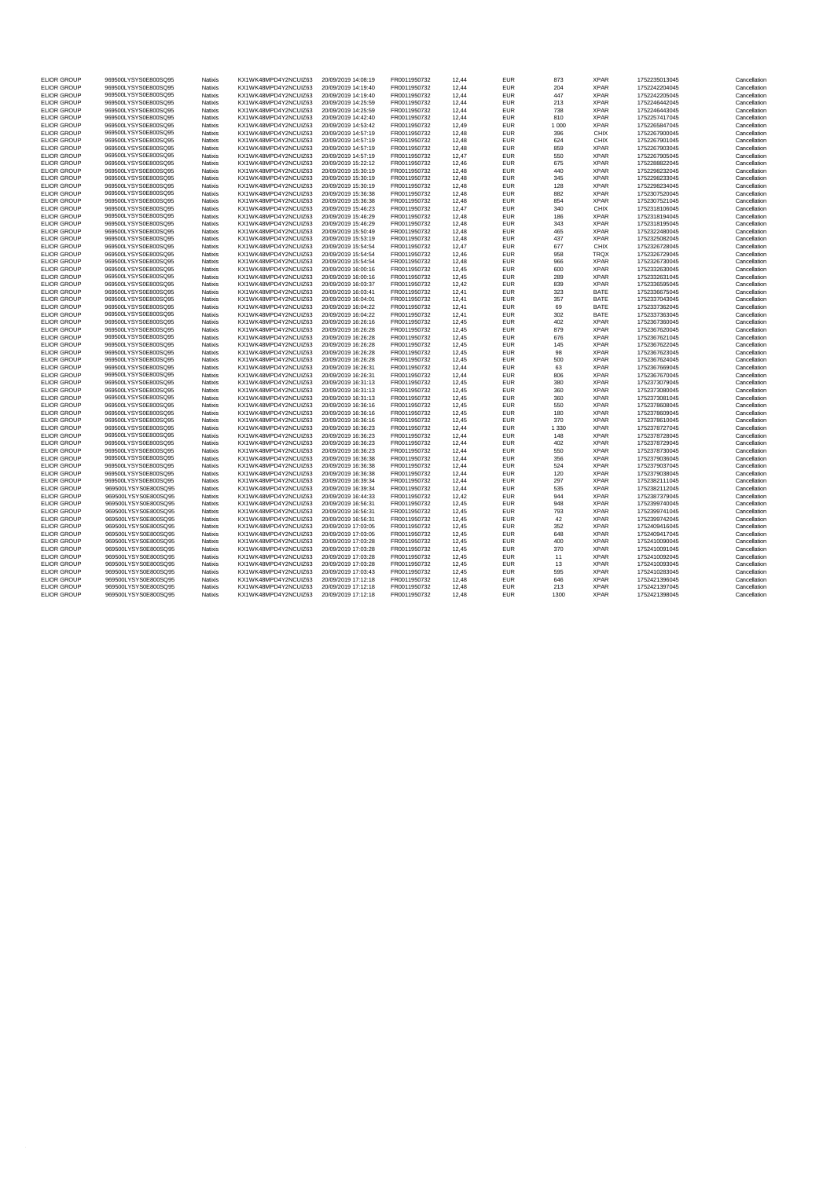| | | | | | | | | | | | |
|---|---|---|---|---|---|---|---|---|---|---|---|
| ELIOR GROUP | 969500LYSYS0E800SQ95 | Natixis | KX1WK48MPD4Y2NCUIZ63 | 20/09/2019 14:08:19 | FR0011950732 | 12,44 | EUR | 873 | XPAR | 1752235013045 | Cancellation |
| ELIOR GROUP | 969500LYSYS0E800SQ95 | Natixis | KX1WK48MPD4Y2NCUIZ63 | 20/09/2019 14:19:40 | FR0011950732 | 12,44 | EUR | 204 | XPAR | 1752242204045 | Cancellation |
| ELIOR GROUP | 969500LYSYS0E800SQ95 | Natixis | KX1WK48MPD4Y2NCUIZ63 | 20/09/2019 14:19:40 | FR0011950732 | 12,44 | EUR | 447 | XPAR | 1752242205045 | Cancellation |
| ELIOR GROUP | 969500LYSYS0E800SQ95 | Natixis | KX1WK48MPD4Y2NCUIZ63 | 20/09/2019 14:25:59 | FR0011950732 | 12,44 | EUR | 213 | XPAR | 1752246442045 | Cancellation |
| ELIOR GROUP | 969500LYSYS0E800SQ95 | Natixis | KX1WK48MPD4Y2NCUIZ63 | 20/09/2019 14:25:59 | FR0011950732 | 12,44 | EUR | 738 | XPAR | 1752246443045 | Cancellation |
| ELIOR GROUP | 969500LYSYS0E800SQ95 | Natixis | KX1WK48MPD4Y2NCUIZ63 | 20/09/2019 14:42:40 | FR0011950732 | 12,44 | EUR | 810 | XPAR | 1752257417045 | Cancellation |
| ELIOR GROUP | 969500LYSYS0E800SQ95 | Natixis | KX1WK48MPD4Y2NCUIZ63 | 20/09/2019 14:53:42 | FR0011950732 | 12,49 | EUR | 1 000 | XPAR | 1752265847045 | Cancellation |
| ELIOR GROUP | 969500LYSYS0E800SQ95 | Natixis | KX1WK48MPD4Y2NCUIZ63 | 20/09/2019 14:57:19 | FR0011950732 | 12,48 | EUR | 396 | CHIX | 1752267900045 | Cancellation |
| ELIOR GROUP | 969500LYSYS0E800SQ95 | Natixis | KX1WK48MPD4Y2NCUIZ63 | 20/09/2019 14:57:19 | FR0011950732 | 12,48 | EUR | 624 | CHIX | 1752267901045 | Cancellation |
| ELIOR GROUP | 969500LYSYS0E800SQ95 | Natixis | KX1WK48MPD4Y2NCUIZ63 | 20/09/2019 14:57:19 | FR0011950732 | 12,48 | EUR | 859 | XPAR | 1752267903045 | Cancellation |
| ELIOR GROUP | 969500LYSYS0E800SQ95 | Natixis | KX1WK48MPD4Y2NCUIZ63 | 20/09/2019 14:57:19 | FR0011950732 | 12,47 | EUR | 550 | XPAR | 1752267905045 | Cancellation |
| ELIOR GROUP | 969500LYSYS0E800SQ95 | Natixis | KX1WK48MPD4Y2NCUIZ63 | 20/09/2019 15:22:12 | FR0011950732 | 12,46 | EUR | 675 | XPAR | 1752288822045 | Cancellation |
| ELIOR GROUP | 969500LYSYS0E800SQ95 | Natixis | KX1WK48MPD4Y2NCUIZ63 | 20/09/2019 15:30:19 | FR0011950732 | 12,48 | EUR | 440 | XPAR | 1752298232045 | Cancellation |
| ELIOR GROUP | 969500LYSYS0E800SQ95 | Natixis | KX1WK48MPD4Y2NCUIZ63 | 20/09/2019 15:30:19 | FR0011950732 | 12,48 | EUR | 345 | XPAR | 1752298233045 | Cancellation |
| ELIOR GROUP | 969500LYSYS0E800SQ95 | Natixis | KX1WK48MPD4Y2NCUIZ63 | 20/09/2019 15:30:19 | FR0011950732 | 12,48 | EUR | 128 | XPAR | 1752298234045 | Cancellation |
| ELIOR GROUP | 969500LYSYS0E800SQ95 | Natixis | KX1WK48MPD4Y2NCUIZ63 | 20/09/2019 15:36:38 | FR0011950732 | 12,48 | EUR | 882 | XPAR | 1752307520045 | Cancellation |
| ELIOR GROUP | 969500LYSYS0E800SQ95 | Natixis | KX1WK48MPD4Y2NCUIZ63 | 20/09/2019 15:36:38 | FR0011950732 | 12,48 | EUR | 854 | XPAR | 1752307521045 | Cancellation |
| ELIOR GROUP | 969500LYSYS0E800SQ95 | Natixis | KX1WK48MPD4Y2NCUIZ63 | 20/09/2019 15:46:23 | FR0011950732 | 12,47 | EUR | 340 | CHIX | 1752318106045 | Cancellation |
| ELIOR GROUP | 969500LYSYS0E800SQ95 | Natixis | KX1WK48MPD4Y2NCUIZ63 | 20/09/2019 15:46:29 | FR0011950732 | 12,48 | EUR | 186 | XPAR | 1752318194045 | Cancellation |
| ELIOR GROUP | 969500LYSYS0E800SQ95 | Natixis | KX1WK48MPD4Y2NCUIZ63 | 20/09/2019 15:46:29 | FR0011950732 | 12,48 | EUR | 343 | XPAR | 1752318195045 | Cancellation |
| ELIOR GROUP | 969500LYSYS0E800SQ95 | Natixis | KX1WK48MPD4Y2NCUIZ63 | 20/09/2019 15:50:49 | FR0011950732 | 12,48 | EUR | 465 | XPAR | 1752322480045 | Cancellation |
| ELIOR GROUP | 969500LYSYS0E800SQ95 | Natixis | KX1WK48MPD4Y2NCUIZ63 | 20/09/2019 15:53:19 | FR0011950732 | 12,48 | EUR | 437 | XPAR | 1752325082045 | Cancellation |
| ELIOR GROUP | 969500LYSYS0E800SQ95 | Natixis | KX1WK48MPD4Y2NCUIZ63 | 20/09/2019 15:54:54 | FR0011950732 | 12,47 | EUR | 677 | CHIX | 1752326728045 | Cancellation |
| ELIOR GROUP | 969500LYSYS0E800SQ95 | Natixis | KX1WK48MPD4Y2NCUIZ63 | 20/09/2019 15:54:54 | FR0011950732 | 12,46 | EUR | 958 | TRQX | 1752326729045 | Cancellation |
| ELIOR GROUP | 969500LYSYS0E800SQ95 | Natixis | KX1WK48MPD4Y2NCUIZ63 | 20/09/2019 15:54:54 | FR0011950732 | 12,48 | EUR | 966 | XPAR | 1752326730045 | Cancellation |
| ELIOR GROUP | 969500LYSYS0E800SQ95 | Natixis | KX1WK48MPD4Y2NCUIZ63 | 20/09/2019 16:00:16 | FR0011950732 | 12,45 | EUR | 600 | XPAR | 1752332630045 | Cancellation |
| ELIOR GROUP | 969500LYSYS0E800SQ95 | Natixis | KX1WK48MPD4Y2NCUIZ63 | 20/09/2019 16:00:16 | FR0011950732 | 12,45 | EUR | 289 | XPAR | 1752332631045 | Cancellation |
| ELIOR GROUP | 969500LYSYS0E800SQ95 | Natixis | KX1WK48MPD4Y2NCUIZ63 | 20/09/2019 16:03:37 | FR0011950732 | 12,42 | EUR | 839 | XPAR | 1752336595045 | Cancellation |
| ELIOR GROUP | 969500LYSYS0E800SQ95 | Natixis | KX1WK48MPD4Y2NCUIZ63 | 20/09/2019 16:03:41 | FR0011950732 | 12,41 | EUR | 323 | BATE | 1752336675045 | Cancellation |
| ELIOR GROUP | 969500LYSYS0E800SQ95 | Natixis | KX1WK48MPD4Y2NCUIZ63 | 20/09/2019 16:04:01 | FR0011950732 | 12,41 | EUR | 357 | BATE | 1752337043045 | Cancellation |
| ELIOR GROUP | 969500LYSYS0E800SQ95 | Natixis | KX1WK48MPD4Y2NCUIZ63 | 20/09/2019 16:04:22 | FR0011950732 | 12,41 | EUR | 69 | BATE | 1752337362045 | Cancellation |
| ELIOR GROUP | 969500LYSYS0E800SQ95 | Natixis | KX1WK48MPD4Y2NCUIZ63 | 20/09/2019 16:04:22 | FR0011950732 | 12,41 | EUR | 302 | BATE | 1752337363045 | Cancellation |
| ELIOR GROUP | 969500LYSYS0E800SQ95 | Natixis | KX1WK48MPD4Y2NCUIZ63 | 20/09/2019 16:26:16 | FR0011950732 | 12,45 | EUR | 402 | XPAR | 1752367360045 | Cancellation |
| ELIOR GROUP | 969500LYSYS0E800SQ95 | Natixis | KX1WK48MPD4Y2NCUIZ63 | 20/09/2019 16:26:28 | FR0011950732 | 12,45 | EUR | 879 | XPAR | 1752367620045 | Cancellation |
| ELIOR GROUP | 969500LYSYS0E800SQ95 | Natixis | KX1WK48MPD4Y2NCUIZ63 | 20/09/2019 16:26:28 | FR0011950732 | 12,45 | EUR | 676 | XPAR | 1752367621045 | Cancellation |
| ELIOR GROUP | 969500LYSYS0E800SQ95 | Natixis | KX1WK48MPD4Y2NCUIZ63 | 20/09/2019 16:26:28 | FR0011950732 | 12,45 | EUR | 145 | XPAR | 1752367622045 | Cancellation |
| ELIOR GROUP | 969500LYSYS0E800SQ95 | Natixis | KX1WK48MPD4Y2NCUIZ63 | 20/09/2019 16:26:28 | FR0011950732 | 12,45 | EUR | 98 | XPAR | 1752367623045 | Cancellation |
| ELIOR GROUP | 969500LYSYS0E800SQ95 | Natixis | KX1WK48MPD4Y2NCUIZ63 | 20/09/2019 16:26:28 | FR0011950732 | 12,45 | EUR | 500 | XPAR | 1752367624045 | Cancellation |
| ELIOR GROUP | 969500LYSYS0E800SQ95 | Natixis | KX1WK48MPD4Y2NCUIZ63 | 20/09/2019 16:26:31 | FR0011950732 | 12,44 | EUR | 63 | XPAR | 1752367669045 | Cancellation |
| ELIOR GROUP | 969500LYSYS0E800SQ95 | Natixis | KX1WK48MPD4Y2NCUIZ63 | 20/09/2019 16:26:31 | FR0011950732 | 12,44 | EUR | 806 | XPAR | 1752367670045 | Cancellation |
| ELIOR GROUP | 969500LYSYS0E800SQ95 | Natixis | KX1WK48MPD4Y2NCUIZ63 | 20/09/2019 16:31:13 | FR0011950732 | 12,45 | EUR | 380 | XPAR | 1752373079045 | Cancellation |
| ELIOR GROUP | 969500LYSYS0E800SQ95 | Natixis | KX1WK48MPD4Y2NCUIZ63 | 20/09/2019 16:31:13 | FR0011950732 | 12,45 | EUR | 360 | XPAR | 1752373080045 | Cancellation |
| ELIOR GROUP | 969500LYSYS0E800SQ95 | Natixis | KX1WK48MPD4Y2NCUIZ63 | 20/09/2019 16:31:13 | FR0011950732 | 12,45 | EUR | 360 | XPAR | 1752373081045 | Cancellation |
| ELIOR GROUP | 969500LYSYS0E800SQ95 | Natixis | KX1WK48MPD4Y2NCUIZ63 | 20/09/2019 16:36:16 | FR0011950732 | 12,45 | EUR | 550 | XPAR | 1752378608045 | Cancellation |
| ELIOR GROUP | 969500LYSYS0E800SQ95 | Natixis | KX1WK48MPD4Y2NCUIZ63 | 20/09/2019 16:36:16 | FR0011950732 | 12,45 | EUR | 180 | XPAR | 1752378609045 | Cancellation |
| ELIOR GROUP | 969500LYSYS0E800SQ95 | Natixis | KX1WK48MPD4Y2NCUIZ63 | 20/09/2019 16:36:16 | FR0011950732 | 12,45 | EUR | 370 | XPAR | 1752378610045 | Cancellation |
| ELIOR GROUP | 969500LYSYS0E800SQ95 | Natixis | KX1WK48MPD4Y2NCUIZ63 | 20/09/2019 16:36:23 | FR0011950732 | 12,44 | EUR | 1 330 | XPAR | 1752378727045 | Cancellation |
| ELIOR GROUP | 969500LYSYS0E800SQ95 | Natixis | KX1WK48MPD4Y2NCUIZ63 | 20/09/2019 16:36:23 | FR0011950732 | 12,44 | EUR | 148 | XPAR | 1752378728045 | Cancellation |
| ELIOR GROUP | 969500LYSYS0E800SQ95 | Natixis | KX1WK48MPD4Y2NCUIZ63 | 20/09/2019 16:36:23 | FR0011950732 | 12,44 | EUR | 402 | XPAR | 1752378729045 | Cancellation |
| ELIOR GROUP | 969500LYSYS0E800SQ95 | Natixis | KX1WK48MPD4Y2NCUIZ63 | 20/09/2019 16:36:23 | FR0011950732 | 12,44 | EUR | 550 | XPAR | 1752378730045 | Cancellation |
| ELIOR GROUP | 969500LYSYS0E800SQ95 | Natixis | KX1WK48MPD4Y2NCUIZ63 | 20/09/2019 16:36:38 | FR0011950732 | 12,44 | EUR | 356 | XPAR | 1752379036045 | Cancellation |
| ELIOR GROUP | 969500LYSYS0E800SQ95 | Natixis | KX1WK48MPD4Y2NCUIZ63 | 20/09/2019 16:36:38 | FR0011950732 | 12,44 | EUR | 524 | XPAR | 1752379037045 | Cancellation |
| ELIOR GROUP | 969500LYSYS0E800SQ95 | Natixis | KX1WK48MPD4Y2NCUIZ63 | 20/09/2019 16:36:38 | FR0011950732 | 12,44 | EUR | 120 | XPAR | 1752379038045 | Cancellation |
| ELIOR GROUP | 969500LYSYS0E800SQ95 | Natixis | KX1WK48MPD4Y2NCUIZ63 | 20/09/2019 16:39:34 | FR0011950732 | 12,44 | EUR | 297 | XPAR | 1752382111045 | Cancellation |
| ELIOR GROUP | 969500LYSYS0E800SQ95 | Natixis | KX1WK48MPD4Y2NCUIZ63 | 20/09/2019 16:39:34 | FR0011950732 | 12,44 | EUR | 535 | XPAR | 1752382112045 | Cancellation |
| ELIOR GROUP | 969500LYSYS0E800SQ95 | Natixis | KX1WK48MPD4Y2NCUIZ63 | 20/09/2019 16:44:33 | FR0011950732 | 12,42 | EUR | 944 | XPAR | 1752387379045 | Cancellation |
| ELIOR GROUP | 969500LYSYS0E800SQ95 | Natixis | KX1WK48MPD4Y2NCUIZ63 | 20/09/2019 16:56:31 | FR0011950732 | 12,45 | EUR | 948 | XPAR | 1752399740045 | Cancellation |
| ELIOR GROUP | 969500LYSYS0E800SQ95 | Natixis | KX1WK48MPD4Y2NCUIZ63 | 20/09/2019 16:56:31 | FR0011950732 | 12,45 | EUR | 793 | XPAR | 1752399741045 | Cancellation |
| ELIOR GROUP | 969500LYSYS0E800SQ95 | Natixis | KX1WK48MPD4Y2NCUIZ63 | 20/09/2019 16:56:31 | FR0011950732 | 12,45 | EUR | 42 | XPAR | 1752399742045 | Cancellation |
| ELIOR GROUP | 969500LYSYS0E800SQ95 | Natixis | KX1WK48MPD4Y2NCUIZ63 | 20/09/2019 17:03:05 | FR0011950732 | 12,45 | EUR | 352 | XPAR | 1752409416045 | Cancellation |
| ELIOR GROUP | 969500LYSYS0E800SQ95 | Natixis | KX1WK48MPD4Y2NCUIZ63 | 20/09/2019 17:03:05 | FR0011950732 | 12,45 | EUR | 648 | XPAR | 1752409417045 | Cancellation |
| ELIOR GROUP | 969500LYSYS0E800SQ95 | Natixis | KX1WK48MPD4Y2NCUIZ63 | 20/09/2019 17:03:28 | FR0011950732 | 12,45 | EUR | 400 | XPAR | 1752410090045 | Cancellation |
| ELIOR GROUP | 969500LYSYS0E800SQ95 | Natixis | KX1WK48MPD4Y2NCUIZ63 | 20/09/2019 17:03:28 | FR0011950732 | 12,45 | EUR | 370 | XPAR | 1752410091045 | Cancellation |
| ELIOR GROUP | 969500LYSYS0E800SQ95 | Natixis | KX1WK48MPD4Y2NCUIZ63 | 20/09/2019 17:03:28 | FR0011950732 | 12,45 | EUR | 11 | XPAR | 1752410092045 | Cancellation |
| ELIOR GROUP | 969500LYSYS0E800SQ95 | Natixis | KX1WK48MPD4Y2NCUIZ63 | 20/09/2019 17:03:28 | FR0011950732 | 12,45 | EUR | 13 | XPAR | 1752410093045 | Cancellation |
| ELIOR GROUP | 969500LYSYS0E800SQ95 | Natixis | KX1WK48MPD4Y2NCUIZ63 | 20/09/2019 17:03:43 | FR0011950732 | 12,45 | EUR | 595 | XPAR | 1752410283045 | Cancellation |
| ELIOR GROUP | 969500LYSYS0E800SQ95 | Natixis | KX1WK48MPD4Y2NCUIZ63 | 20/09/2019 17:12:18 | FR0011950732 | 12,48 | EUR | 646 | XPAR | 1752421396045 | Cancellation |
| ELIOR GROUP | 969500LYSYS0E800SQ95 | Natixis | KX1WK48MPD4Y2NCUIZ63 | 20/09/2019 17:12:18 | FR0011950732 | 12,48 | EUR | 213 | XPAR | 1752421397045 | Cancellation |
| ELIOR GROUP | 969500LYSYS0E800SQ95 | Natixis | KX1WK48MPD4Y2NCUIZ63 | 20/09/2019 17:12:18 | FR0011950732 | 12,48 | EUR | 1300 | XPAR | 1752421398045 | Cancellation |